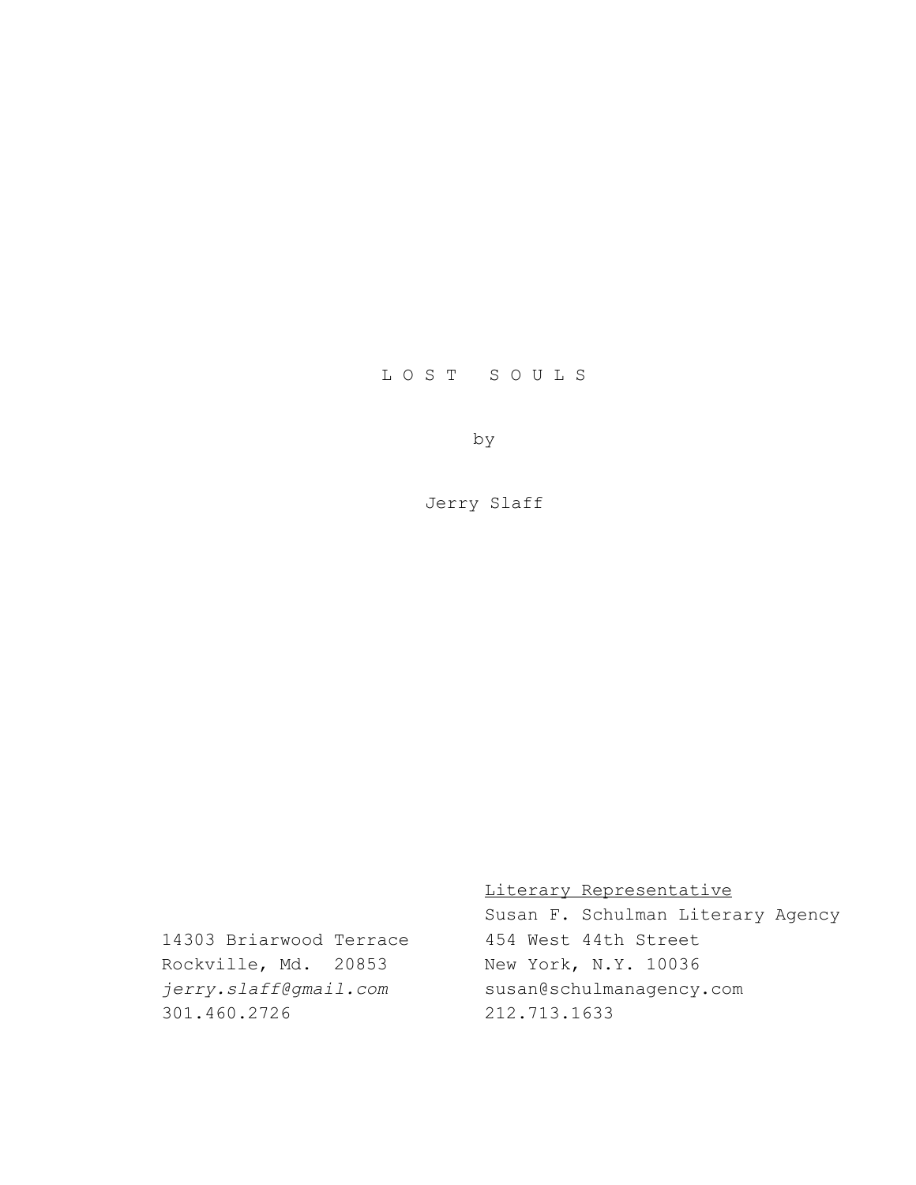# L O S T   S O U L S

by

Jerry Slaff

<u>Literary Representative</u>
Susan F. Schulman Literary Agency
454 West 44th Street
New York, N.Y. 10036
susan@schulmanagency.com
212.713.1633

14303 Briarwood Terrace
Rockville, Md.  20853
*jerry.slaff@gmail.com*
301.460.2726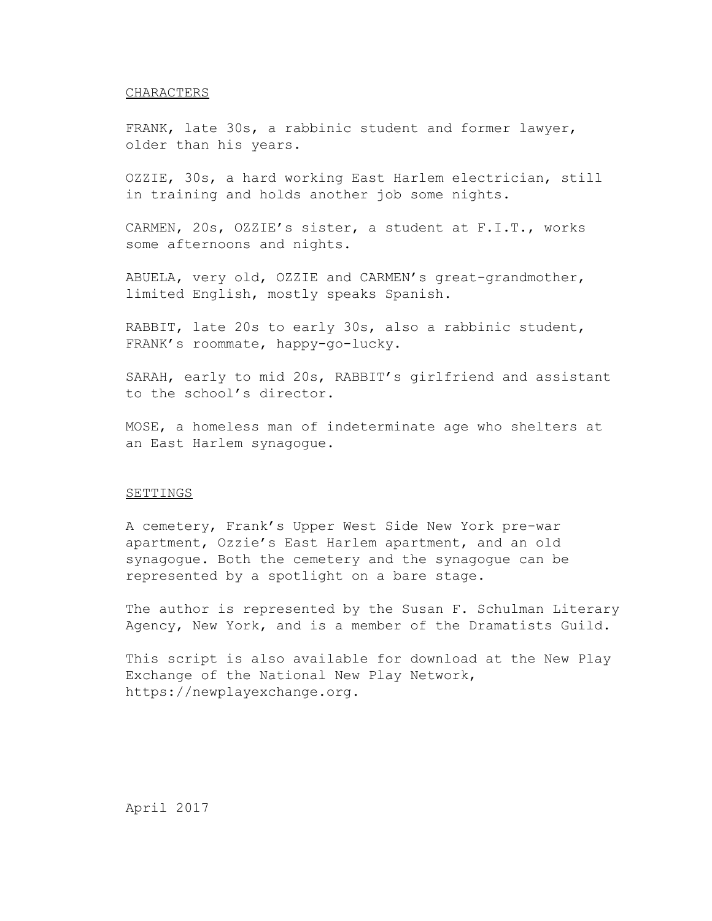## CHARACTERS

FRANK, late 30s, a rabbinic student and former lawyer, older than his years.

OZZIE, 30s, a hard working East Harlem electrician, still in training and holds another job some nights.

CARMEN, 20s, OZZIE's sister, a student at F.I.T., works some afternoons and nights.

ABUELA, very old, OZZIE and CARMEN's great-grandmother, limited English, mostly speaks Spanish.

RABBIT, late 20s to early 30s, also a rabbinic student, FRANK's roommate, happy-go-lucky.

SARAH, early to mid 20s, RABBIT's girlfriend and assistant to the school's director.

MOSE, a homeless man of indeterminate age who shelters at an East Harlem synagogue.

## SETTINGS

A cemetery, Frank's Upper West Side New York pre-war apartment, Ozzie's East Harlem apartment, and an old synagogue. Both the cemetery and the synagogue can be represented by a spotlight on a bare stage.

The author is represented by the Susan F. Schulman Literary Agency, New York, and is a member of the Dramatists Guild.

This script is also available for download at the New Play Exchange of the National New Play Network, https://newplayexchange.org.

April 2017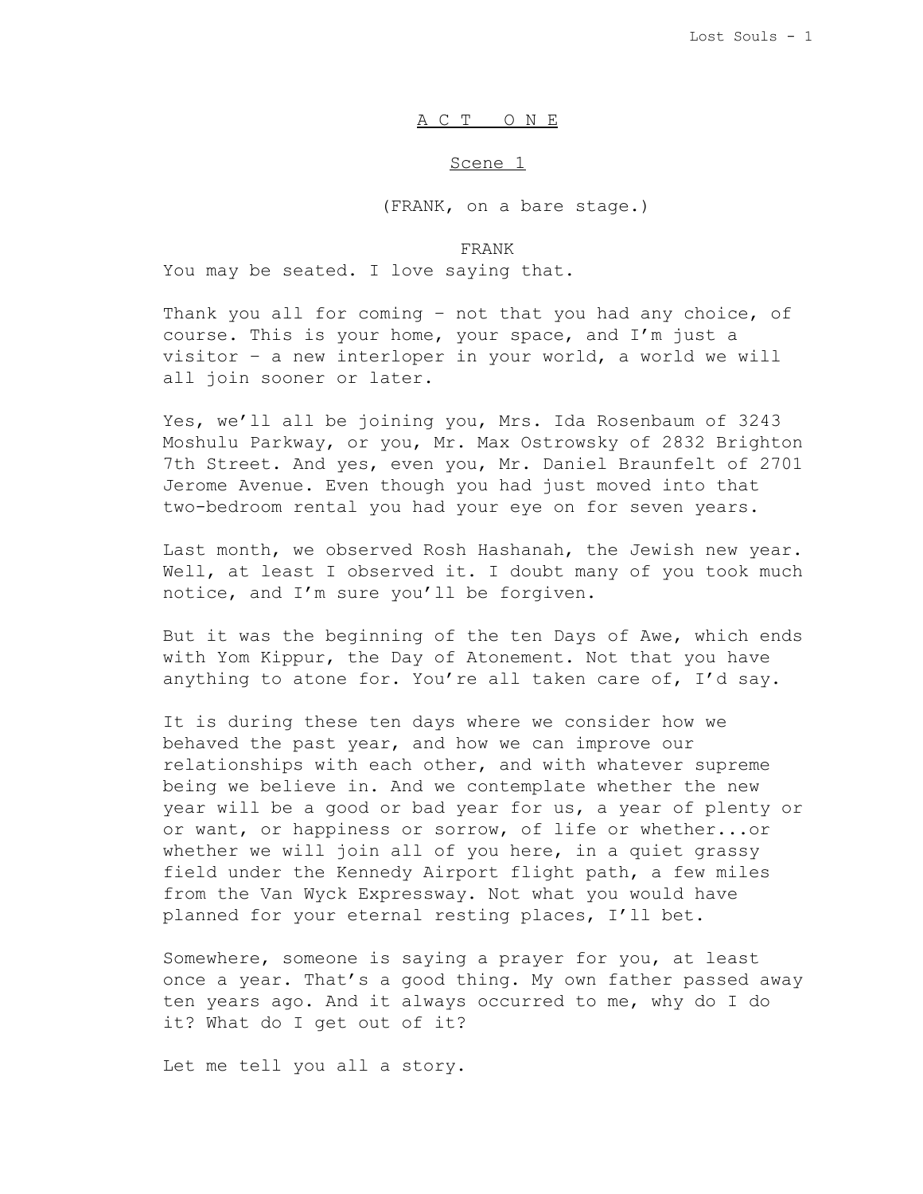# A C T   O N E

## Scene 1

(FRANK, on a bare stage.)

FRANK

You may be seated. I love saying that.

Thank you all for coming – not that you had any choice, of course. This is your home, your space, and I'm just a visitor – a new interloper in your world, a world we will all join sooner or later.

Yes, we'll all be joining you, Mrs. Ida Rosenbaum of 3243 Moshulu Parkway, or you, Mr. Max Ostrowsky of 2832 Brighton 7th Street. And yes, even you, Mr. Daniel Braunfelt of 2701 Jerome Avenue. Even though you had just moved into that two-bedroom rental you had your eye on for seven years.

Last month, we observed Rosh Hashanah, the Jewish new year. Well, at least I observed it. I doubt many of you took much notice, and I'm sure you'll be forgiven.

But it was the beginning of the ten Days of Awe, which ends with Yom Kippur, the Day of Atonement. Not that you have anything to atone for. You're all taken care of, I'd say.

It is during these ten days where we consider how we behaved the past year, and how we can improve our relationships with each other, and with whatever supreme being we believe in. And we contemplate whether the new year will be a good or bad year for us, a year of plenty or or want, or happiness or sorrow, of life or whether...or whether we will join all of you here, in a quiet grassy field under the Kennedy Airport flight path, a few miles from the Van Wyck Expressway. Not what you would have planned for your eternal resting places, I'll bet.

Somewhere, someone is saying a prayer for you, at least once a year. That's a good thing. My own father passed away ten years ago. And it always occurred to me, why do I do it? What do I get out of it?

Let me tell you all a story.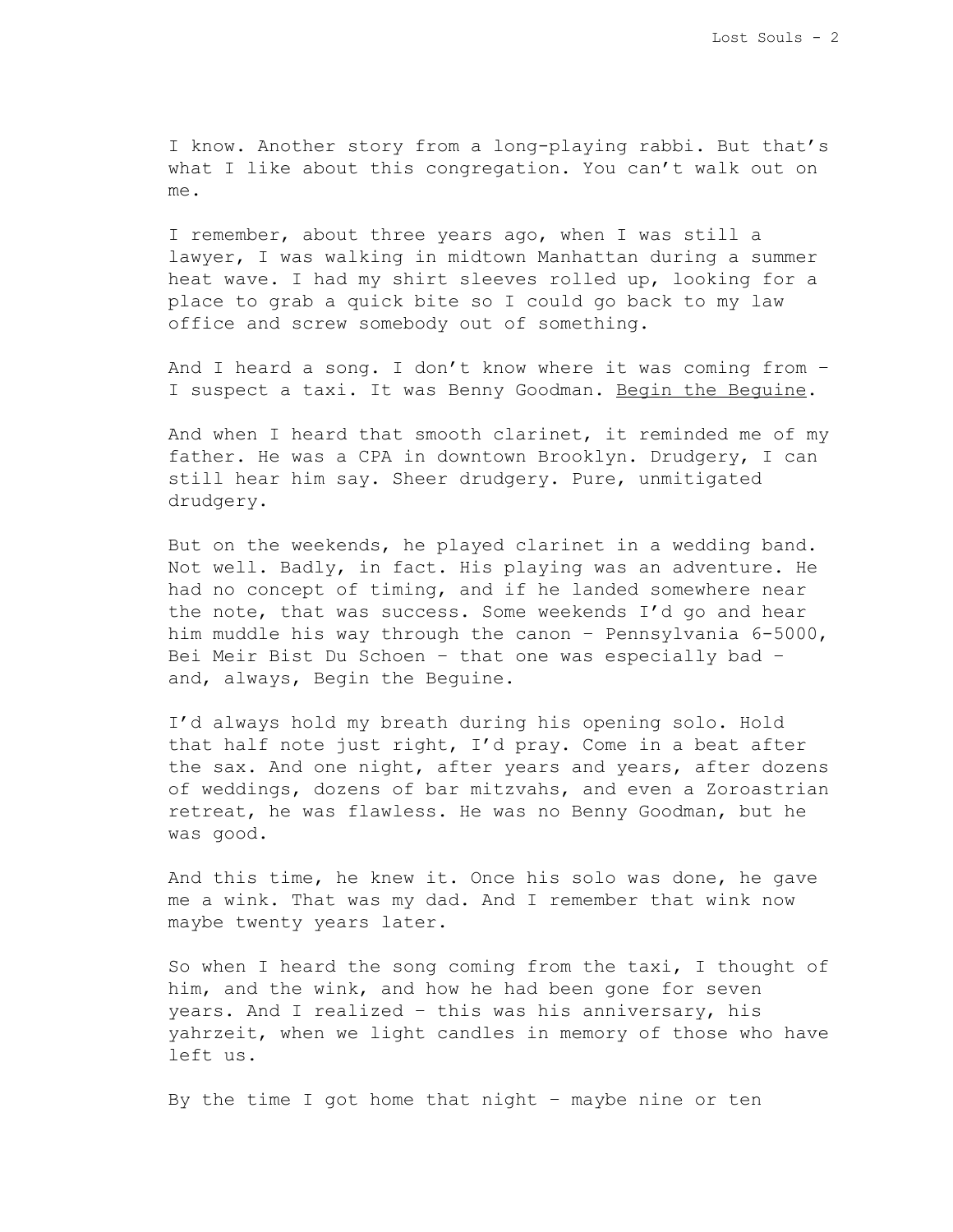I know. Another story from a long-playing rabbi. But that's what I like about this congregation. You can't walk out on me.

I remember, about three years ago, when I was still a lawyer, I was walking in midtown Manhattan during a summer heat wave. I had my shirt sleeves rolled up, looking for a place to grab a quick bite so I could go back to my law office and screw somebody out of something.

And I heard a song. I don't know where it was coming from – I suspect a taxi. It was Benny Goodman. <u>Begin the Beguine</u>.

And when I heard that smooth clarinet, it reminded me of my father. He was a CPA in downtown Brooklyn. Drudgery, I can still hear him say. Sheer drudgery. Pure, unmitigated drudgery.

But on the weekends, he played clarinet in a wedding band. Not well. Badly, in fact. His playing was an adventure. He had no concept of timing, and if he landed somewhere near the note, that was success. Some weekends I'd go and hear him muddle his way through the canon – Pennsylvania 6-5000, Bei Meir Bist Du Schoen – that one was especially bad – and, always, Begin the Beguine.

I'd always hold my breath during his opening solo. Hold that half note just right, I'd pray. Come in a beat after the sax. And one night, after years and years, after dozens of weddings, dozens of bar mitzvahs, and even a Zoroastrian retreat, he was flawless. He was no Benny Goodman, but he was good.

And this time, he knew it. Once his solo was done, he gave me a wink. That was my dad. And I remember that wink now maybe twenty years later.

So when I heard the song coming from the taxi, I thought of him, and the wink, and how he had been gone for seven years. And I realized – this was his anniversary, his yahrzeit, when we light candles in memory of those who have left us.

By the time I got home that night – maybe nine or ten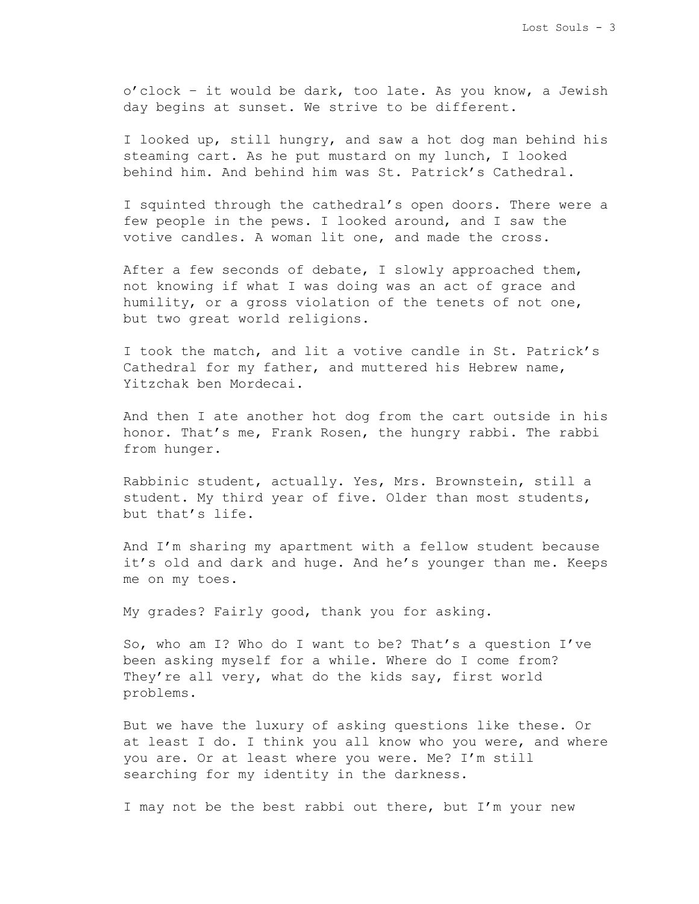o'clock – it would be dark, too late. As you know, a Jewish day begins at sunset. We strive to be different.

I looked up, still hungry, and saw a hot dog man behind his steaming cart. As he put mustard on my lunch, I looked behind him. And behind him was St. Patrick's Cathedral.

I squinted through the cathedral's open doors. There were a few people in the pews. I looked around, and I saw the votive candles. A woman lit one, and made the cross.

After a few seconds of debate, I slowly approached them, not knowing if what I was doing was an act of grace and humility, or a gross violation of the tenets of not one, but two great world religions.

I took the match, and lit a votive candle in St. Patrick's Cathedral for my father, and muttered his Hebrew name, Yitzchak ben Mordecai.

And then I ate another hot dog from the cart outside in his honor. That's me, Frank Rosen, the hungry rabbi. The rabbi from hunger.

Rabbinic student, actually. Yes, Mrs. Brownstein, still a student. My third year of five. Older than most students, but that's life.

And I'm sharing my apartment with a fellow student because it's old and dark and huge. And he's younger than me. Keeps me on my toes.

My grades? Fairly good, thank you for asking.

So, who am I? Who do I want to be? That's a question I've been asking myself for a while. Where do I come from? They're all very, what do the kids say, first world problems.

But we have the luxury of asking questions like these. Or at least I do. I think you all know who you were, and where you are. Or at least where you were. Me? I'm still searching for my identity in the darkness.

I may not be the best rabbi out there, but I'm your new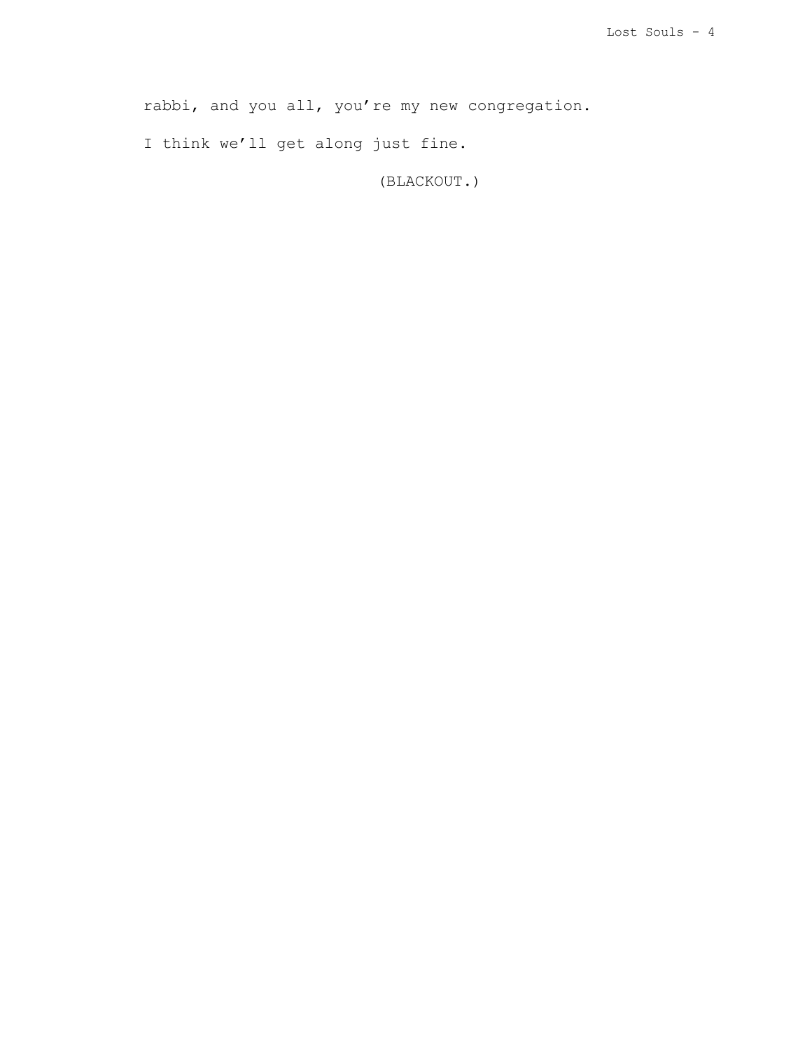rabbi, and you all, you're my new congregation.

I think we'll get along just fine.

(BLACKOUT.)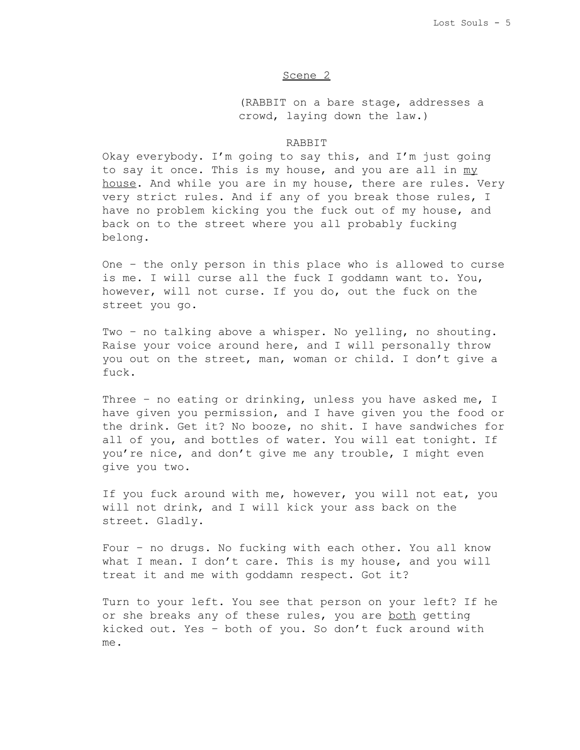## Scene 2

(RABBIT on a bare stage, addresses a crowd, laying down the law.)

RABBIT

Okay everybody. I'm going to say this, and I'm just going to say it once. This is my house, and you are all in <u>my house</u>. And while you are in my house, there are rules. Very very strict rules. And if any of you break those rules, I have no problem kicking you the fuck out of my house, and back on to the street where you all probably fucking belong.

One – the only person in this place who is allowed to curse is me. I will curse all the fuck I goddamn want to. You, however, will not curse. If you do, out the fuck on the street you go.

Two – no talking above a whisper. No yelling, no shouting. Raise your voice around here, and I will personally throw you out on the street, man, woman or child. I don't give a fuck.

Three – no eating or drinking, unless you have asked me, I have given you permission, and I have given you the food or the drink. Get it? No booze, no shit. I have sandwiches for all of you, and bottles of water. You will eat tonight. If you're nice, and don't give me any trouble, I might even give you two.

If you fuck around with me, however, you will not eat, you will not drink, and I will kick your ass back on the street. Gladly.

Four – no drugs. No fucking with each other. You all know what I mean. I don't care. This is my house, and you will treat it and me with goddamn respect. Got it?

Turn to your left. You see that person on your left? If he or she breaks any of these rules, you are <u>both</u> getting kicked out. Yes – both of you. So don't fuck around with me.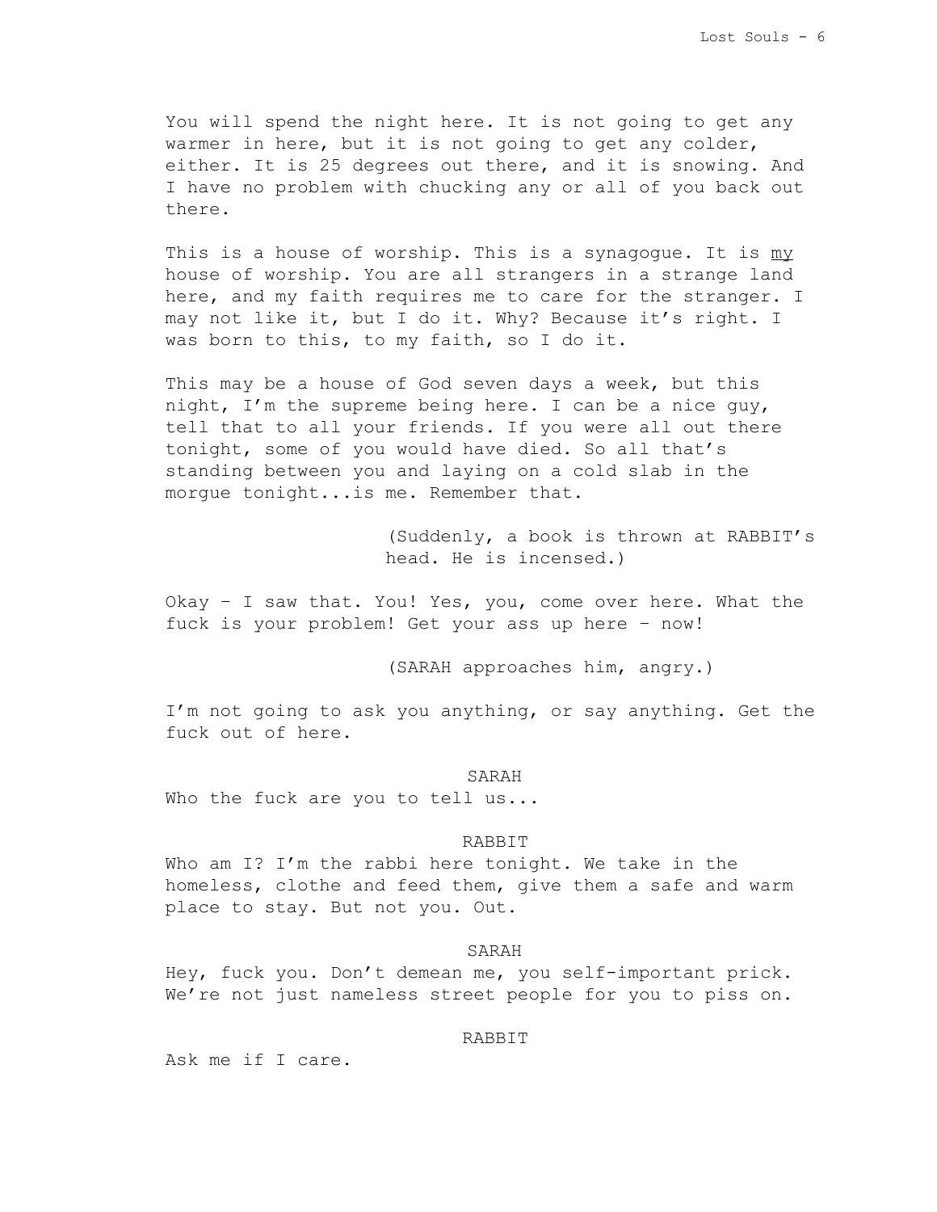You will spend the night here. It is not going to get any warmer in here, but it is not going to get any colder, either. It is 25 degrees out there, and it is snowing. And I have no problem with chucking any or all of you back out there.

This is a house of worship. This is a synagogue. It is <u>my</u> house of worship. You are all strangers in a strange land here, and my faith requires me to care for the stranger. I may not like it, but I do it. Why? Because it's right. I was born to this, to my faith, so I do it.

This may be a house of God seven days a week, but this night, I'm the supreme being here. I can be a nice guy, tell that to all your friends. If you were all out there tonight, some of you would have died. So all that's standing between you and laying on a cold slab in the morgue tonight...is me. Remember that.

(Suddenly, a book is thrown at RABBIT's head. He is incensed.)

Okay – I saw that. You! Yes, you, come over here. What the fuck is your problem! Get your ass up here – now!

(SARAH approaches him, angry.)

I'm not going to ask you anything, or say anything. Get the fuck out of here.

SARAH

Who the fuck are you to tell us...

RABBIT

Who am I? I'm the rabbi here tonight. We take in the homeless, clothe and feed them, give them a safe and warm place to stay. But not you. Out.

SARAH

Hey, fuck you. Don't demean me, you self-important prick. We're not just nameless street people for you to piss on.

RABBIT

Ask me if I care.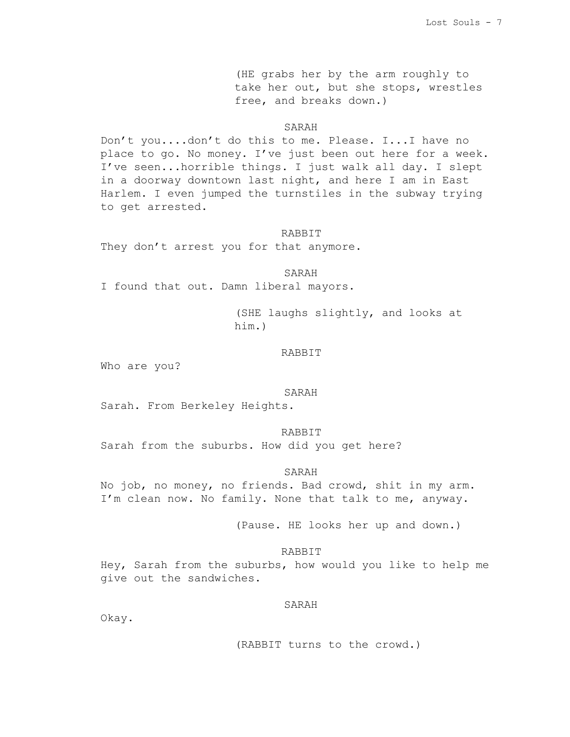(HE grabs her by the arm roughly to take her out, but she stops, wrestles free, and breaks down.)

SARAH

Don't you....don't do this to me. Please. I...I have no place to go. No money. I've just been out here for a week. I've seen...horrible things. I just walk all day. I slept in a doorway downtown last night, and here I am in East Harlem. I even jumped the turnstiles in the subway trying to get arrested.

RABBIT

They don't arrest you for that anymore.

SARAH

I found that out. Damn liberal mayors.

(SHE laughs slightly, and looks at him.)

RABBIT

Who are you?

SARAH

Sarah. From Berkeley Heights.

RABBIT

Sarah from the suburbs. How did you get here?

SARAH

No job, no money, no friends. Bad crowd, shit in my arm. I'm clean now. No family. None that talk to me, anyway.

(Pause. HE looks her up and down.)

RABBIT

Hey, Sarah from the suburbs, how would you like to help me give out the sandwiches.

SARAH

Okay.

(RABBIT turns to the crowd.)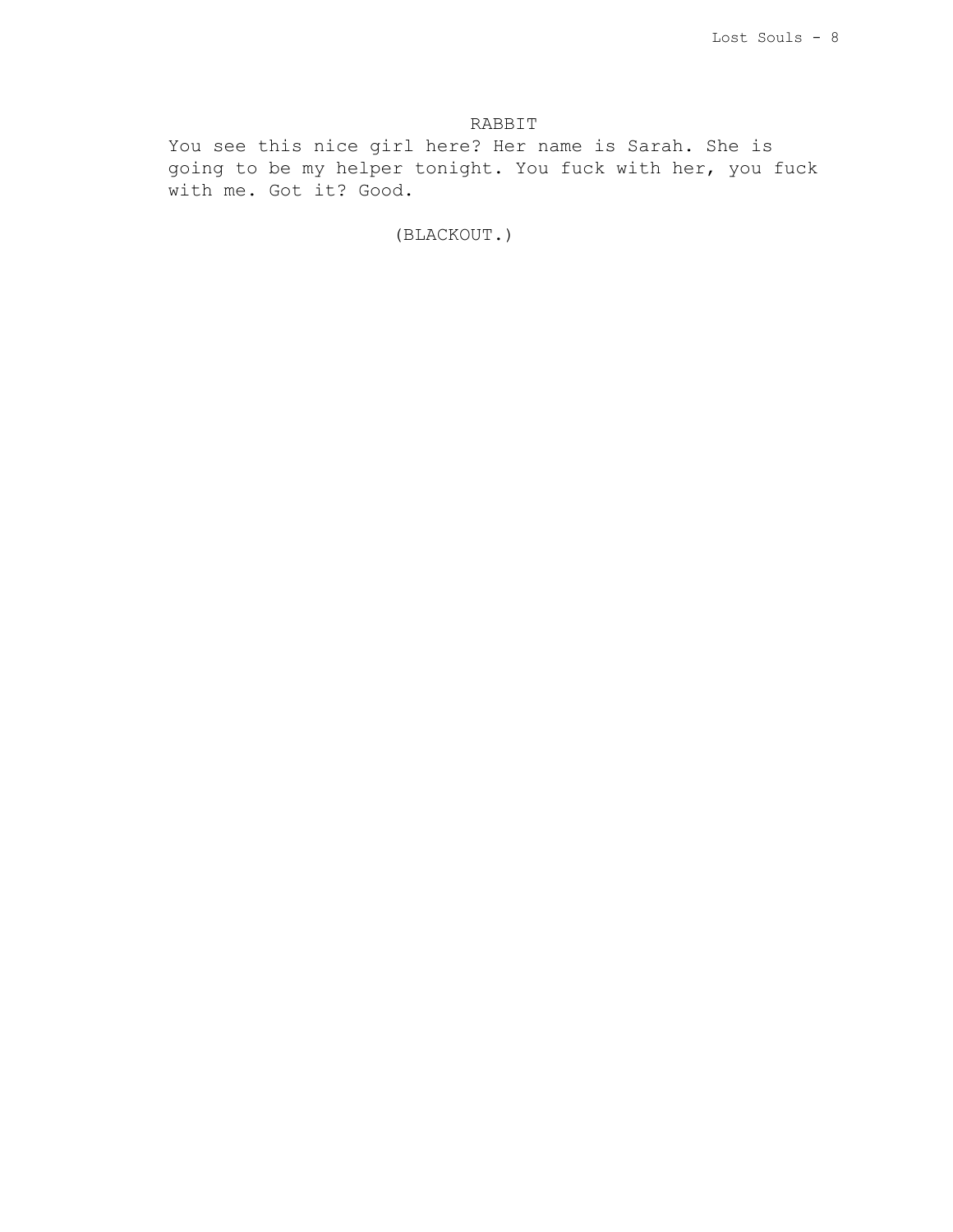RABBIT

You see this nice girl here? Her name is Sarah. She is going to be my helper tonight. You fuck with her, you fuck with me. Got it? Good.

(BLACKOUT.)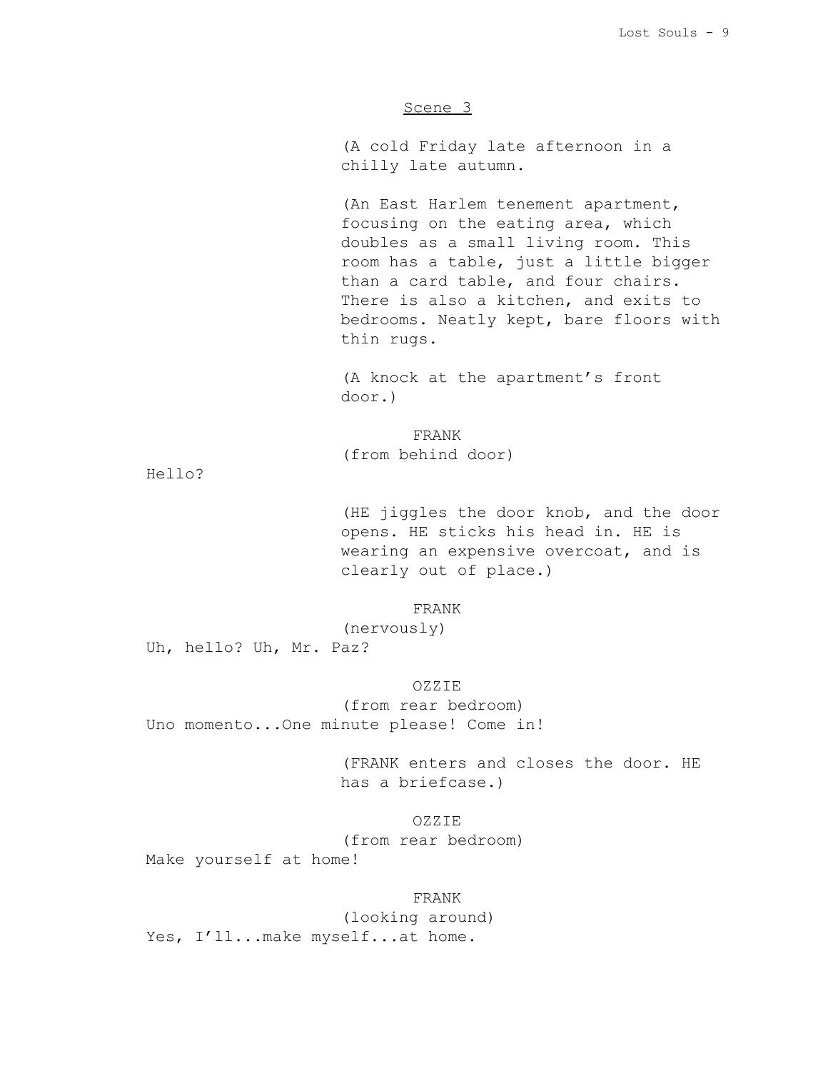## Scene 3

(A cold Friday late afternoon in a chilly late autumn.

(An East Harlem tenement apartment, focusing on the eating area, which doubles as a small living room. This room has a table, just a little bigger than a card table, and four chairs. There is also a kitchen, and exits to bedrooms. Neatly kept, bare floors with thin rugs.

(A knock at the apartment's front door.)

FRANK
(from behind door)

Hello?

(HE jiggles the door knob, and the door opens. HE sticks his head in. HE is wearing an expensive overcoat, and is clearly out of place.)

FRANK
(nervously)

Uh, hello? Uh, Mr. Paz?

OZZIE
(from rear bedroom)

Uno momento...One minute please! Come in!

(FRANK enters and closes the door. HE has a briefcase.)

OZZIE
(from rear bedroom)

Make yourself at home!

FRANK
(looking around)

Yes, I'll...make myself...at home.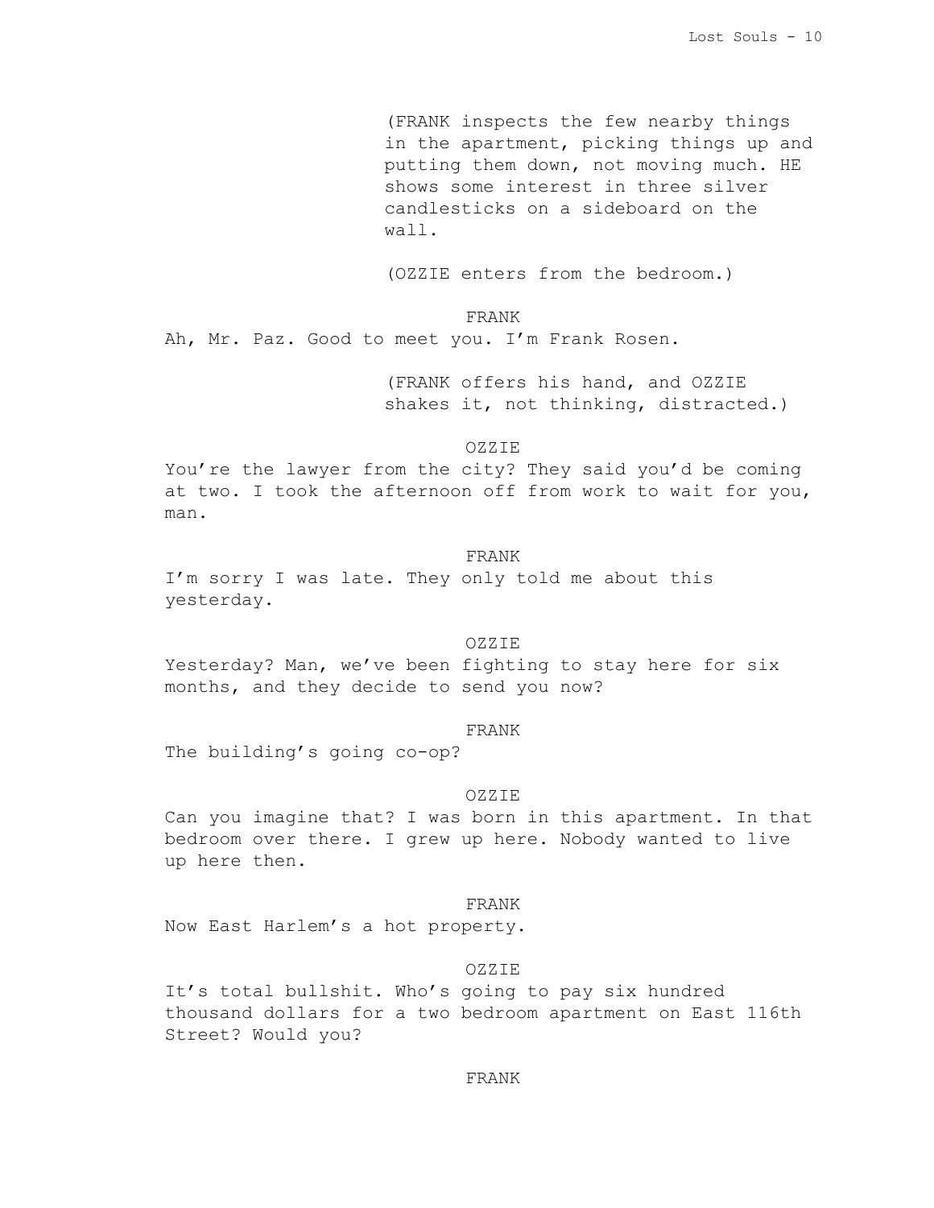(FRANK inspects the few nearby things in the apartment, picking things up and putting them down, not moving much. HE shows some interest in three silver candlesticks on a sideboard on the wall.

(OZZIE enters from the bedroom.)

FRANK

Ah, Mr. Paz. Good to meet you. I'm Frank Rosen.

(FRANK offers his hand, and OZZIE shakes it, not thinking, distracted.)

OZZIE

You're the lawyer from the city? They said you'd be coming at two. I took the afternoon off from work to wait for you, man.

FRANK

I'm sorry I was late. They only told me about this yesterday.

OZZIE

Yesterday? Man, we've been fighting to stay here for six months, and they decide to send you now?

FRANK

The building's going co-op?

OZZIE

Can you imagine that? I was born in this apartment. In that bedroom over there. I grew up here. Nobody wanted to live up here then.

FRANK

Now East Harlem's a hot property.

OZZIE

It's total bullshit. Who's going to pay six hundred thousand dollars for a two bedroom apartment on East 116th Street? Would you?

FRANK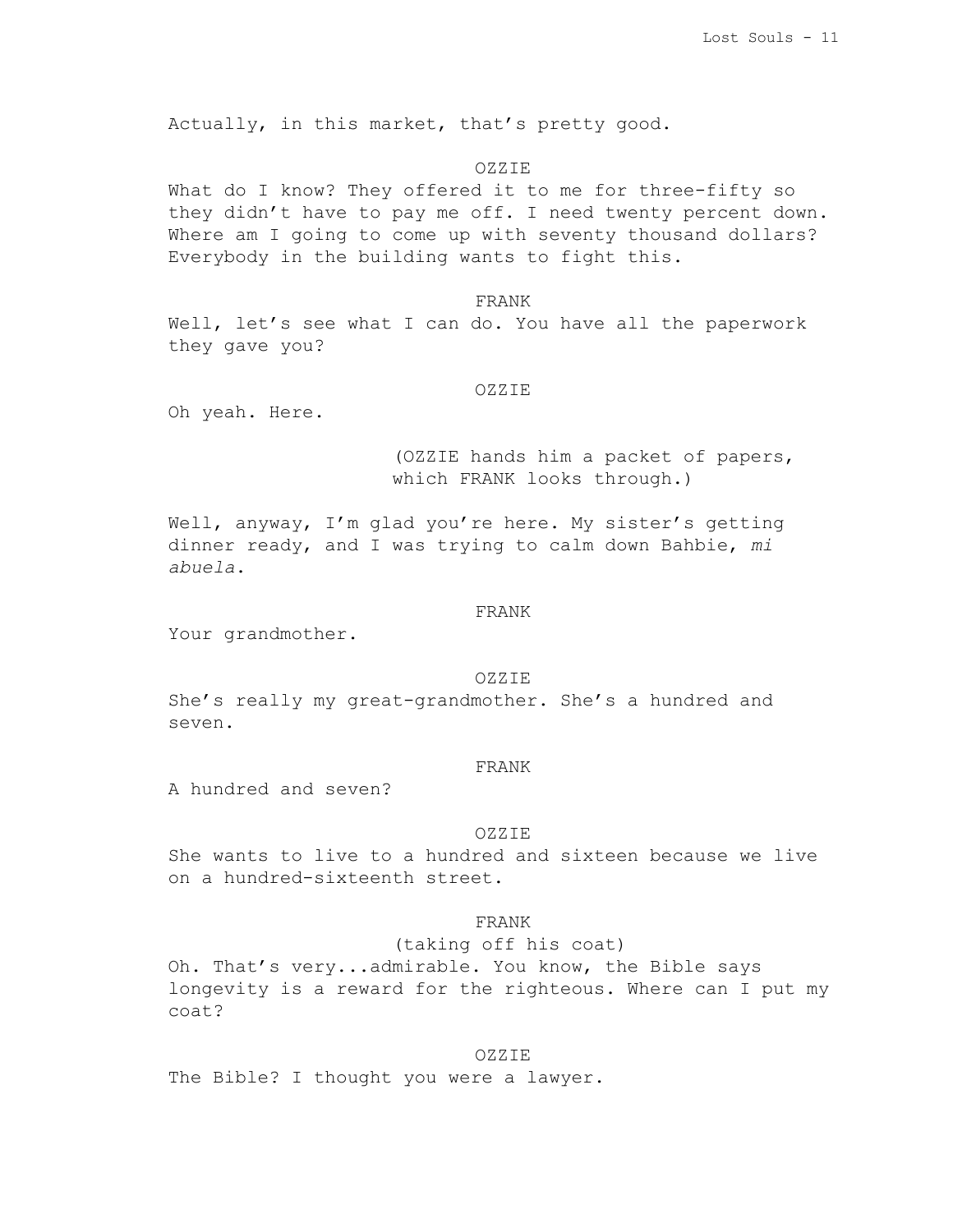Actually, in this market, that's pretty good.

OZZIE

What do I know? They offered it to me for three-fifty so they didn't have to pay me off. I need twenty percent down. Where am I going to come up with seventy thousand dollars? Everybody in the building wants to fight this.

FRANK

Well, let's see what I can do. You have all the paperwork they gave you?

OZZIE

Oh yeah. Here.

(OZZIE hands him a packet of papers, which FRANK looks through.)

Well, anyway, I'm glad you're here. My sister's getting dinner ready, and I was trying to calm down Bahbie, *mi abuela*.

FRANK

Your grandmother.

OZZIE

She's really my great-grandmother. She's a hundred and seven.

FRANK

A hundred and seven?

OZZIE

She wants to live to a hundred and sixteen because we live on a hundred-sixteenth street.

FRANK

(taking off his coat)

Oh. That's very...admirable. You know, the Bible says longevity is a reward for the righteous. Where can I put my coat?

OZZIE

The Bible? I thought you were a lawyer.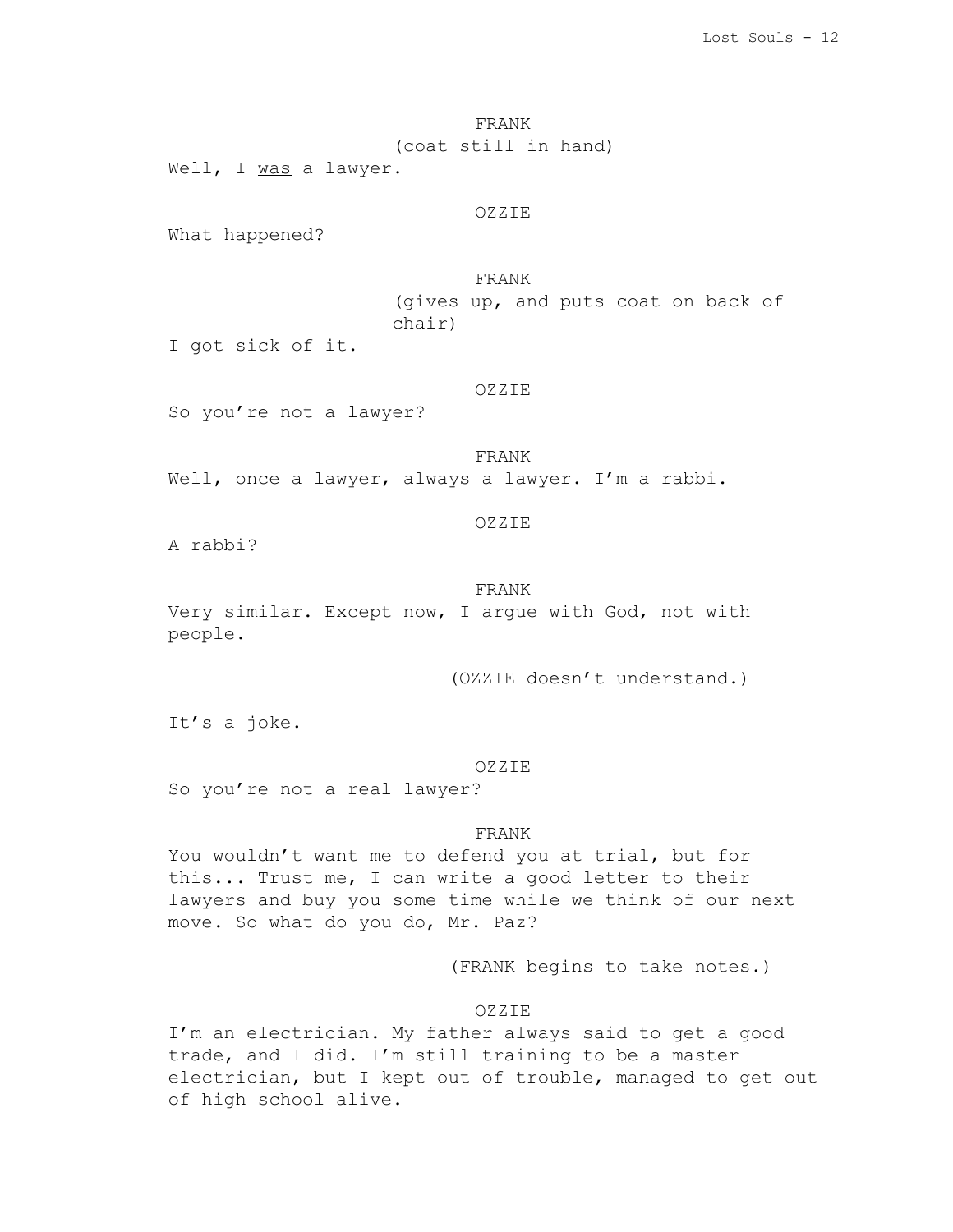FRANK
(coat still in hand)
Well, I <u>was</u> a lawyer.

OZZIE
What happened?

FRANK
(gives up, and puts coat on back of chair)
I got sick of it.

OZZIE
So you're not a lawyer?

FRANK
Well, once a lawyer, always a lawyer. I'm a rabbi.

OZZIE
A rabbi?

FRANK
Very similar. Except now, I argue with God, not with people.

(OZZIE doesn't understand.)

It's a joke.

OZZIE
So you're not a real lawyer?

FRANK
You wouldn't want me to defend you at trial, but for this... Trust me, I can write a good letter to their lawyers and buy you some time while we think of our next move. So what do you do, Mr. Paz?

(FRANK begins to take notes.)

OZZIE
I'm an electrician. My father always said to get a good trade, and I did. I'm still training to be a master electrician, but I kept out of trouble, managed to get out of high school alive.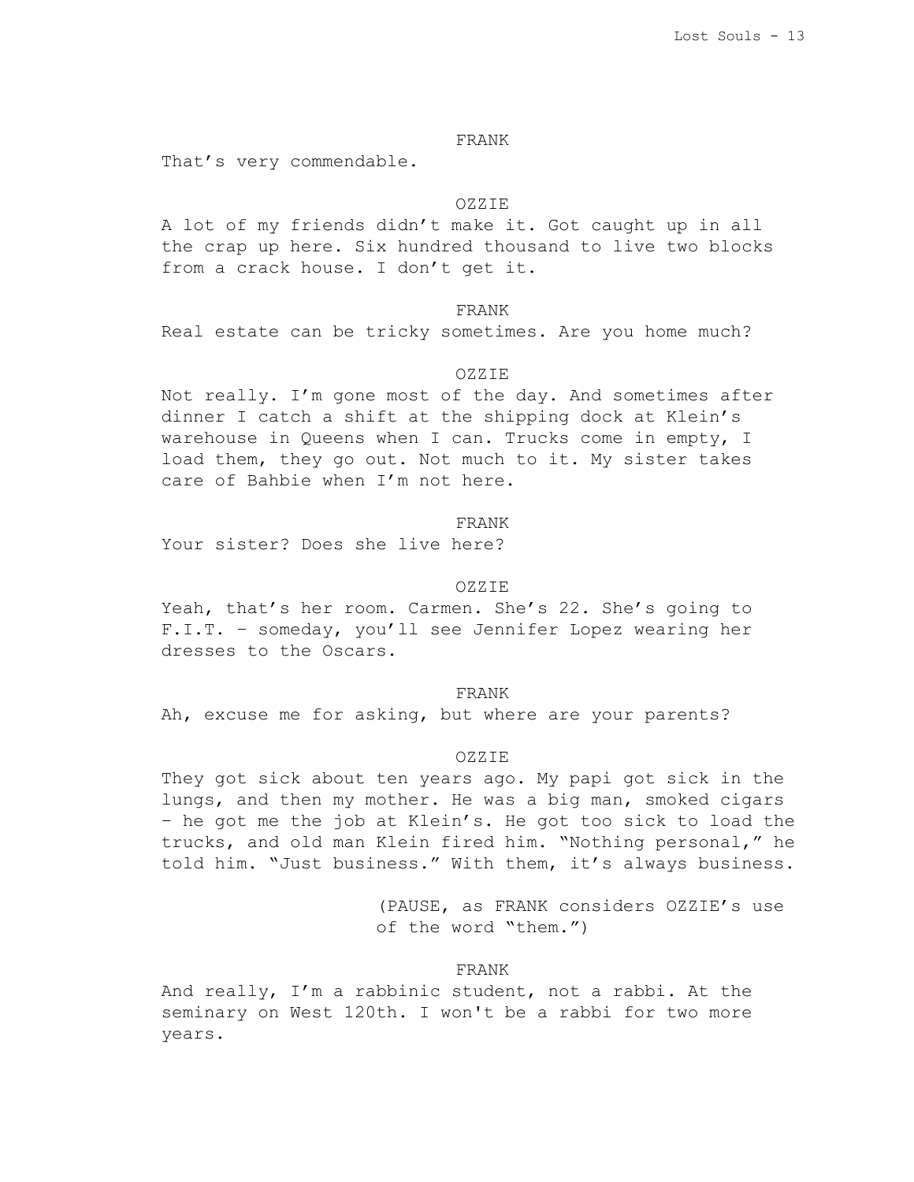FRANK

That's very commendable.

OZZIE

A lot of my friends didn't make it. Got caught up in all the crap up here. Six hundred thousand to live two blocks from a crack house. I don't get it.

FRANK

Real estate can be tricky sometimes. Are you home much?

OZZIE

Not really. I'm gone most of the day. And sometimes after dinner I catch a shift at the shipping dock at Klein's warehouse in Queens when I can. Trucks come in empty, I load them, they go out. Not much to it. My sister takes care of Bahbie when I'm not here.

FRANK

Your sister? Does she live here?

OZZIE

Yeah, that's her room. Carmen. She's 22. She's going to F.I.T. – someday, you'll see Jennifer Lopez wearing her dresses to the Oscars.

FRANK

Ah, excuse me for asking, but where are your parents?

OZZIE

They got sick about ten years ago. My papi got sick in the lungs, and then my mother. He was a big man, smoked cigars – he got me the job at Klein's. He got too sick to load the trucks, and old man Klein fired him. "Nothing personal," he told him. "Just business." With them, it's always business.

(PAUSE, as FRANK considers OZZIE's use of the word "them.")

FRANK

And really, I'm a rabbinic student, not a rabbi. At the seminary on West 120th. I won't be a rabbi for two more years.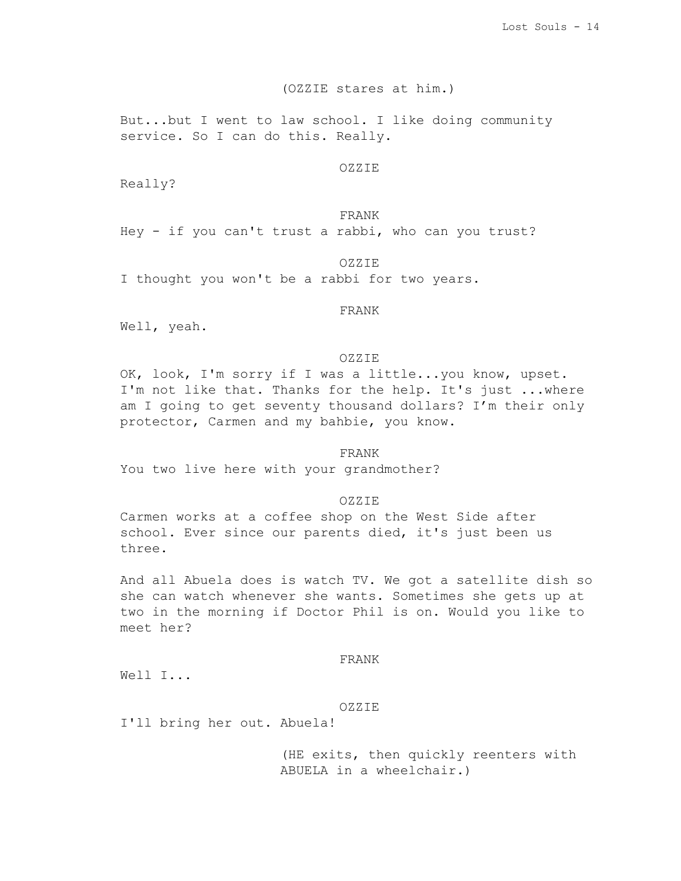(OZZIE stares at him.)

But...but I went to law school. I like doing community service. So I can do this. Really.

OZZIE

Really?

FRANK

Hey - if you can't trust a rabbi, who can you trust?

OZZIE

I thought you won't be a rabbi for two years.

FRANK

Well, yeah.

OZZIE

OK, look, I'm sorry if I was a little...you know, upset. I'm not like that. Thanks for the help. It's just ...where am I going to get seventy thousand dollars? I'm their only protector, Carmen and my bahbie, you know.

FRANK

You two live here with your grandmother?

OZZIE

Carmen works at a coffee shop on the West Side after school. Ever since our parents died, it's just been us three.

And all Abuela does is watch TV. We got a satellite dish so she can watch whenever she wants. Sometimes she gets up at two in the morning if Doctor Phil is on. Would you like to meet her?

FRANK

Well I...

OZZIE

I'll bring her out. Abuela!

(HE exits, then quickly reenters with ABUELA in a wheelchair.)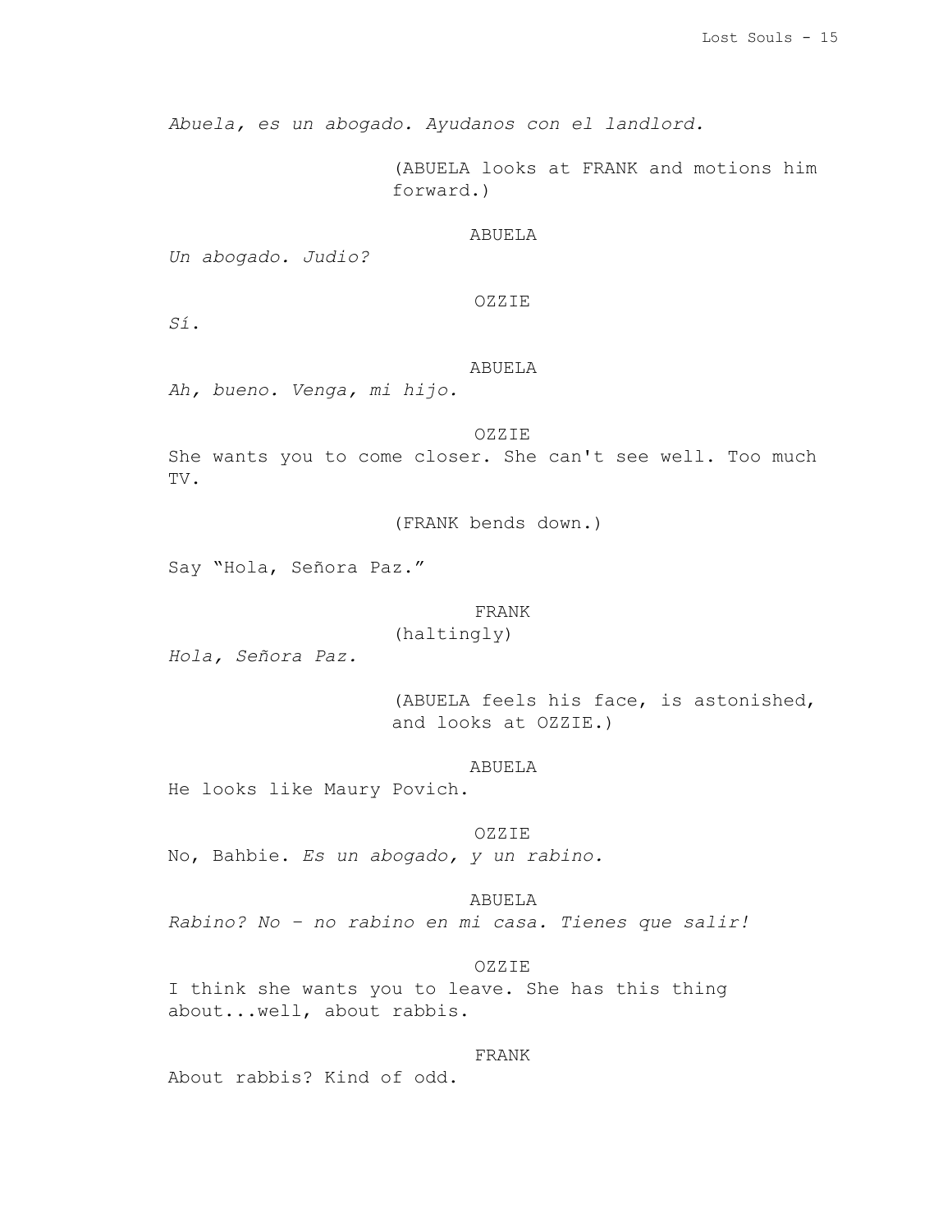*Abuela, es un abogado. Ayudanos con el landlord.*

(ABUELA looks at FRANK and motions him forward.)

ABUELA

*Un abogado. Judio?*

OZZIE

*Sí.*

ABUELA

*Ah, bueno. Venga, mi hijo.*

OZZIE

She wants you to come closer. She can't see well. Too much TV.

(FRANK bends down.)

Say "Hola, Señora Paz."

FRANK

(haltingly)

*Hola, Señora Paz.*

(ABUELA feels his face, is astonished, and looks at OZZIE.)

ABUELA

He looks like Maury Povich.

OZZIE

No, Bahbie. *Es un abogado, y un rabino.*

ABUELA

*Rabino? No – no rabino en mi casa. Tienes que salir!*

OZZIE

I think she wants you to leave. She has this thing about...well, about rabbis.

FRANK

About rabbis? Kind of odd.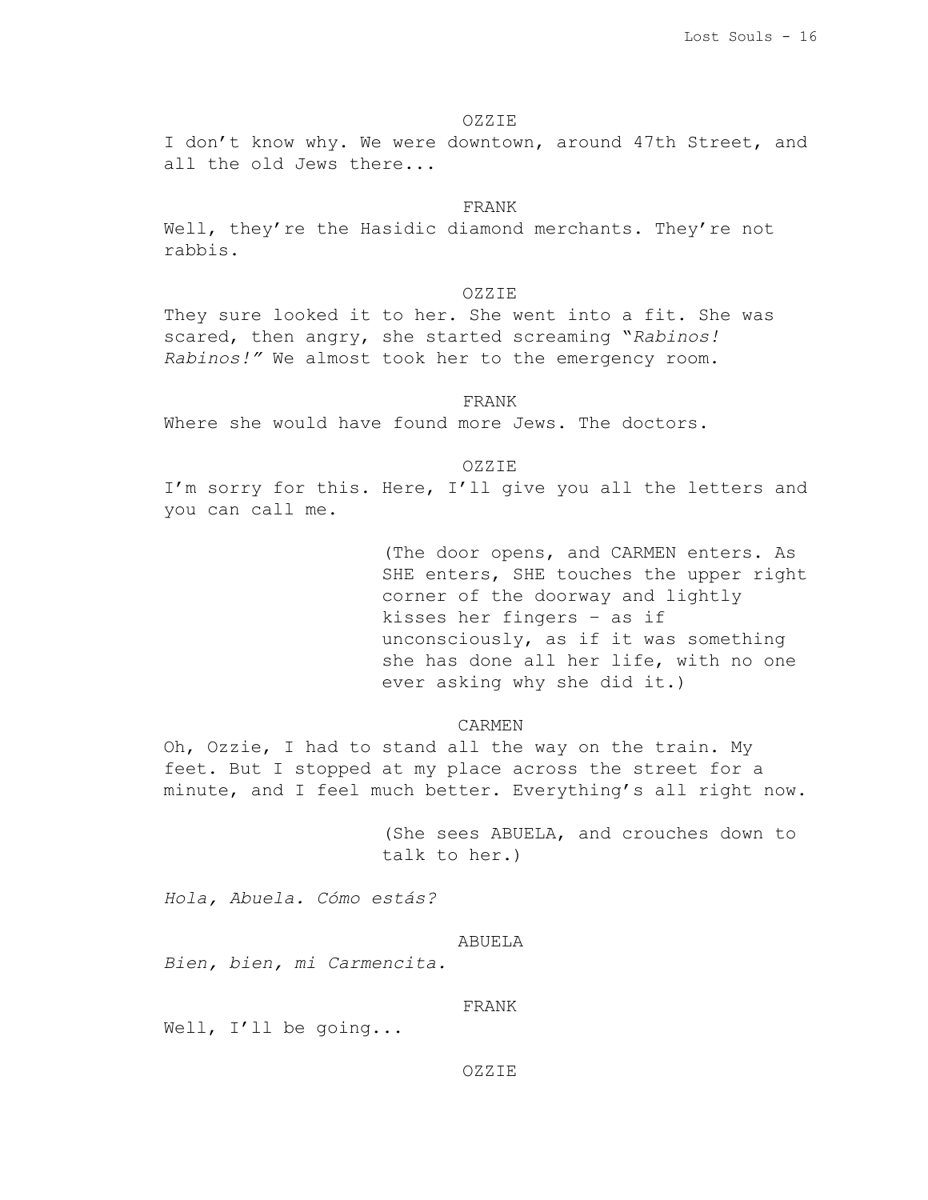OZZIE

I don't know why. We were downtown, around 47th Street, and all the old Jews there...

FRANK

Well, they're the Hasidic diamond merchants. They're not rabbis.

OZZIE

They sure looked it to her. She went into a fit. She was scared, then angry, she started screaming "*Rabinos! Rabinos!*" We almost took her to the emergency room.

FRANK

Where she would have found more Jews. The doctors.

OZZIE

I'm sorry for this. Here, I'll give you all the letters and you can call me.

(The door opens, and CARMEN enters. As SHE enters, SHE touches the upper right corner of the doorway and lightly kisses her fingers – as if unconsciously, as if it was something she has done all her life, with no one ever asking why she did it.)

CARMEN

Oh, Ozzie, I had to stand all the way on the train. My feet. But I stopped at my place across the street for a minute, and I feel much better. Everything's all right now.

(She sees ABUELA, and crouches down to talk to her.)

*Hola, Abuela. Cómo estás?*

ABUELA

*Bien, bien, mi Carmencita.*

FRANK

Well, I'll be going...

OZZIE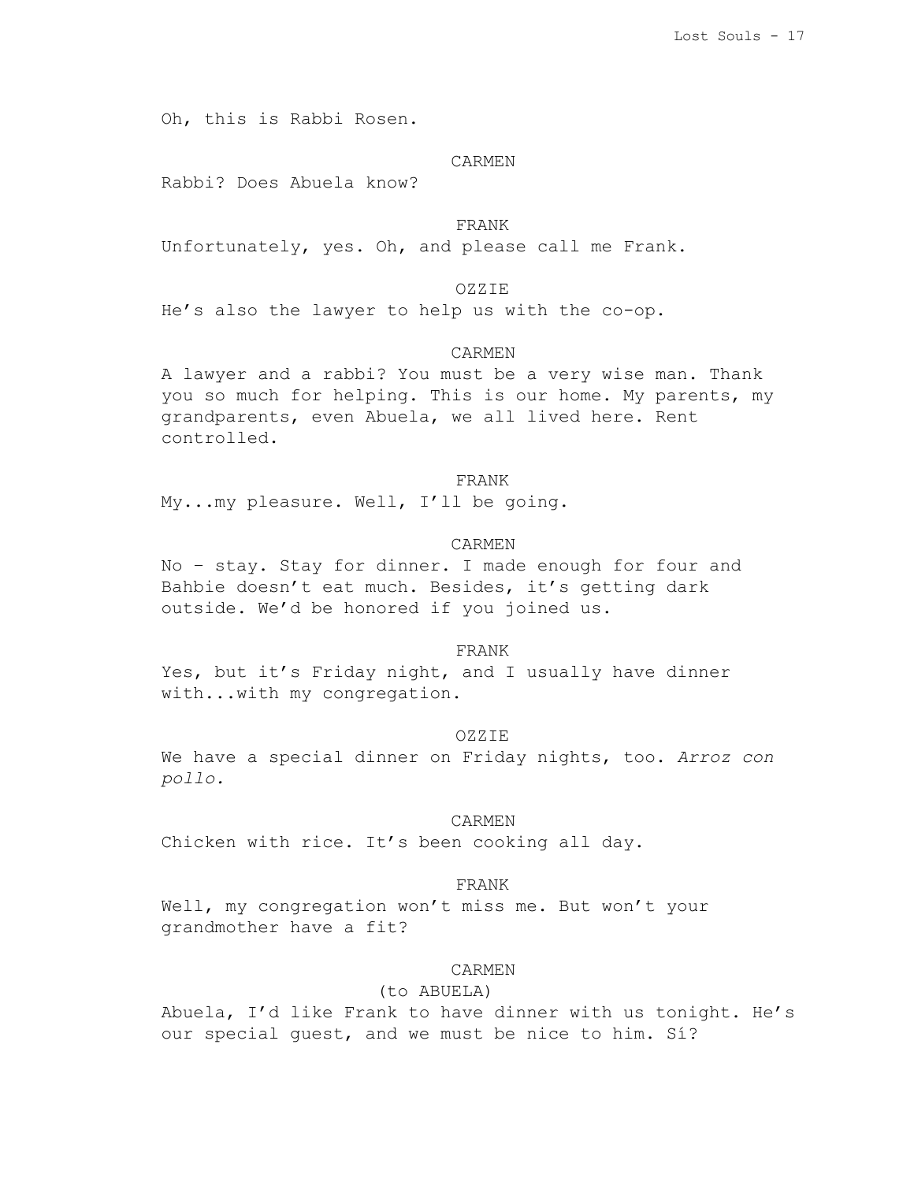Oh, this is Rabbi Rosen.

CARMEN

Rabbi? Does Abuela know?

FRANK

Unfortunately, yes. Oh, and please call me Frank.

OZZIE

He's also the lawyer to help us with the co-op.

CARMEN

A lawyer and a rabbi? You must be a very wise man. Thank you so much for helping. This is our home. My parents, my grandparents, even Abuela, we all lived here. Rent controlled.

FRANK

My...my pleasure. Well, I'll be going.

CARMEN

No – stay. Stay for dinner. I made enough for four and Bahbie doesn't eat much. Besides, it's getting dark outside. We'd be honored if you joined us.

FRANK

Yes, but it's Friday night, and I usually have dinner with...with my congregation.

OZZIE

We have a special dinner on Friday nights, too. *Arroz con pollo.*

CARMEN

Chicken with rice. It's been cooking all day.

FRANK

Well, my congregation won't miss me. But won't your grandmother have a fit?

CARMEN

(to ABUELA)

Abuela, I'd like Frank to have dinner with us tonight. He's our special guest, and we must be nice to him. Sí?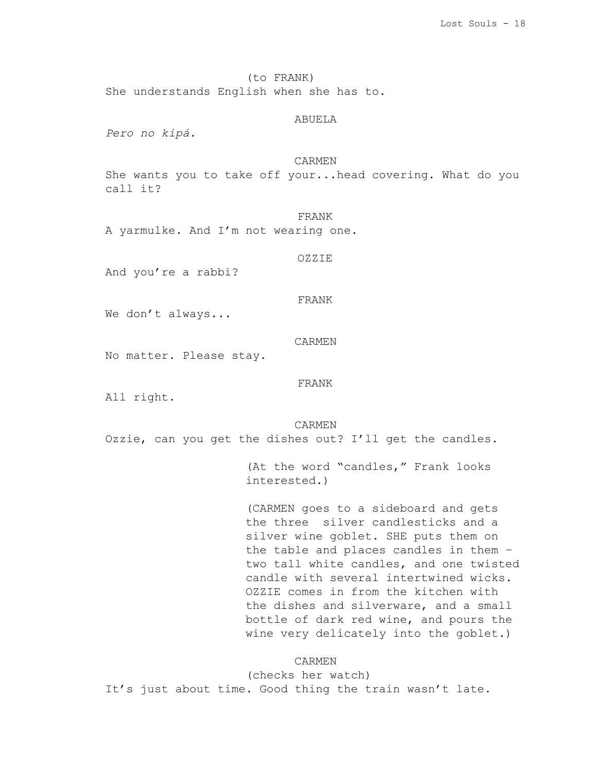(to FRANK)
She understands English when she has to.

ABUELA

*Pero no kipá.*

CARMEN

She wants you to take off your...head covering. What do you call it?

FRANK

A yarmulke. And I'm not wearing one.

OZZIE

And you're a rabbi?

FRANK

We don't always...

CARMEN

No matter. Please stay.

FRANK

All right.

CARMEN

Ozzie, can you get the dishes out? I'll get the candles.

(At the word "candles," Frank looks interested.)

(CARMEN goes to a sideboard and gets the three  silver candlesticks and a silver wine goblet. SHE puts them on the table and places candles in them – two tall white candles, and one twisted candle with several intertwined wicks. OZZIE comes in from the kitchen with the dishes and silverware, and a small bottle of dark red wine, and pours the wine very delicately into the goblet.)

CARMEN

(checks her watch)
It's just about time. Good thing the train wasn't late.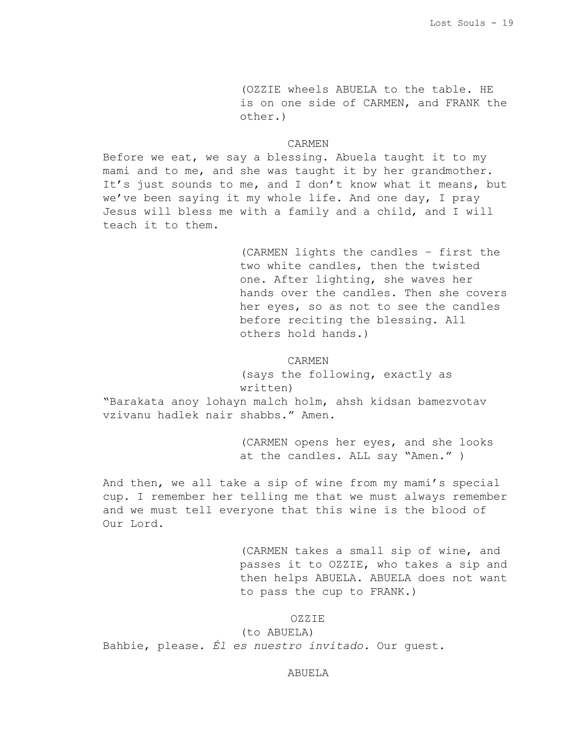(OZZIE wheels ABUELA to the table. HE is on one side of CARMEN, and FRANK the other.)

CARMEN

Before we eat, we say a blessing. Abuela taught it to my mami and to me, and she was taught it by her grandmother. It's just sounds to me, and I don't know what it means, but we've been saying it my whole life. And one day, I pray Jesus will bless me with a family and a child, and I will teach it to them.

(CARMEN lights the candles – first the two white candles, then the twisted one. After lighting, she waves her hands over the candles. Then she covers her eyes, so as not to see the candles before reciting the blessing. All others hold hands.)

CARMEN

(says the following, exactly as written)

"Barakata anoy lohayn malch holm, ahsh kidsan bamezvotav vzivanu hadlek nair shabbs." Amen.

(CARMEN opens her eyes, and she looks at the candles. ALL say "Amen." )

And then, we all take a sip of wine from my mami's special cup. I remember her telling me that we must always remember and we must tell everyone that this wine is the blood of Our Lord.

(CARMEN takes a small sip of wine, and passes it to OZZIE, who takes a sip and then helps ABUELA. ABUELA does not want to pass the cup to FRANK.)

OZZIE

(to ABUELA)

Bahbie, please. *Él es nuestro invitado.* Our guest.

ABUELA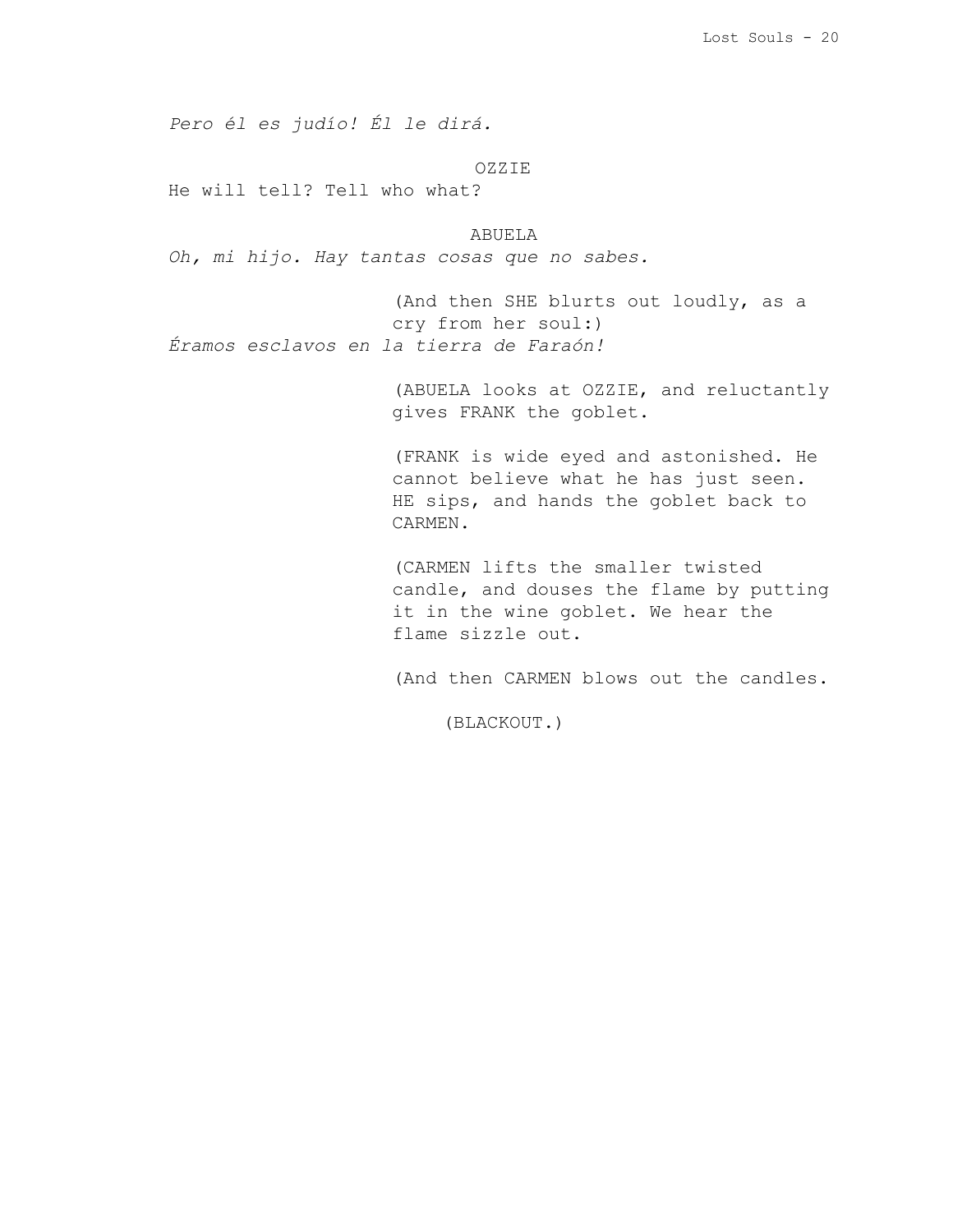*Pero él es judío! Él le dirá.*

OZZIE

He will tell? Tell who what?

ABUELA

*Oh, mi hijo. Hay tantas cosas que no sabes.*

(And then SHE blurts out loudly, as a cry from her soul:)

*Éramos esclavos en la tierra de Faraón!*

(ABUELA looks at OZZIE, and reluctantly gives FRANK the goblet.

(FRANK is wide eyed and astonished. He cannot believe what he has just seen. HE sips, and hands the goblet back to CARMEN.

(CARMEN lifts the smaller twisted candle, and douses the flame by putting it in the wine goblet. We hear the flame sizzle out.

(And then CARMEN blows out the candles.

(BLACKOUT.)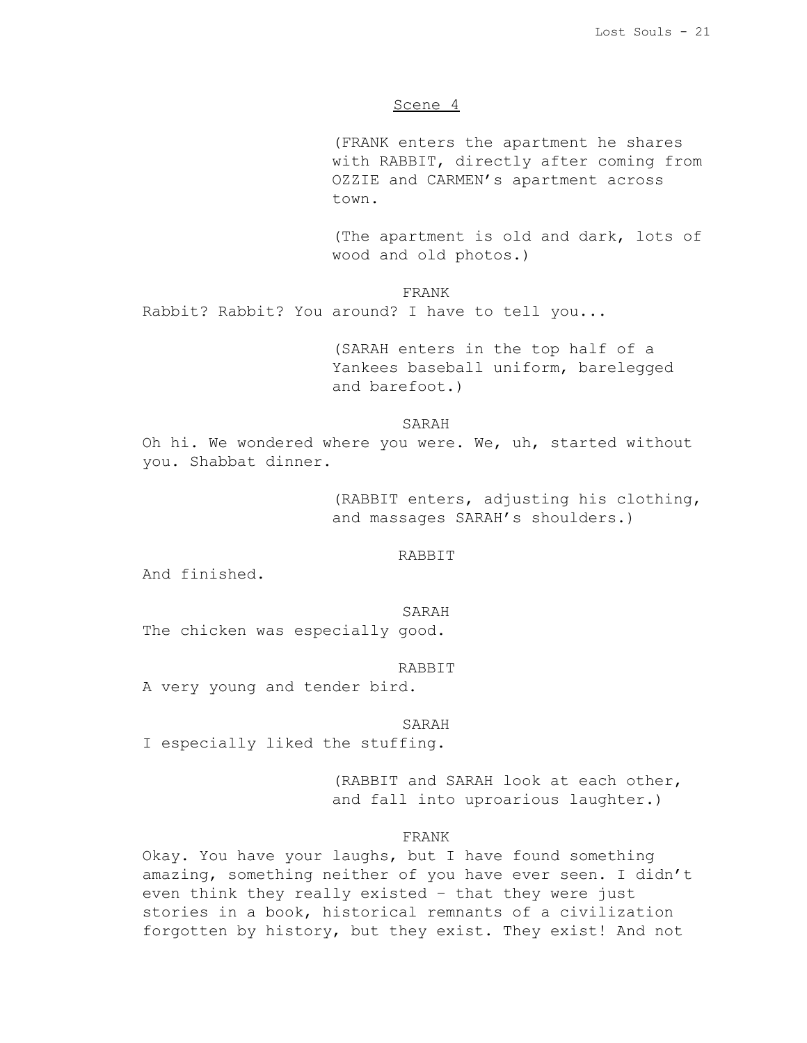## Scene 4

(FRANK enters the apartment he shares with RABBIT, directly after coming from OZZIE and CARMEN's apartment across town.

(The apartment is old and dark, lots of wood and old photos.)

FRANK

Rabbit? Rabbit? You around? I have to tell you...

(SARAH enters in the top half of a Yankees baseball uniform, barelegged and barefoot.)

SARAH

Oh hi. We wondered where you were. We, uh, started without you. Shabbat dinner.

(RABBIT enters, adjusting his clothing, and massages SARAH's shoulders.)

RABBIT

And finished.

SARAH

The chicken was especially good.

RABBIT

A very young and tender bird.

SARAH

I especially liked the stuffing.

(RABBIT and SARAH look at each other, and fall into uproarious laughter.)

FRANK

Okay. You have your laughs, but I have found something amazing, something neither of you have ever seen. I didn't even think they really existed – that they were just stories in a book, historical remnants of a civilization forgotten by history, but they exist. They exist! And not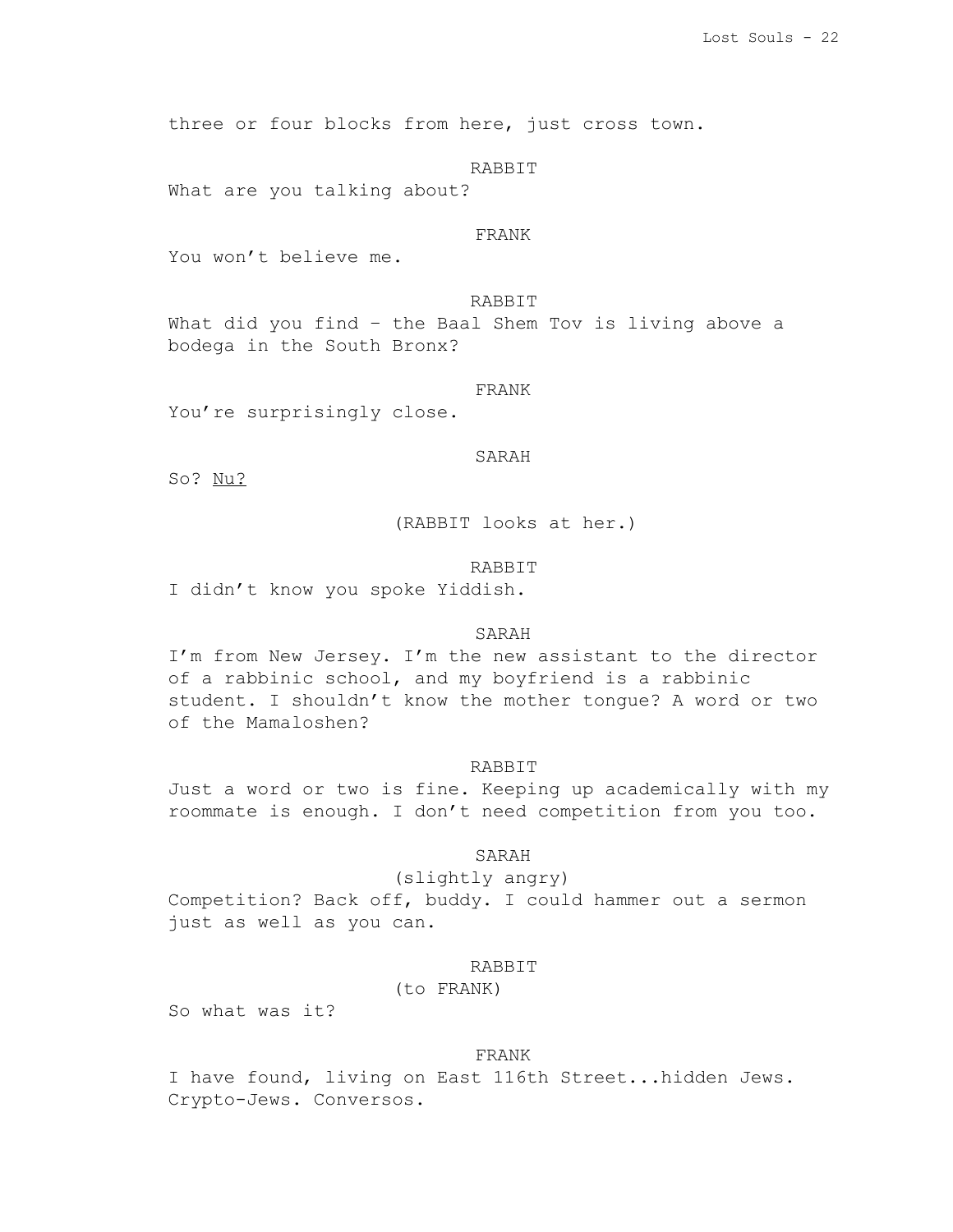three or four blocks from here, just cross town.

RABBIT

What are you talking about?

FRANK

You won't believe me.

RABBIT

What did you find – the Baal Shem Tov is living above a bodega in the South Bronx?

FRANK

You're surprisingly close.

SARAH

So? <u>Nu?</u>

(RABBIT looks at her.)

RABBIT

I didn't know you spoke Yiddish.

SARAH

I'm from New Jersey. I'm the new assistant to the director of a rabbinic school, and my boyfriend is a rabbinic student. I shouldn't know the mother tongue? A word or two of the Mamaloshen?

RABBIT

Just a word or two is fine. Keeping up academically with my roommate is enough. I don't need competition from you too.

SARAH

(slightly angry)

Competition? Back off, buddy. I could hammer out a sermon just as well as you can.

RABBIT

(to FRANK)

So what was it?

FRANK

I have found, living on East 116th Street...hidden Jews. Crypto-Jews. Conversos.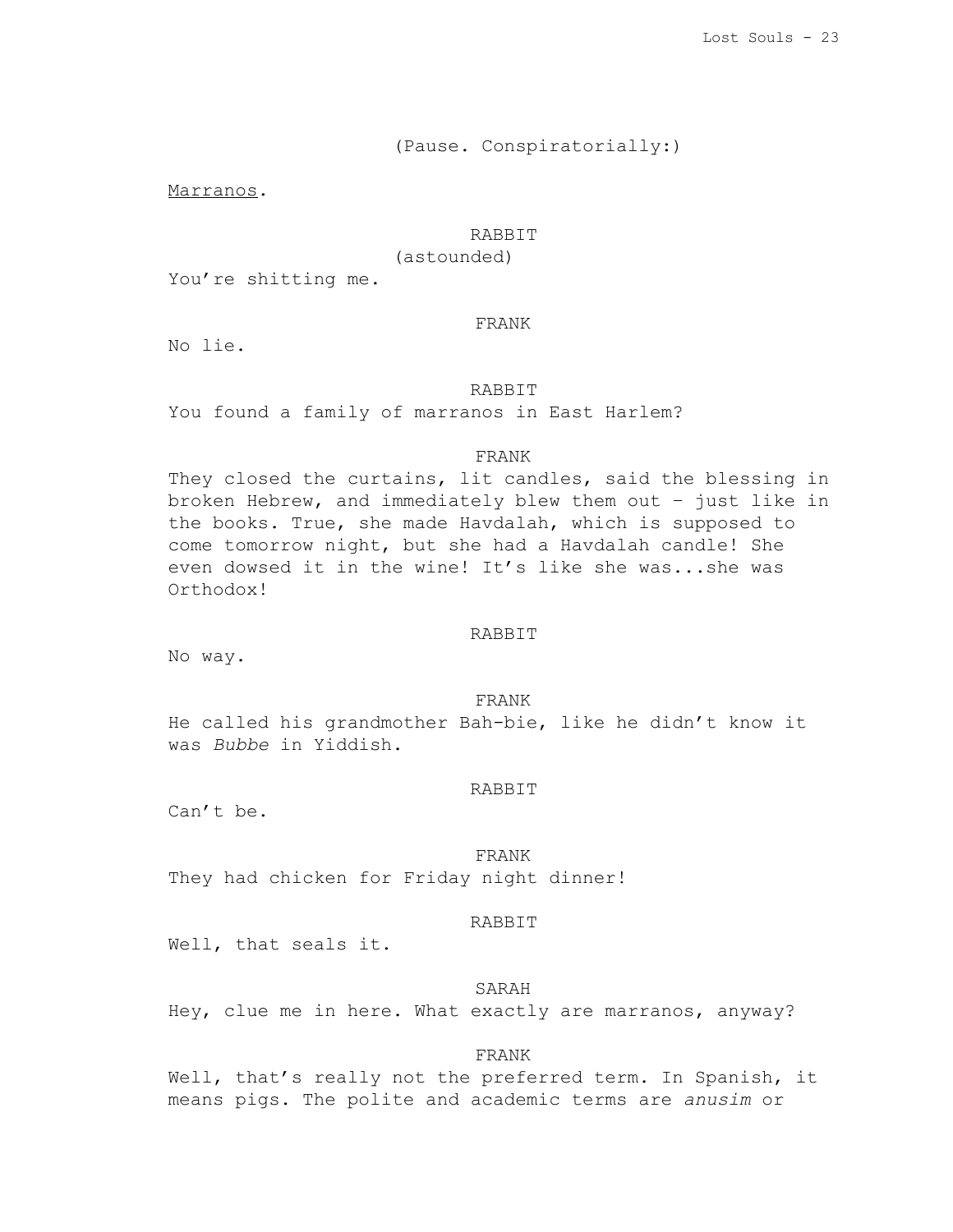(Pause. Conspiratorially:)

<u>Marranos</u>.

RABBIT
(astounded)
You're shitting me.

FRANK
No lie.

RABBIT
You found a family of marranos in East Harlem?

FRANK
They closed the curtains, lit candles, said the blessing in broken Hebrew, and immediately blew them out – just like in the books. True, she made Havdalah, which is supposed to come tomorrow night, but she had a Havdalah candle! She even dowsed it in the wine! It's like she was...she was Orthodox!

RABBIT
No way.

FRANK
He called his grandmother Bah-bie, like he didn't know it was *Bubbe* in Yiddish.

RABBIT
Can't be.

FRANK
They had chicken for Friday night dinner!

RABBIT
Well, that seals it.

SARAH
Hey, clue me in here. What exactly are marranos, anyway?

FRANK
Well, that's really not the preferred term. In Spanish, it means pigs. The polite and academic terms are *anusim* or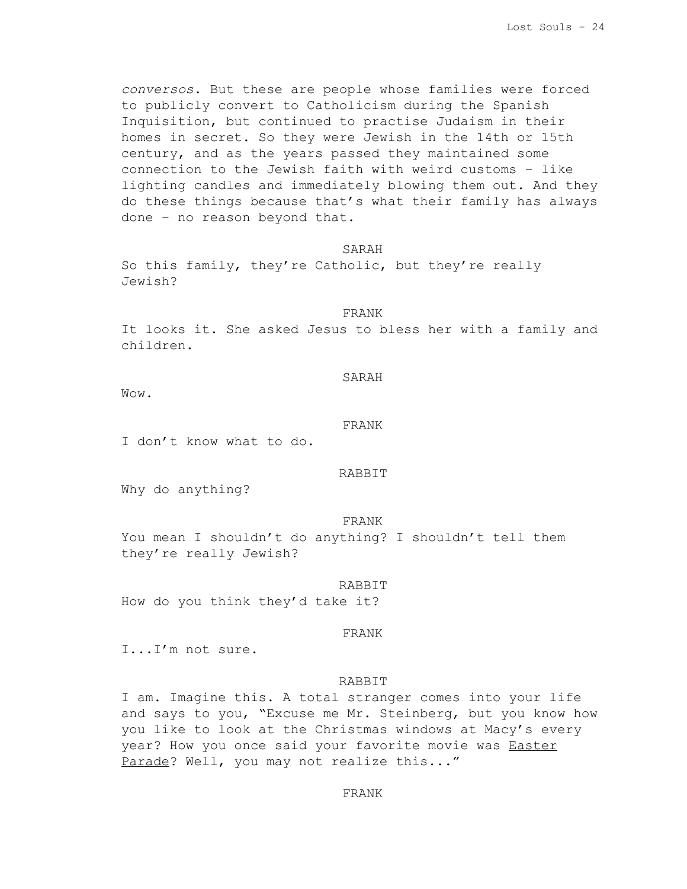*conversos*. But these are people whose families were forced to publicly convert to Catholicism during the Spanish Inquisition, but continued to practise Judaism in their homes in secret. So they were Jewish in the 14th or 15th century, and as the years passed they maintained some connection to the Jewish faith with weird customs – like lighting candles and immediately blowing them out. And they do these things because that's what their family has always done – no reason beyond that.

SARAH

So this family, they're Catholic, but they're really Jewish?

FRANK

It looks it. She asked Jesus to bless her with a family and children.

SARAH

Wow.

FRANK

I don't know what to do.

RABBIT

Why do anything?

FRANK

You mean I shouldn't do anything? I shouldn't tell them they're really Jewish?

RABBIT

How do you think they'd take it?

FRANK

I...I'm not sure.

RABBIT

I am. Imagine this. A total stranger comes into your life and says to you, "Excuse me Mr. Steinberg, but you know how you like to look at the Christmas windows at Macy's every year? How you once said your favorite movie was <u>Easter Parade</u>? Well, you may not realize this..."

FRANK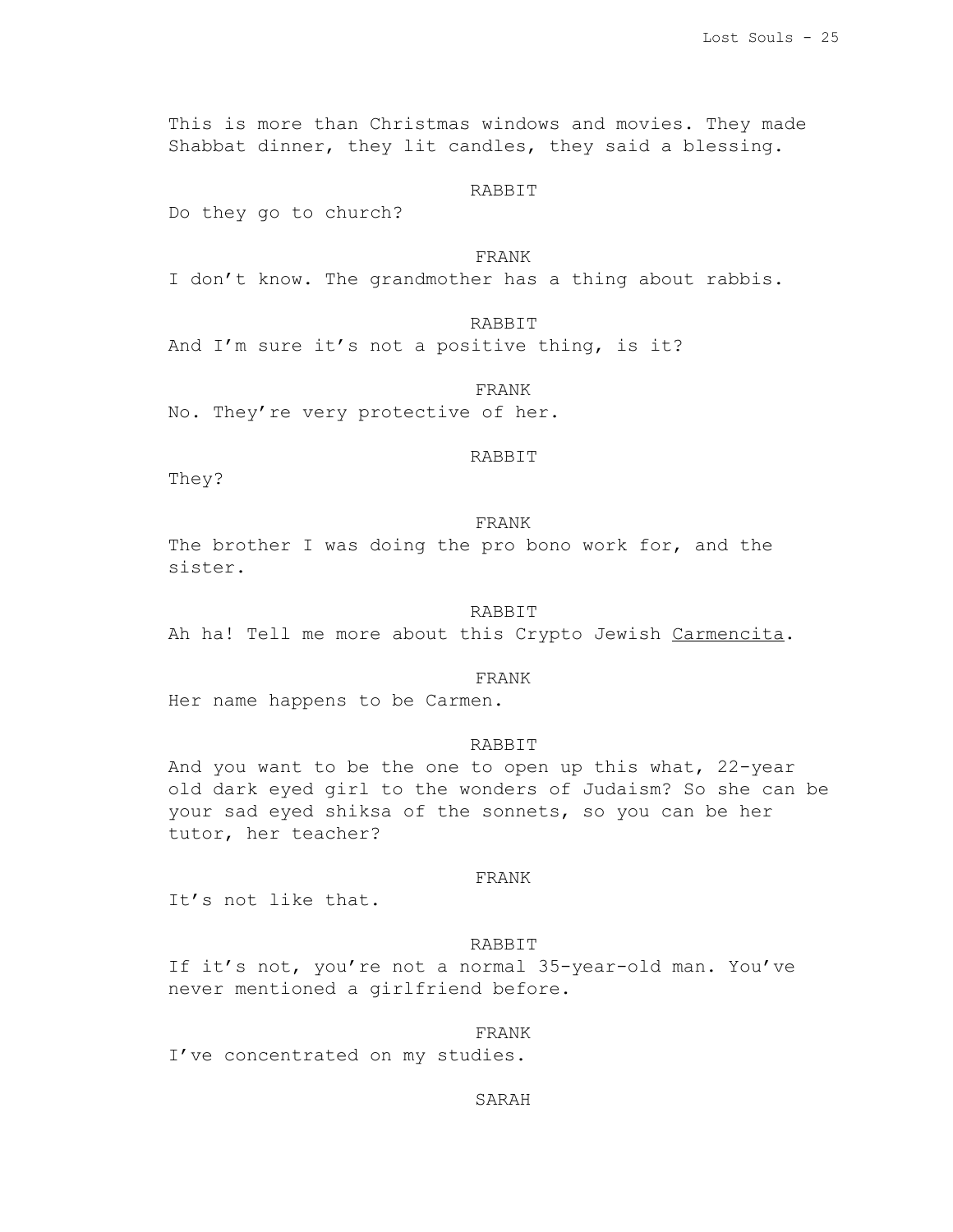This is more than Christmas windows and movies. They made Shabbat dinner, they lit candles, they said a blessing.

RABBIT

Do they go to church?

FRANK

I don't know. The grandmother has a thing about rabbis.

RABBIT

And I'm sure it's not a positive thing, is it?

FRANK

No. They're very protective of her.

RABBIT

They?

FRANK

The brother I was doing the pro bono work for, and the sister.

RABBIT

Ah ha! Tell me more about this Crypto Jewish <u>Carmencita</u>.

FRANK

Her name happens to be Carmen.

RABBIT

And you want to be the one to open up this what, 22-year old dark eyed girl to the wonders of Judaism? So she can be your sad eyed shiksa of the sonnets, so you can be her tutor, her teacher?

FRANK

It's not like that.

RABBIT

If it's not, you're not a normal 35-year-old man. You've never mentioned a girlfriend before.

FRANK

I've concentrated on my studies.

SARAH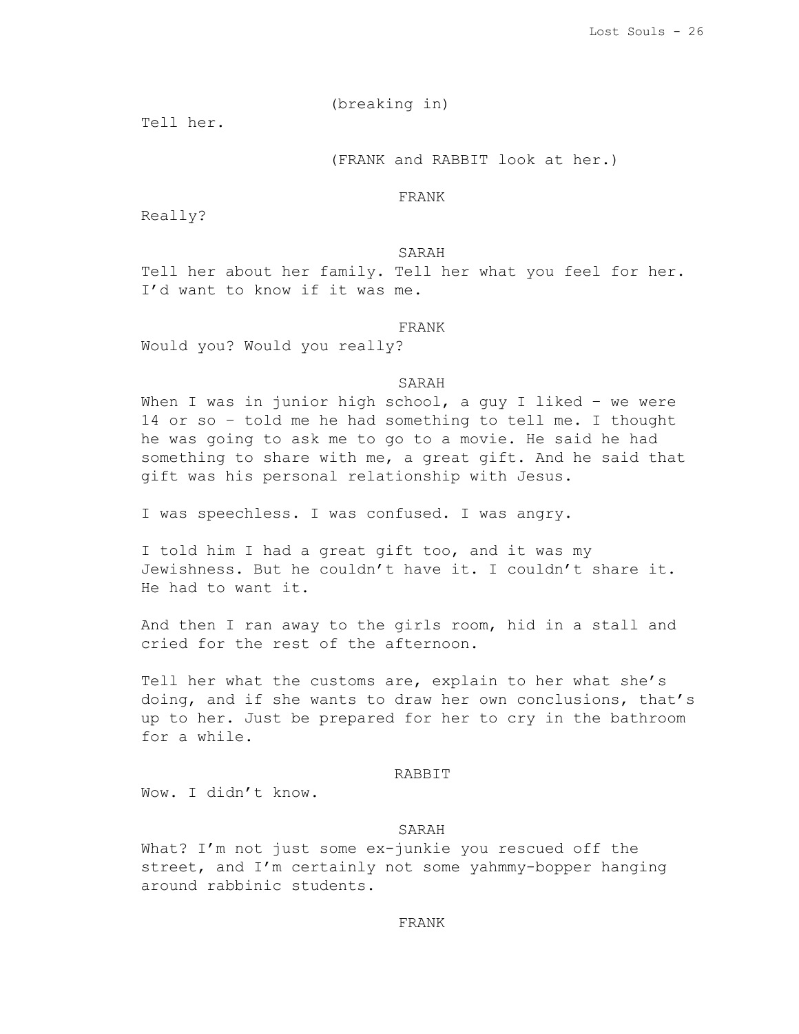(breaking in)

Tell her.

(FRANK and RABBIT look at her.)

FRANK

Really?

SARAH

Tell her about her family. Tell her what you feel for her. I'd want to know if it was me.

FRANK

Would you? Would you really?

SARAH

When I was in junior high school, a guy I liked – we were 14 or so – told me he had something to tell me. I thought he was going to ask me to go to a movie. He said he had something to share with me, a great gift. And he said that gift was his personal relationship with Jesus.

I was speechless. I was confused. I was angry.

I told him I had a great gift too, and it was my Jewishness. But he couldn't have it. I couldn't share it. He had to want it.

And then I ran away to the girls room, hid in a stall and cried for the rest of the afternoon.

Tell her what the customs are, explain to her what she's doing, and if she wants to draw her own conclusions, that's up to her. Just be prepared for her to cry in the bathroom for a while.

RABBIT

Wow. I didn't know.

SARAH

What? I'm not just some ex-junkie you rescued off the street, and I'm certainly not some yahmmy-bopper hanging around rabbinic students.

FRANK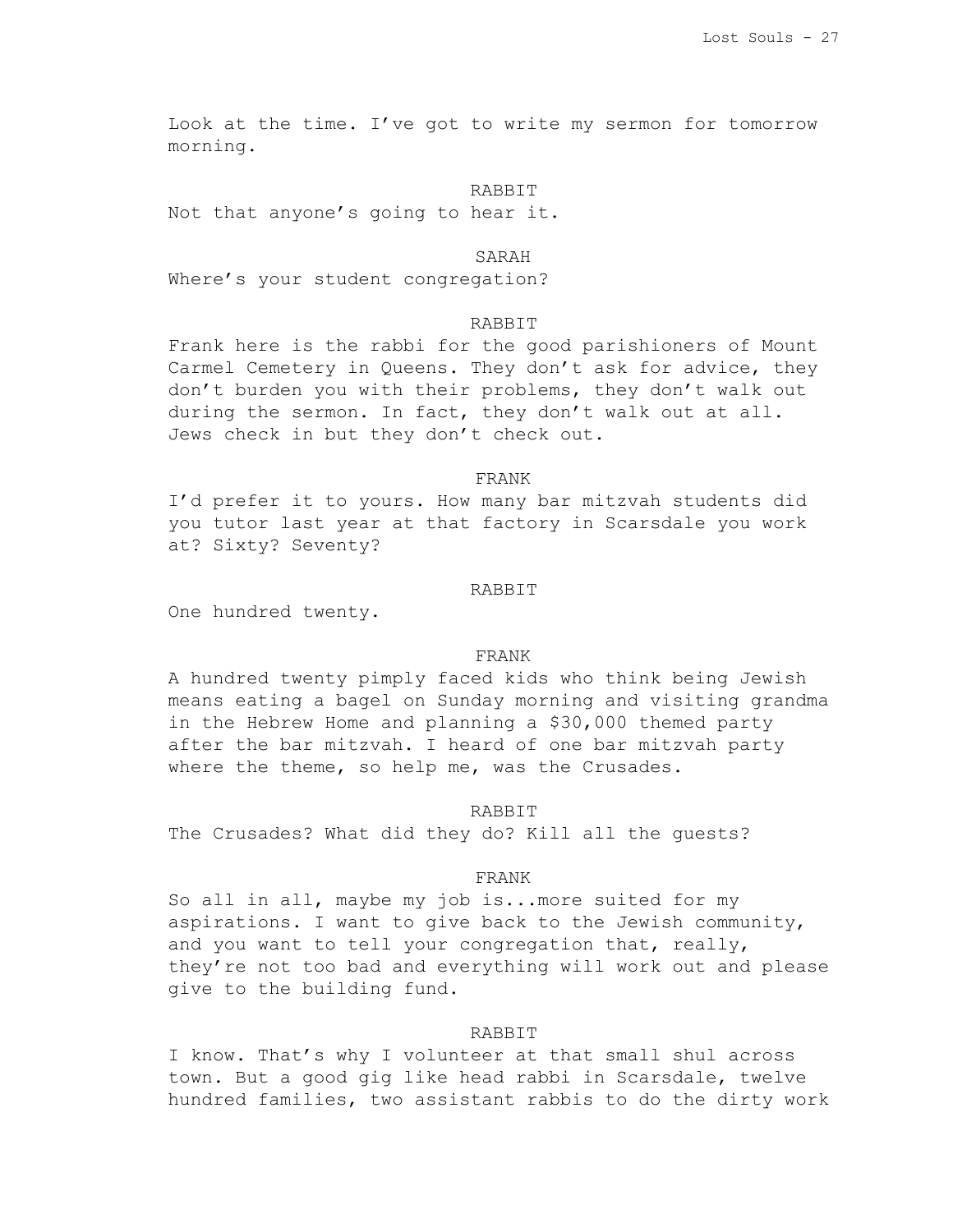Look at the time. I've got to write my sermon for tomorrow morning.

RABBIT

Not that anyone's going to hear it.

SARAH

Where's your student congregation?

RABBIT

Frank here is the rabbi for the good parishioners of Mount Carmel Cemetery in Queens. They don't ask for advice, they don't burden you with their problems, they don't walk out during the sermon. In fact, they don't walk out at all. Jews check in but they don't check out.

FRANK

I'd prefer it to yours. How many bar mitzvah students did you tutor last year at that factory in Scarsdale you work at? Sixty? Seventy?

RABBIT

One hundred twenty.

FRANK

A hundred twenty pimply faced kids who think being Jewish means eating a bagel on Sunday morning and visiting grandma in the Hebrew Home and planning a $30,000 themed party after the bar mitzvah. I heard of one bar mitzvah party where the theme, so help me, was the Crusades.

RABBIT

The Crusades? What did they do? Kill all the guests?

FRANK

So all in all, maybe my job is...more suited for my aspirations. I want to give back to the Jewish community, and you want to tell your congregation that, really, they're not too bad and everything will work out and please give to the building fund.

RABBIT

I know. That's why I volunteer at that small shul across town. But a good gig like head rabbi in Scarsdale, twelve hundred families, two assistant rabbis to do the dirty work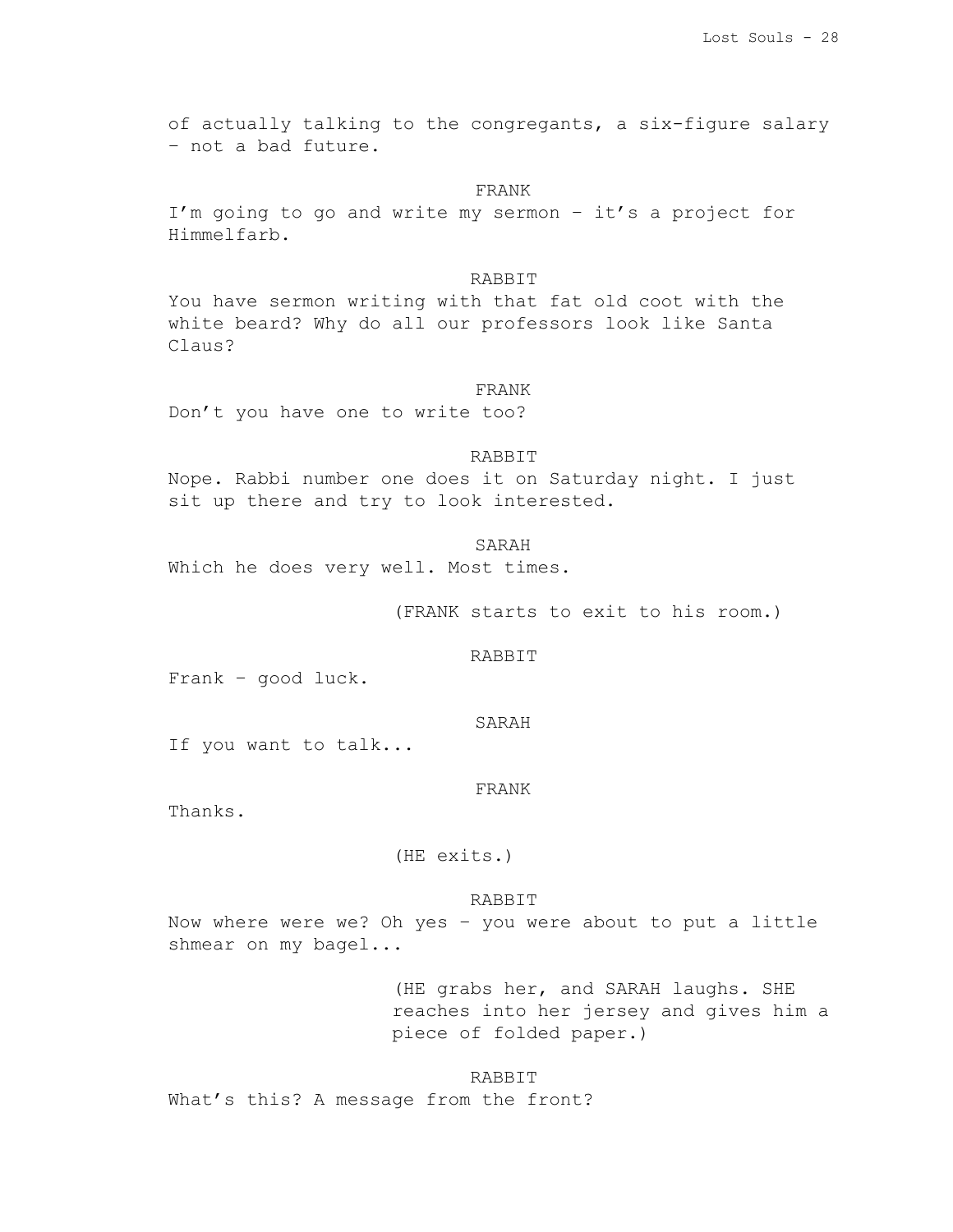of actually talking to the congregants, a six-figure salary – not a bad future.

FRANK

I'm going to go and write my sermon – it's a project for Himmelfarb.

RABBIT

You have sermon writing with that fat old coot with the white beard? Why do all our professors look like Santa Claus?

FRANK

Don't you have one to write too?

RABBIT

Nope. Rabbi number one does it on Saturday night. I just sit up there and try to look interested.

SARAH

Which he does very well. Most times.

(FRANK starts to exit to his room.)

RABBIT

Frank – good luck.

SARAH

If you want to talk...

FRANK

Thanks.

(HE exits.)

RABBIT

Now where were we? Oh yes – you were about to put a little shmear on my bagel...

(HE grabs her, and SARAH laughs. SHE reaches into her jersey and gives him a piece of folded paper.)

RABBIT

What's this? A message from the front?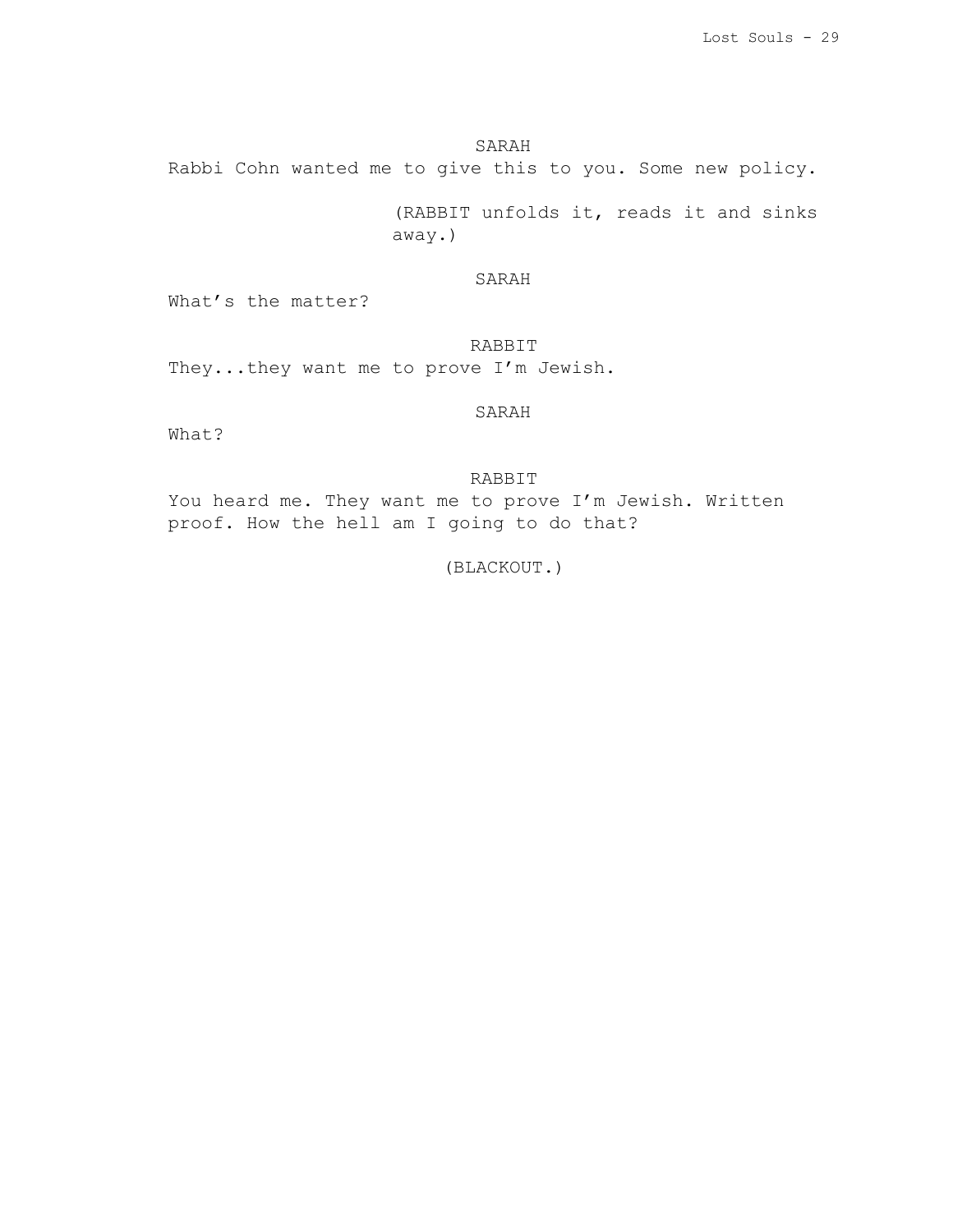SARAH

Rabbi Cohn wanted me to give this to you. Some new policy.

(RABBIT unfolds it, reads it and sinks away.)

SARAH

What's the matter?

RABBIT

They...they want me to prove I'm Jewish.

SARAH

What?

RABBIT

You heard me. They want me to prove I'm Jewish. Written proof. How the hell am I going to do that?

(BLACKOUT.)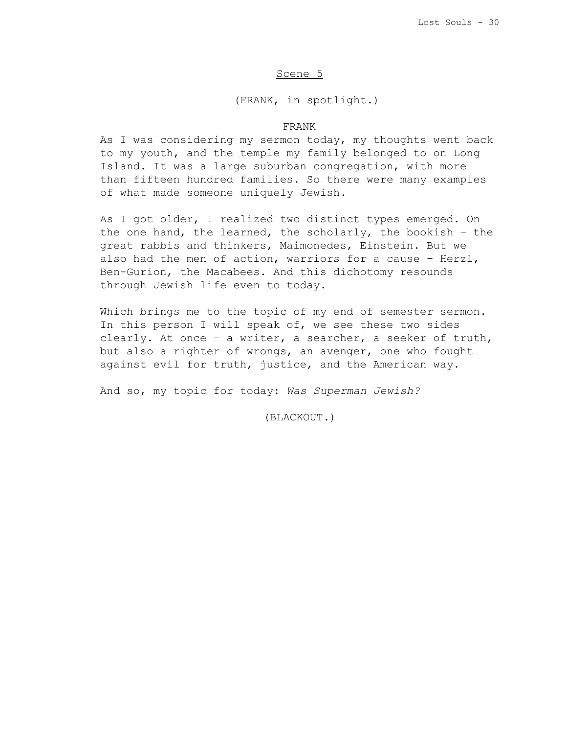Scene 5

(FRANK, in spotlight.)

FRANK

As I was considering my sermon today, my thoughts went back to my youth, and the temple my family belonged to on Long Island. It was a large suburban congregation, with more than fifteen hundred families. So there were many examples of what made someone uniquely Jewish.

As I got older, I realized two distinct types emerged. On the one hand, the learned, the scholarly, the bookish – the great rabbis and thinkers, Maimonedes, Einstein. But we also had the men of action, warriors for a cause – Herzl, Ben-Gurion, the Macabees. And this dichotomy resounds through Jewish life even to today.

Which brings me to the topic of my end of semester sermon. In this person I will speak of, we see these two sides clearly. At once – a writer, a searcher, a seeker of truth, but also a righter of wrongs, an avenger, one who fought against evil for truth, justice, and the American way.

And so, my topic for today: *Was Superman Jewish?*

(BLACKOUT.)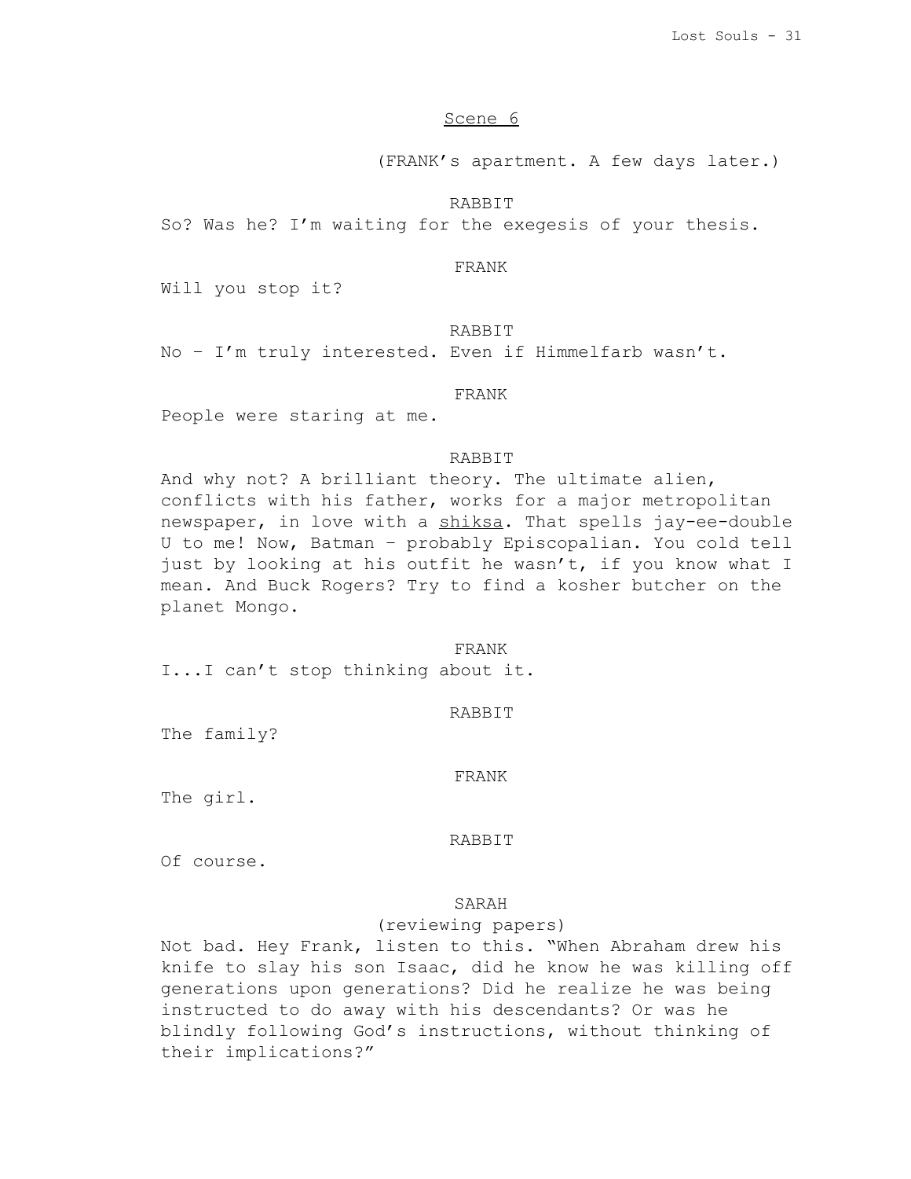Scene 6

(FRANK's apartment. A few days later.)

RABBIT

So? Was he? I'm waiting for the exegesis of your thesis.

FRANK

Will you stop it?

RABBIT

No – I'm truly interested. Even if Himmelfarb wasn't.

FRANK

People were staring at me.

RABBIT

And why not? A brilliant theory. The ultimate alien, conflicts with his father, works for a major metropolitan newspaper, in love with a shiksa. That spells jay-ee-double U to me! Now, Batman – probably Episcopalian. You cold tell just by looking at his outfit he wasn't, if you know what I mean. And Buck Rogers? Try to find a kosher butcher on the planet Mongo.

FRANK

I...I can't stop thinking about it.

RABBIT

The family?

FRANK

The girl.

RABBIT

Of course.

SARAH

(reviewing papers)

Not bad. Hey Frank, listen to this. "When Abraham drew his knife to slay his son Isaac, did he know he was killing off generations upon generations? Did he realize he was being instructed to do away with his descendants? Or was he blindly following God's instructions, without thinking of their implications?"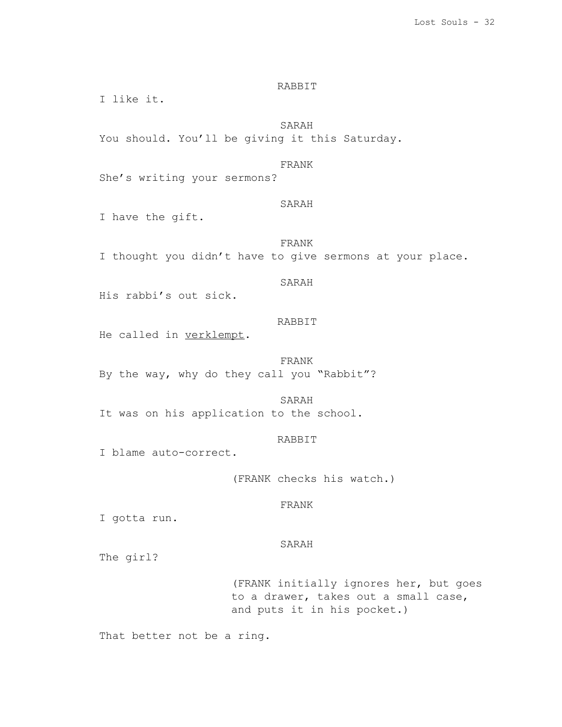RABBIT

I like it.

SARAH

You should. You'll be giving it this Saturday.

FRANK

She's writing your sermons?

SARAH

I have the gift.

FRANK

I thought you didn't have to give sermons at your place.

SARAH

His rabbi's out sick.

RABBIT

He called in <u>verklempt</u>.

FRANK

By the way, why do they call you "Rabbit"?

SARAH

It was on his application to the school.

RABBIT

I blame auto-correct.

(FRANK checks his watch.)

FRANK

I gotta run.

SARAH

The girl?

(FRANK initially ignores her, but goes to a drawer, takes out a small case, and puts it in his pocket.)

That better not be a ring.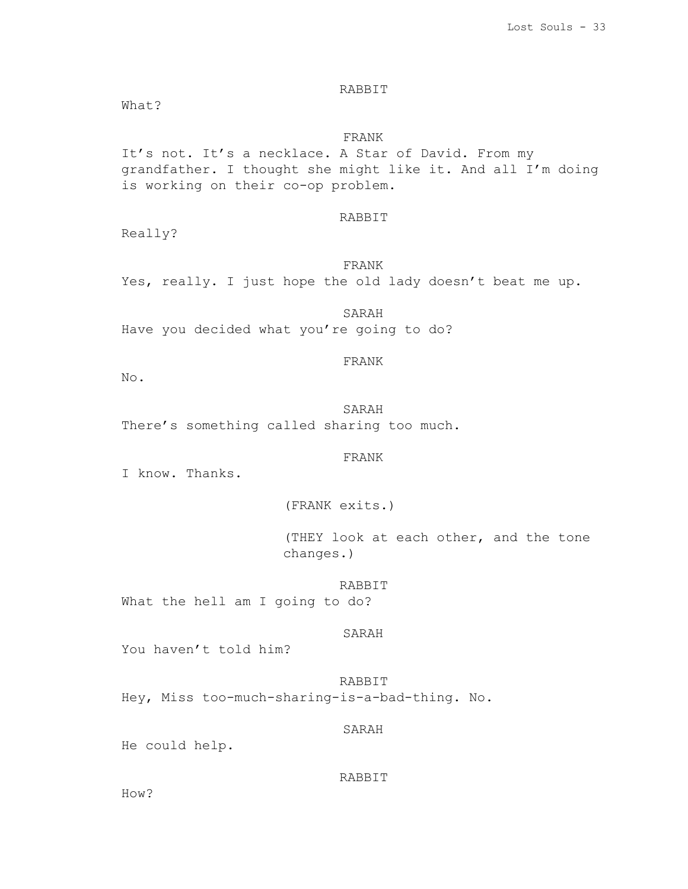RABBIT

What?

FRANK

It's not. It's a necklace. A Star of David. From my grandfather. I thought she might like it. And all I'm doing is working on their co-op problem.

RABBIT

Really?

FRANK

Yes, really. I just hope the old lady doesn't beat me up.

SARAH

Have you decided what you're going to do?

FRANK

No.

SARAH

There's something called sharing too much.

FRANK

I know. Thanks.

(FRANK exits.)

(THEY look at each other, and the tone changes.)

RABBIT

What the hell am I going to do?

SARAH

You haven't told him?

RABBIT

Hey, Miss too-much-sharing-is-a-bad-thing. No.

SARAH

He could help.

RABBIT

How?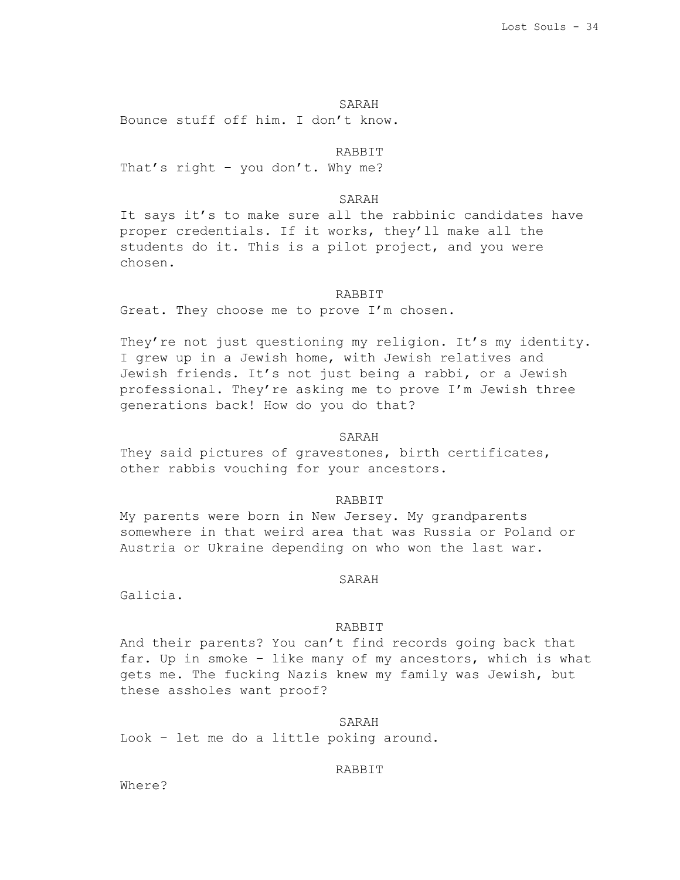SARAH

Bounce stuff off him. I don't know.

RABBIT

That's right – you don't. Why me?

SARAH

It says it's to make sure all the rabbinic candidates have proper credentials. If it works, they'll make all the students do it. This is a pilot project, and you were chosen.

RABBIT

Great. They choose me to prove I'm chosen.

They're not just questioning my religion. It's my identity. I grew up in a Jewish home, with Jewish relatives and Jewish friends. It's not just being a rabbi, or a Jewish professional. They're asking me to prove I'm Jewish three generations back! How do you do that?

SARAH

They said pictures of gravestones, birth certificates, other rabbis vouching for your ancestors.

RABBIT

My parents were born in New Jersey. My grandparents somewhere in that weird area that was Russia or Poland or Austria or Ukraine depending on who won the last war.

SARAH

Galicia.

RABBIT

And their parents? You can't find records going back that far. Up in smoke – like many of my ancestors, which is what gets me. The fucking Nazis knew my family was Jewish, but these assholes want proof?

SARAH

Look – let me do a little poking around.

RABBIT

Where?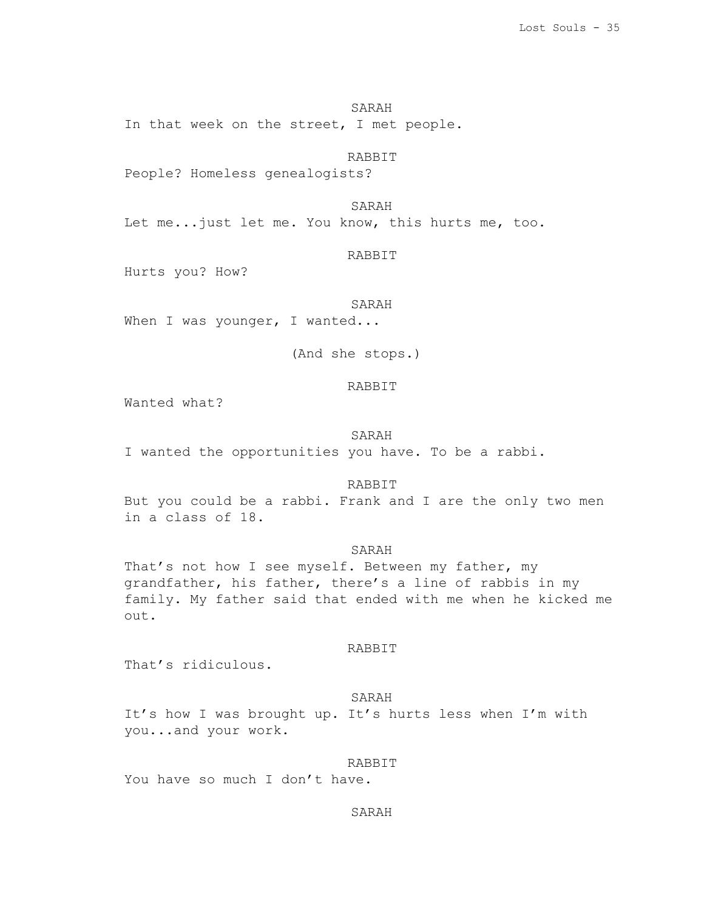SARAH

In that week on the street, I met people.

RABBIT

People? Homeless genealogists?

SARAH

Let me...just let me. You know, this hurts me, too.

RABBIT

Hurts you? How?

SARAH

When I was younger, I wanted...

(And she stops.)

RABBIT

Wanted what?

SARAH

I wanted the opportunities you have. To be a rabbi.

RABBIT

But you could be a rabbi. Frank and I are the only two men in a class of 18.

SARAH

That's not how I see myself. Between my father, my grandfather, his father, there's a line of rabbis in my family. My father said that ended with me when he kicked me out.

RABBIT

That's ridiculous.

SARAH

It's how I was brought up. It's hurts less when I'm with you...and your work.

RABBIT

You have so much I don't have.

SARAH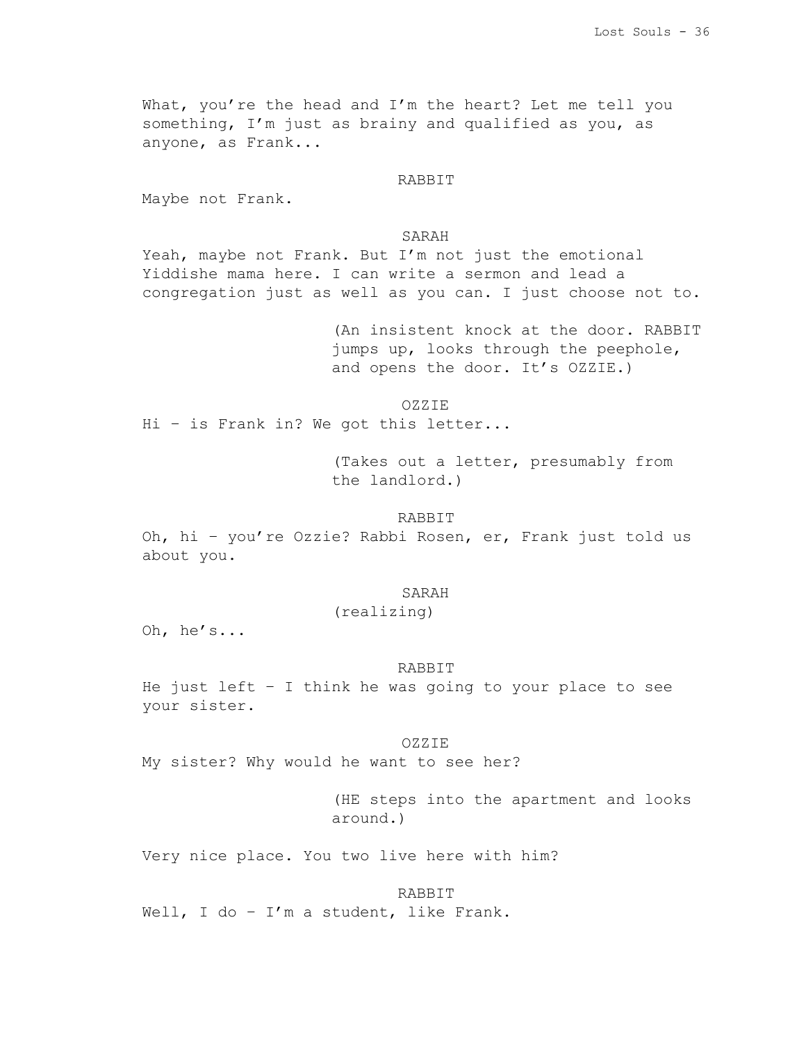What, you're the head and I'm the heart? Let me tell you something, I'm just as brainy and qualified as you, as anyone, as Frank...

RABBIT

Maybe not Frank.

SARAH

Yeah, maybe not Frank. But I'm not just the emotional Yiddishe mama here. I can write a sermon and lead a congregation just as well as you can. I just choose not to.

(An insistent knock at the door. RABBIT jumps up, looks through the peephole, and opens the door. It's OZZIE.)

OZZIE

Hi – is Frank in? We got this letter...

(Takes out a letter, presumably from the landlord.)

RABBIT

Oh, hi – you're Ozzie? Rabbi Rosen, er, Frank just told us about you.

SARAH

(realizing)

Oh, he's...

RABBIT

He just left – I think he was going to your place to see your sister.

OZZIE

My sister? Why would he want to see her?

(HE steps into the apartment and looks around.)

Very nice place. You two live here with him?

RABBIT

Well, I do – I'm a student, like Frank.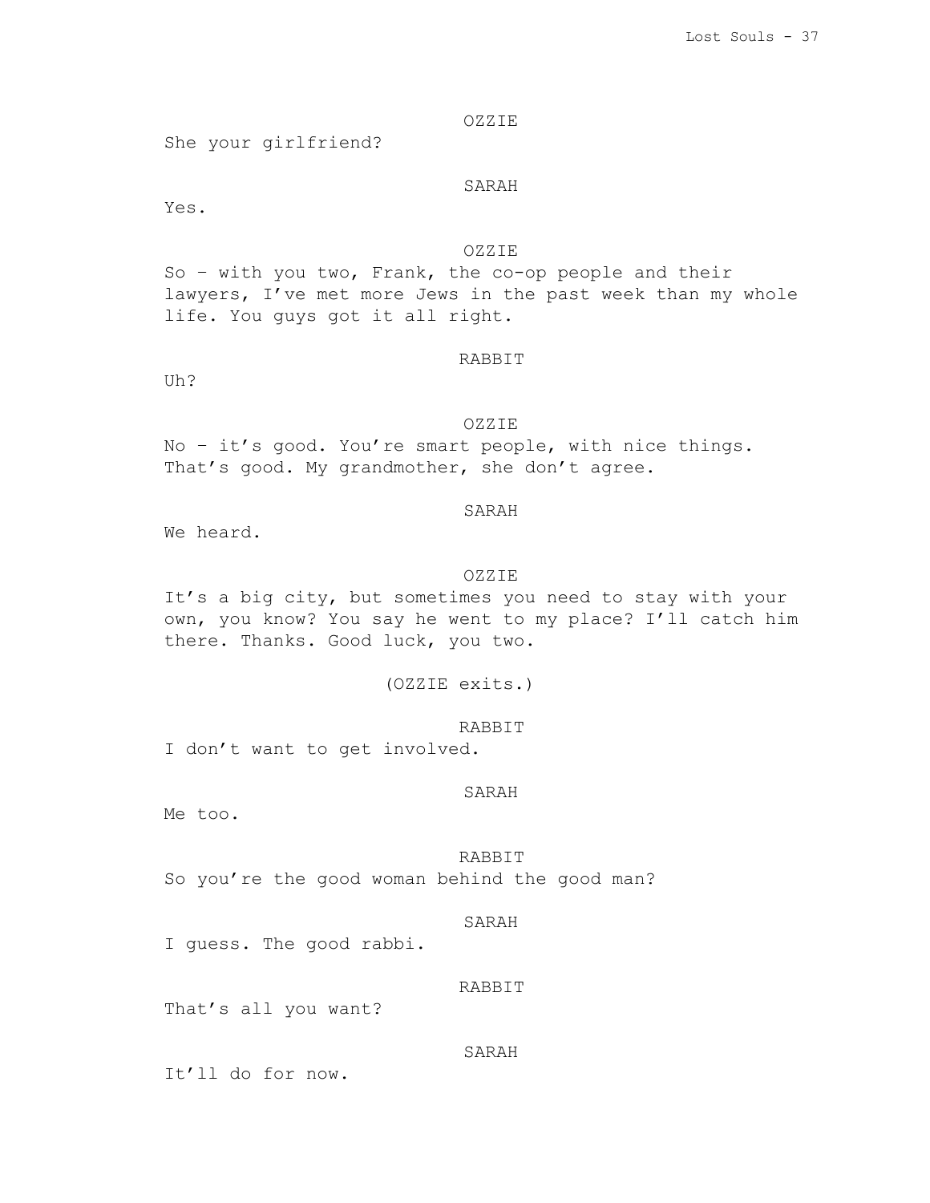OZZIE

She your girlfriend?

SARAH

Yes.

OZZIE

So – with you two, Frank, the co-op people and their lawyers, I've met more Jews in the past week than my whole life. You guys got it all right.

RABBIT

Uh?

OZZIE

No – it's good. You're smart people, with nice things. That's good. My grandmother, she don't agree.

SARAH

We heard.

OZZIE

It's a big city, but sometimes you need to stay with your own, you know? You say he went to my place? I'll catch him there. Thanks. Good luck, you two.

(OZZIE exits.)

RABBIT

I don't want to get involved.

SARAH

Me too.

RABBIT

So you're the good woman behind the good man?

SARAH

I guess. The good rabbi.

RABBIT

That's all you want?

SARAH

It'll do for now.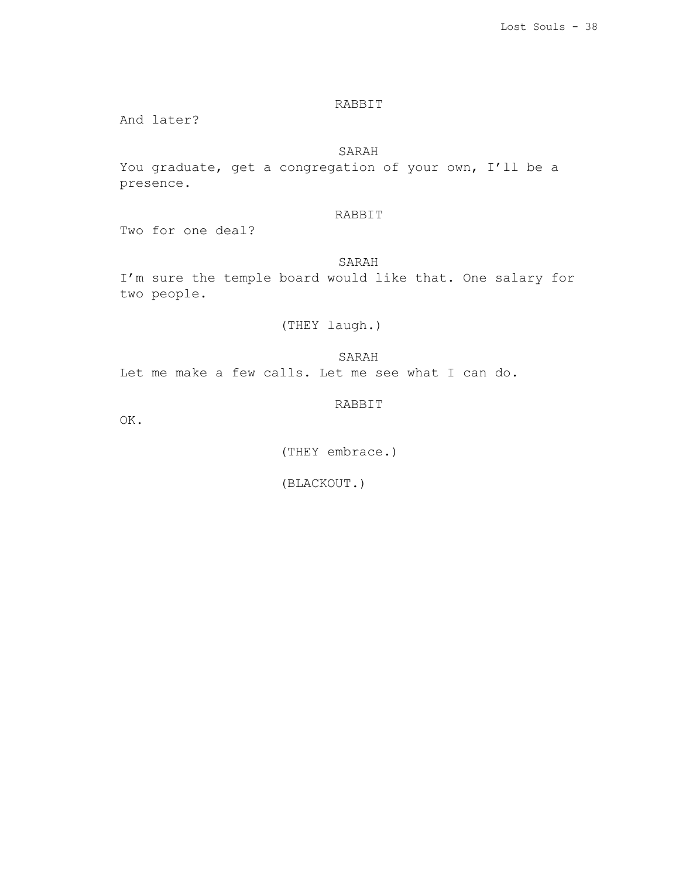RABBIT

And later?

SARAH

You graduate, get a congregation of your own, I'll be a presence.

RABBIT

Two for one deal?

SARAH

I'm sure the temple board would like that. One salary for two people.

(THEY laugh.)

SARAH

Let me make a few calls. Let me see what I can do.

RABBIT

OK.

(THEY embrace.)

(BLACKOUT.)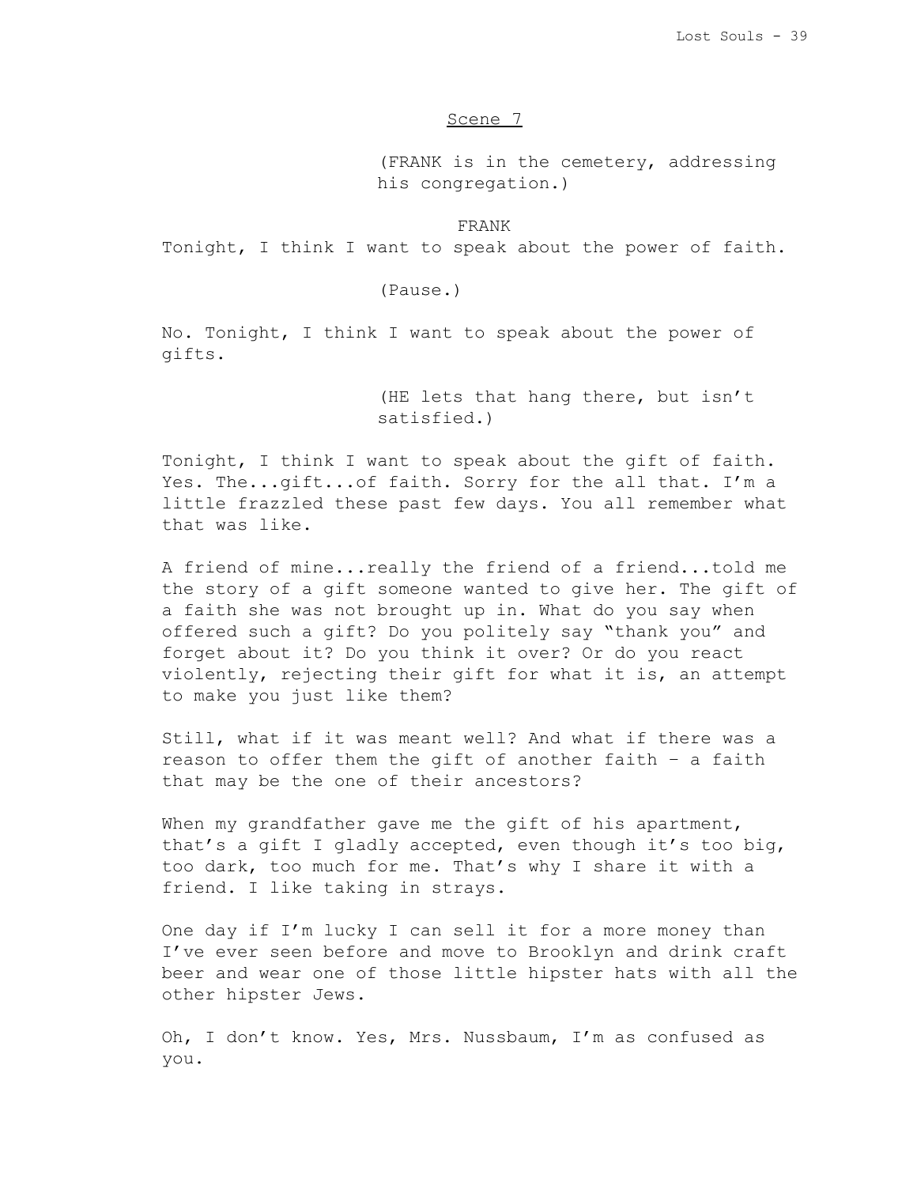Scene 7

(FRANK is in the cemetery, addressing his congregation.)

FRANK

Tonight, I think I want to speak about the power of faith.

(Pause.)

No. Tonight, I think I want to speak about the power of gifts.

(HE lets that hang there, but isn't satisfied.)

Tonight, I think I want to speak about the gift of faith. Yes. The...gift...of faith. Sorry for the all that. I'm a little frazzled these past few days. You all remember what that was like.

A friend of mine...really the friend of a friend...told me the story of a gift someone wanted to give her. The gift of a faith she was not brought up in. What do you say when offered such a gift? Do you politely say "thank you" and forget about it? Do you think it over? Or do you react violently, rejecting their gift for what it is, an attempt to make you just like them?

Still, what if it was meant well? And what if there was a reason to offer them the gift of another faith – a faith that may be the one of their ancestors?

When my grandfather gave me the gift of his apartment, that's a gift I gladly accepted, even though it's too big, too dark, too much for me. That's why I share it with a friend. I like taking in strays.

One day if I'm lucky I can sell it for a more money than I've ever seen before and move to Brooklyn and drink craft beer and wear one of those little hipster hats with all the other hipster Jews.

Oh, I don't know. Yes, Mrs. Nussbaum, I'm as confused as you.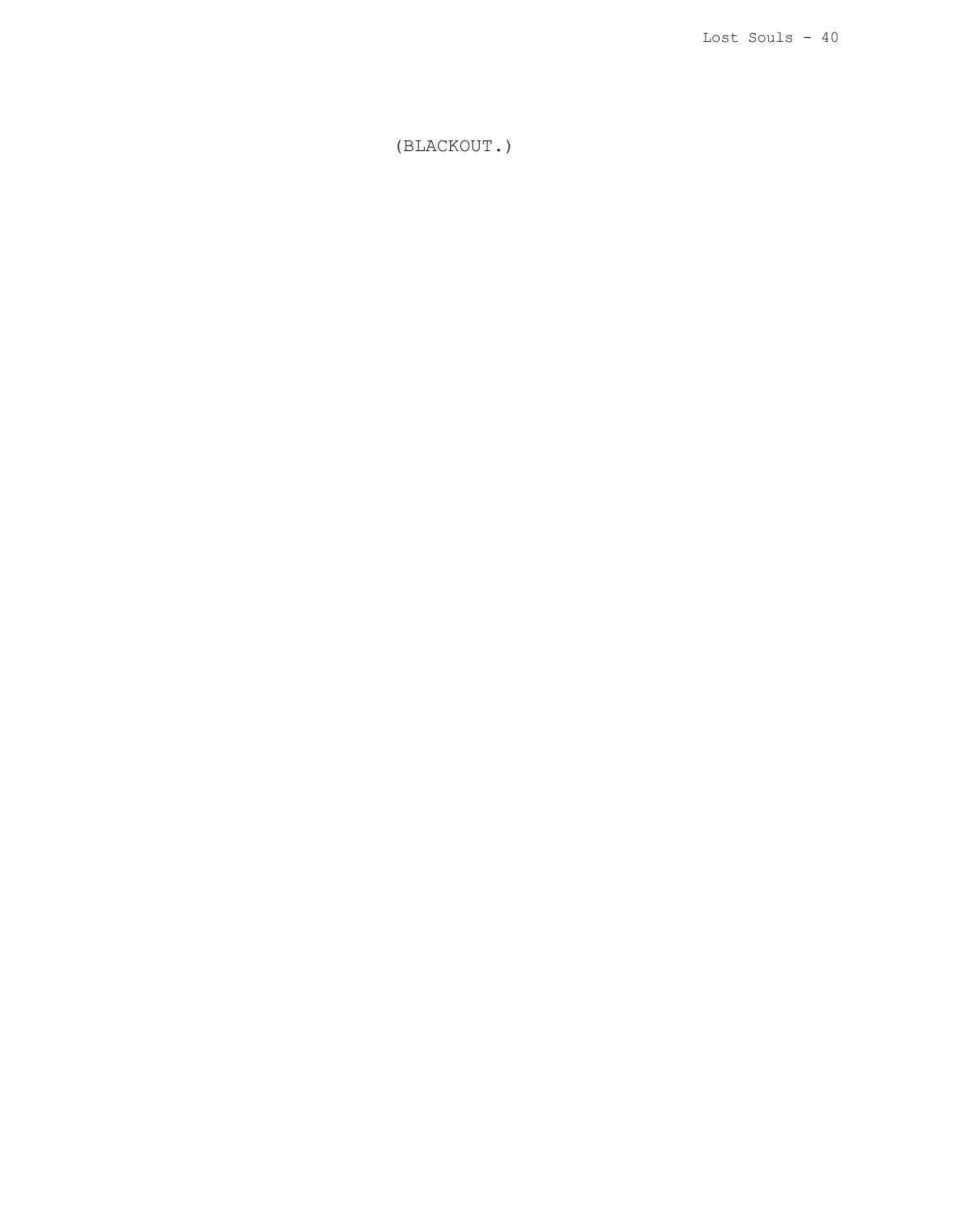(BLACKOUT.)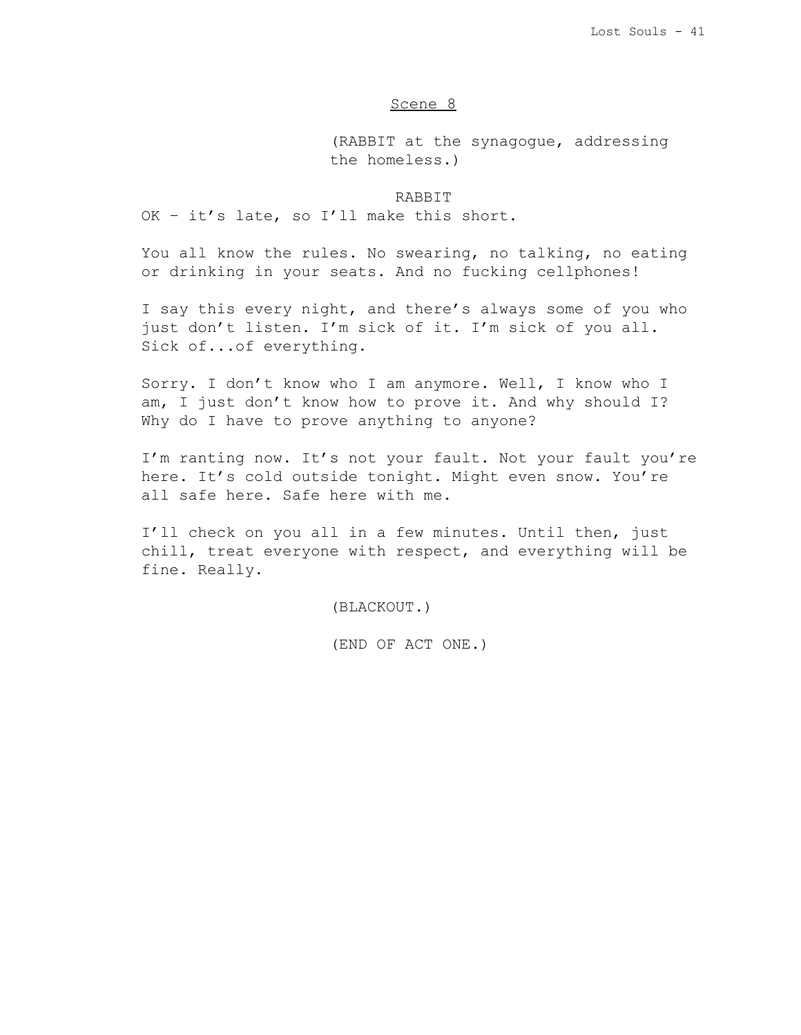Scene 8

(RABBIT at the synagogue, addressing the homeless.)

RABBIT

OK – it's late, so I'll make this short.

You all know the rules. No swearing, no talking, no eating or drinking in your seats. And no fucking cellphones!

I say this every night, and there's always some of you who just don't listen. I'm sick of it. I'm sick of you all. Sick of...of everything.

Sorry. I don't know who I am anymore. Well, I know who I am, I just don't know how to prove it. And why should I? Why do I have to prove anything to anyone?

I'm ranting now. It's not your fault. Not your fault you're here. It's cold outside tonight. Might even snow. You're all safe here. Safe here with me.

I'll check on you all in a few minutes. Until then, just chill, treat everyone with respect, and everything will be fine. Really.

(BLACKOUT.)

(END OF ACT ONE.)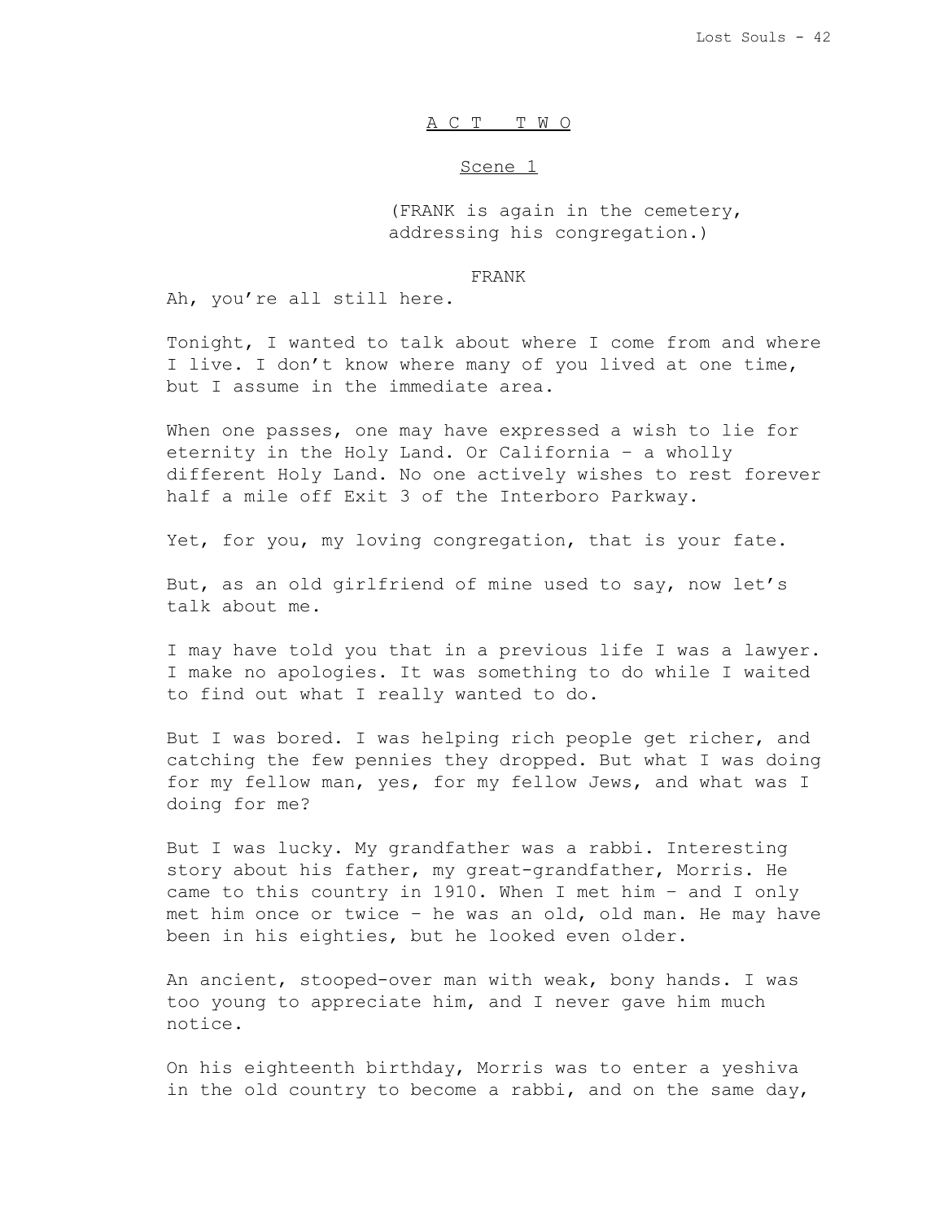# A C T  T W O

## Scene 1

(FRANK is again in the cemetery, addressing his congregation.)

FRANK

Ah, you're all still here.

Tonight, I wanted to talk about where I come from and where I live. I don't know where many of you lived at one time, but I assume in the immediate area.

When one passes, one may have expressed a wish to lie for eternity in the Holy Land. Or California – a wholly different Holy Land. No one actively wishes to rest forever half a mile off Exit 3 of the Interboro Parkway.

Yet, for you, my loving congregation, that is your fate.

But, as an old girlfriend of mine used to say, now let's talk about me.

I may have told you that in a previous life I was a lawyer. I make no apologies. It was something to do while I waited to find out what I really wanted to do.

But I was bored. I was helping rich people get richer, and catching the few pennies they dropped. But what I was doing for my fellow man, yes, for my fellow Jews, and what was I doing for me?

But I was lucky. My grandfather was a rabbi. Interesting story about his father, my great-grandfather, Morris. He came to this country in 1910. When I met him – and I only met him once or twice – he was an old, old man. He may have been in his eighties, but he looked even older.

An ancient, stooped-over man with weak, bony hands. I was too young to appreciate him, and I never gave him much notice.

On his eighteenth birthday, Morris was to enter a yeshiva in the old country to become a rabbi, and on the same day,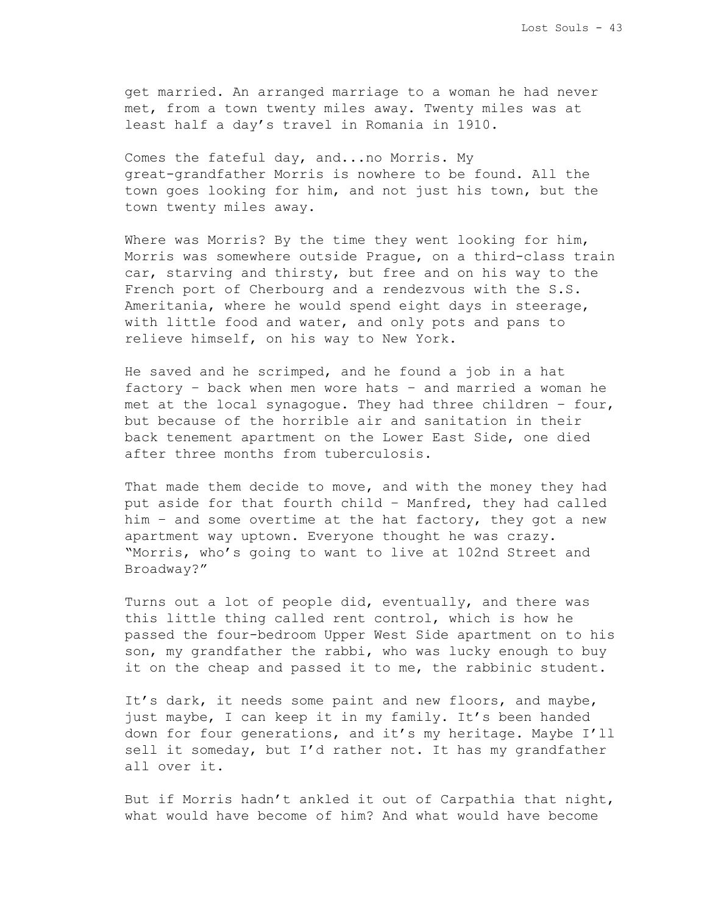get married. An arranged marriage to a woman he had never met, from a town twenty miles away. Twenty miles was at least half a day's travel in Romania in 1910.

Comes the fateful day, and...no Morris. My great-grandfather Morris is nowhere to be found. All the town goes looking for him, and not just his town, but the town twenty miles away.

Where was Morris? By the time they went looking for him, Morris was somewhere outside Prague, on a third-class train car, starving and thirsty, but free and on his way to the French port of Cherbourg and a rendezvous with the S.S. Ameritania, where he would spend eight days in steerage, with little food and water, and only pots and pans to relieve himself, on his way to New York.

He saved and he scrimped, and he found a job in a hat factory – back when men wore hats – and married a woman he met at the local synagogue. They had three children – four, but because of the horrible air and sanitation in their back tenement apartment on the Lower East Side, one died after three months from tuberculosis.

That made them decide to move, and with the money they had put aside for that fourth child – Manfred, they had called him – and some overtime at the hat factory, they got a new apartment way uptown. Everyone thought he was crazy. "Morris, who's going to want to live at 102nd Street and Broadway?"

Turns out a lot of people did, eventually, and there was this little thing called rent control, which is how he passed the four-bedroom Upper West Side apartment on to his son, my grandfather the rabbi, who was lucky enough to buy it on the cheap and passed it to me, the rabbinic student.

It's dark, it needs some paint and new floors, and maybe, just maybe, I can keep it in my family. It's been handed down for four generations, and it's my heritage. Maybe I'll sell it someday, but I'd rather not. It has my grandfather all over it.

But if Morris hadn't ankled it out of Carpathia that night, what would have become of him? And what would have become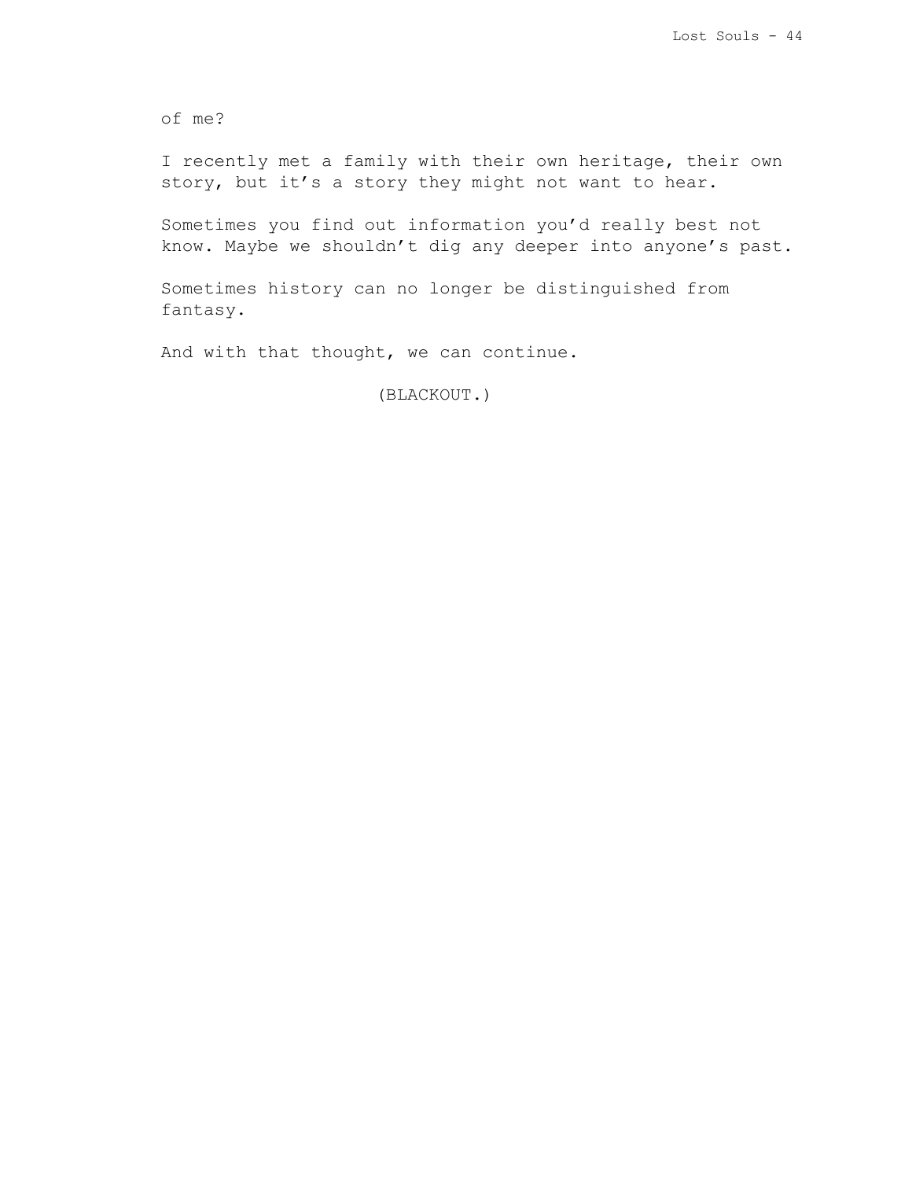of me?

I recently met a family with their own heritage, their own story, but it's a story they might not want to hear.

Sometimes you find out information you'd really best not know. Maybe we shouldn't dig any deeper into anyone's past.

Sometimes history can no longer be distinguished from fantasy.

And with that thought, we can continue.

(BLACKOUT.)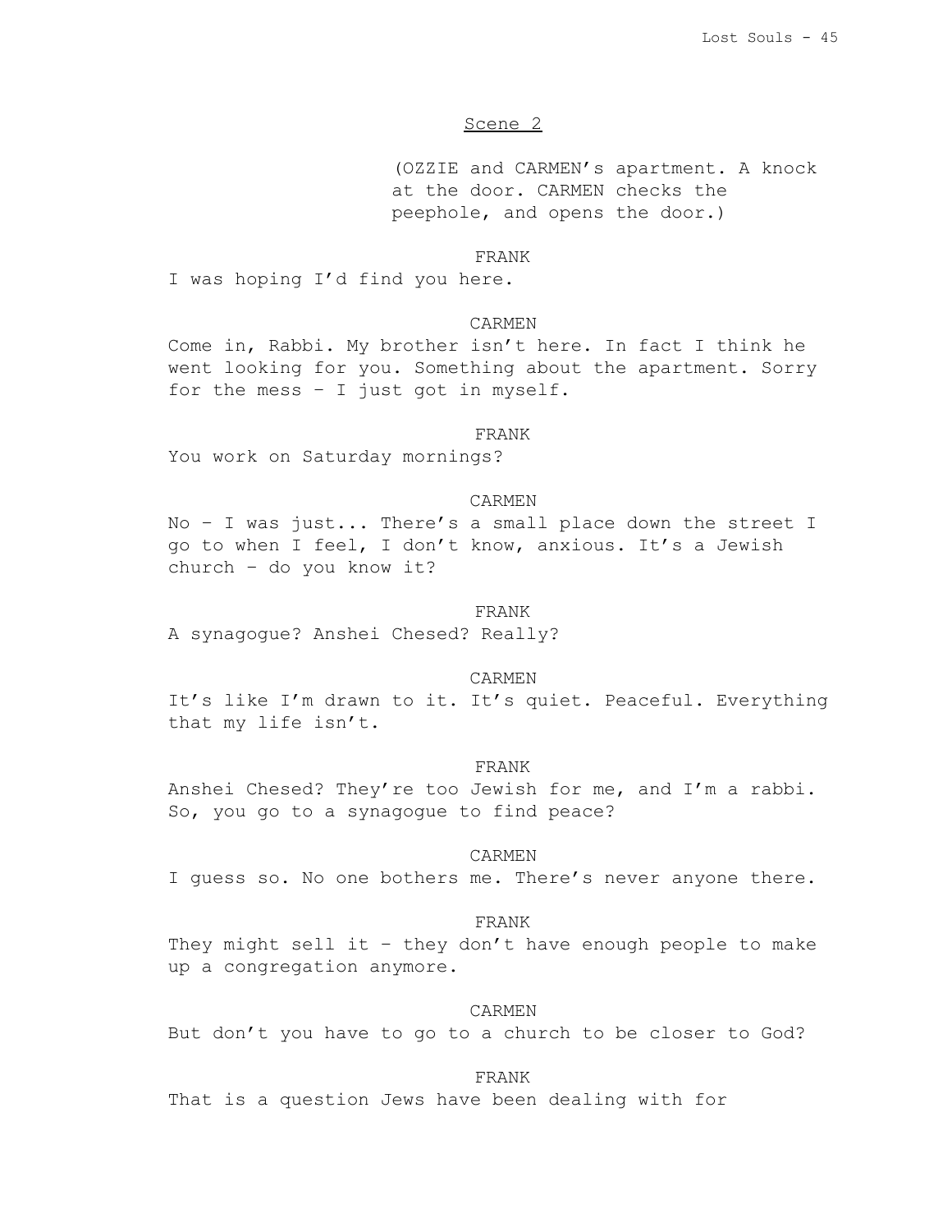## Scene 2

(OZZIE and CARMEN's apartment. A knock at the door. CARMEN checks the peephole, and opens the door.)

FRANK

I was hoping I'd find you here.

CARMEN

Come in, Rabbi. My brother isn't here. In fact I think he went looking for you. Something about the apartment. Sorry for the mess – I just got in myself.

FRANK

You work on Saturday mornings?

CARMEN

No – I was just... There's a small place down the street I go to when I feel, I don't know, anxious. It's a Jewish church – do you know it?

FRANK

A synagogue? Anshei Chesed? Really?

CARMEN

It's like I'm drawn to it. It's quiet. Peaceful. Everything that my life isn't.

FRANK

Anshei Chesed? They're too Jewish for me, and I'm a rabbi. So, you go to a synagogue to find peace?

CARMEN

I guess so. No one bothers me. There's never anyone there.

FRANK

They might sell it – they don't have enough people to make up a congregation anymore.

CARMEN

But don't you have to go to a church to be closer to God?

FRANK

That is a question Jews have been dealing with for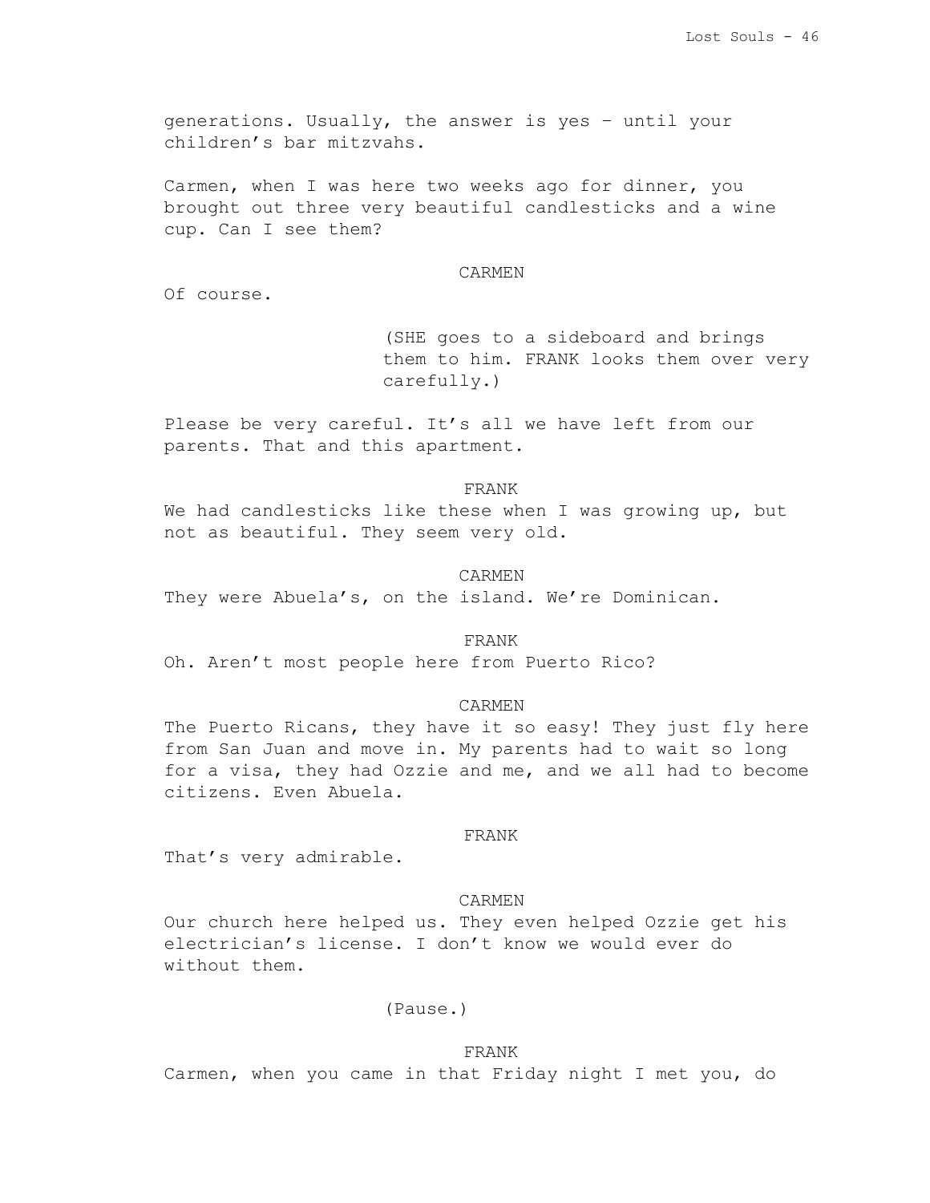generations. Usually, the answer is yes – until your children's bar mitzvahs.

Carmen, when I was here two weeks ago for dinner, you brought out three very beautiful candlesticks and a wine cup. Can I see them?

CARMEN

Of course.

(SHE goes to a sideboard and brings them to him. FRANK looks them over very carefully.)

Please be very careful. It's all we have left from our parents. That and this apartment.

FRANK

We had candlesticks like these when I was growing up, but not as beautiful. They seem very old.

CARMEN

They were Abuela's, on the island. We're Dominican.

FRANK

Oh. Aren't most people here from Puerto Rico?

CARMEN

The Puerto Ricans, they have it so easy! They just fly here from San Juan and move in. My parents had to wait so long for a visa, they had Ozzie and me, and we all had to become citizens. Even Abuela.

FRANK

That's very admirable.

CARMEN

Our church here helped us. They even helped Ozzie get his electrician's license. I don't know we would ever do without them.

(Pause.)

FRANK

Carmen, when you came in that Friday night I met you, do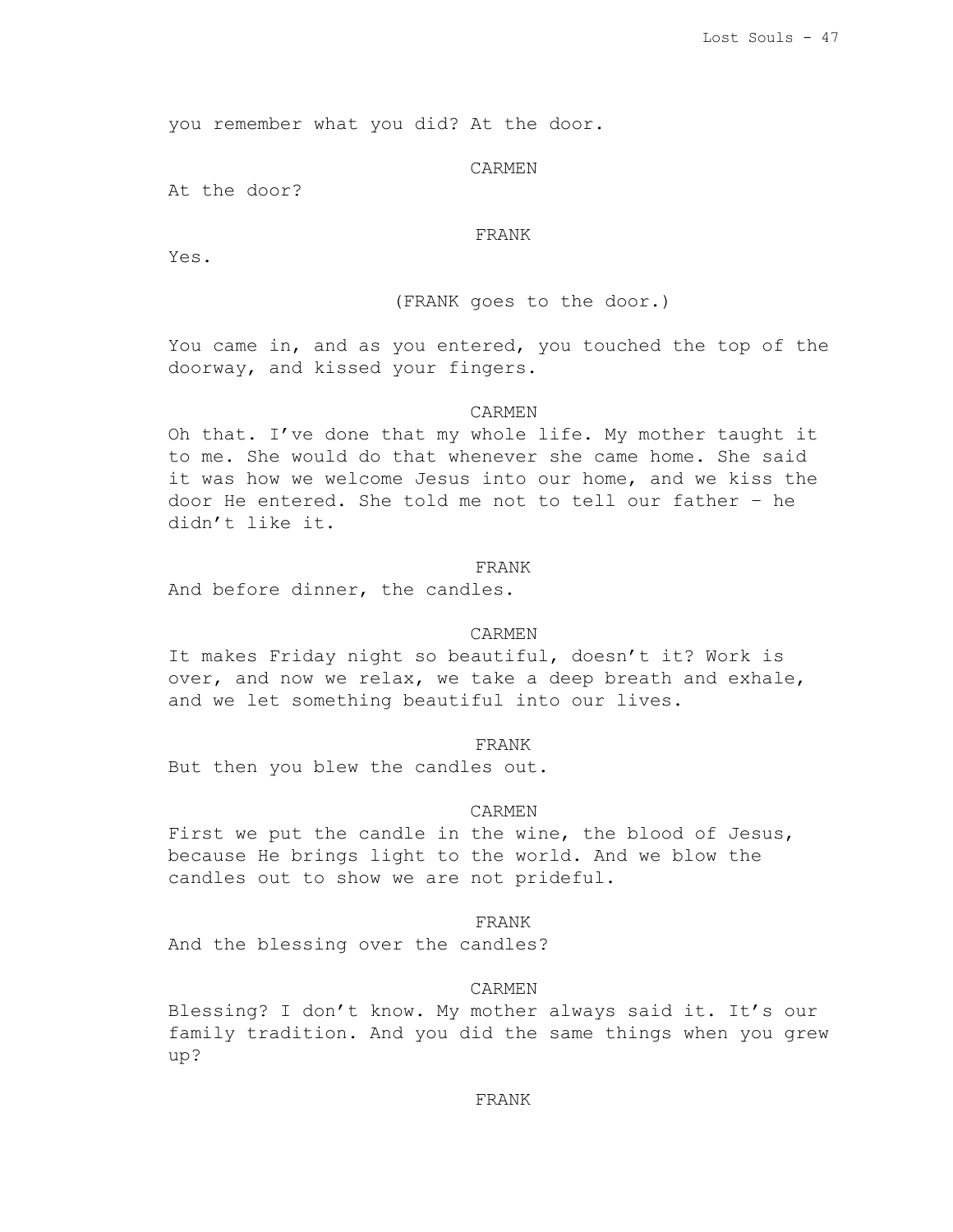you remember what you did? At the door.

CARMEN

At the door?

FRANK

Yes.

(FRANK goes to the door.)

You came in, and as you entered, you touched the top of the doorway, and kissed your fingers.

CARMEN

Oh that. I've done that my whole life. My mother taught it to me. She would do that whenever she came home. She said it was how we welcome Jesus into our home, and we kiss the door He entered. She told me not to tell our father – he didn't like it.

FRANK

And before dinner, the candles.

CARMEN

It makes Friday night so beautiful, doesn't it? Work is over, and now we relax, we take a deep breath and exhale, and we let something beautiful into our lives.

FRANK

But then you blew the candles out.

CARMEN

First we put the candle in the wine, the blood of Jesus, because He brings light to the world. And we blow the candles out to show we are not prideful.

FRANK

And the blessing over the candles?

CARMEN

Blessing? I don't know. My mother always said it. It's our family tradition. And you did the same things when you grew up?

FRANK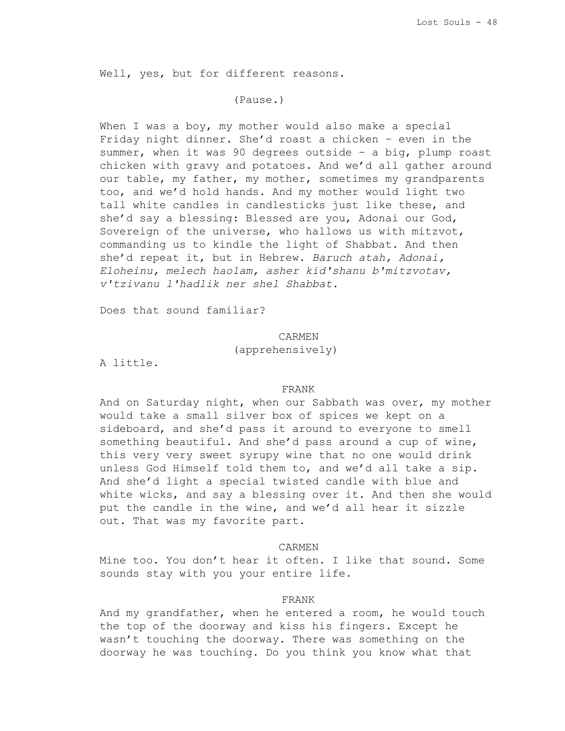Well, yes, but for different reasons.

(Pause.)

When I was a boy, my mother would also make a special Friday night dinner. She'd roast a chicken – even in the summer, when it was 90 degrees outside – a big, plump roast chicken with gravy and potatoes. And we'd all gather around our table, my father, my mother, sometimes my grandparents too, and we'd hold hands. And my mother would light two tall white candles in candlesticks just like these, and she'd say a blessing: Blessed are you, Adonai our God, Sovereign of the universe, who hallows us with mitzvot, commanding us to kindle the light of Shabbat. And then she'd repeat it, but in Hebrew. *Baruch atah, Adonai, Eloheinu, melech haolam, asher kid'shanu b'mitzvotav, v'tzivanu l'hadlik ner shel Shabbat.*

Does that sound familiar?

CARMEN
(apprehensively)

A little.

FRANK

And on Saturday night, when our Sabbath was over, my mother would take a small silver box of spices we kept on a sideboard, and she'd pass it around to everyone to smell something beautiful. And she'd pass around a cup of wine, this very very sweet syrupy wine that no one would drink unless God Himself told them to, and we'd all take a sip. And she'd light a special twisted candle with blue and white wicks, and say a blessing over it. And then she would put the candle in the wine, and we'd all hear it sizzle out. That was my favorite part.

CARMEN

Mine too. You don't hear it often. I like that sound. Some sounds stay with you your entire life.

FRANK

And my grandfather, when he entered a room, he would touch the top of the doorway and kiss his fingers. Except he wasn't touching the doorway. There was something on the doorway he was touching. Do you think you know what that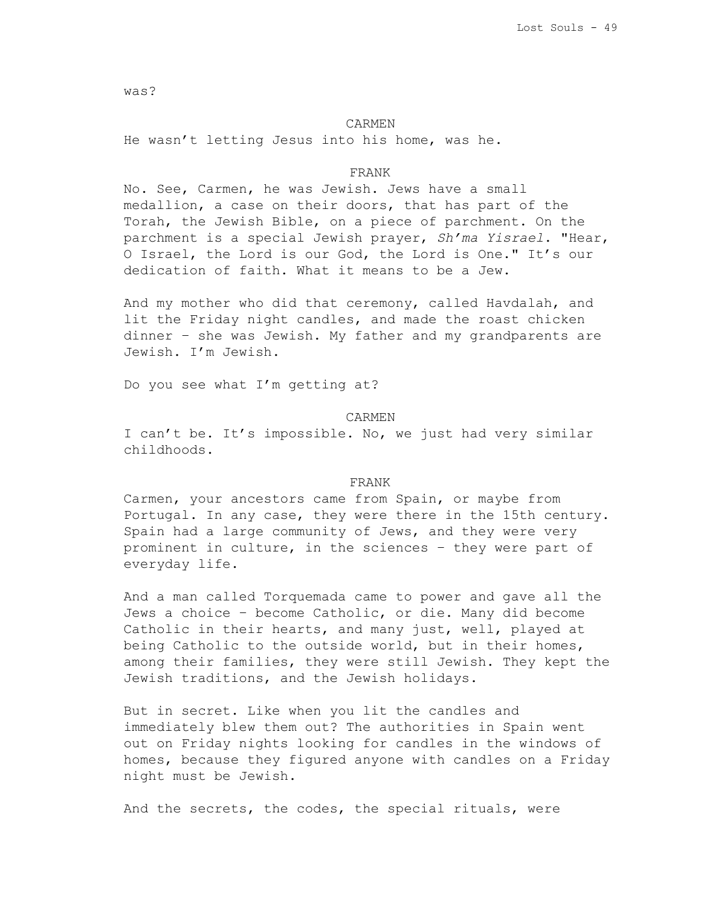was?

CARMEN

He wasn't letting Jesus into his home, was he.

FRANK

No. See, Carmen, he was Jewish. Jews have a small medallion, a case on their doors, that has part of the Torah, the Jewish Bible, on a piece of parchment. On the parchment is a special Jewish prayer, *Sh'ma Yisrael*. "Hear, O Israel, the Lord is our God, the Lord is One." It's our dedication of faith. What it means to be a Jew.

And my mother who did that ceremony, called Havdalah, and lit the Friday night candles, and made the roast chicken dinner – she was Jewish. My father and my grandparents are Jewish. I'm Jewish.

Do you see what I'm getting at?

CARMEN

I can't be. It's impossible. No, we just had very similar childhoods.

FRANK

Carmen, your ancestors came from Spain, or maybe from Portugal. In any case, they were there in the 15th century. Spain had a large community of Jews, and they were very prominent in culture, in the sciences – they were part of everyday life.

And a man called Torquemada came to power and gave all the Jews a choice – become Catholic, or die. Many did become Catholic in their hearts, and many just, well, played at being Catholic to the outside world, but in their homes, among their families, they were still Jewish. They kept the Jewish traditions, and the Jewish holidays.

But in secret. Like when you lit the candles and immediately blew them out? The authorities in Spain went out on Friday nights looking for candles in the windows of homes, because they figured anyone with candles on a Friday night must be Jewish.

And the secrets, the codes, the special rituals, were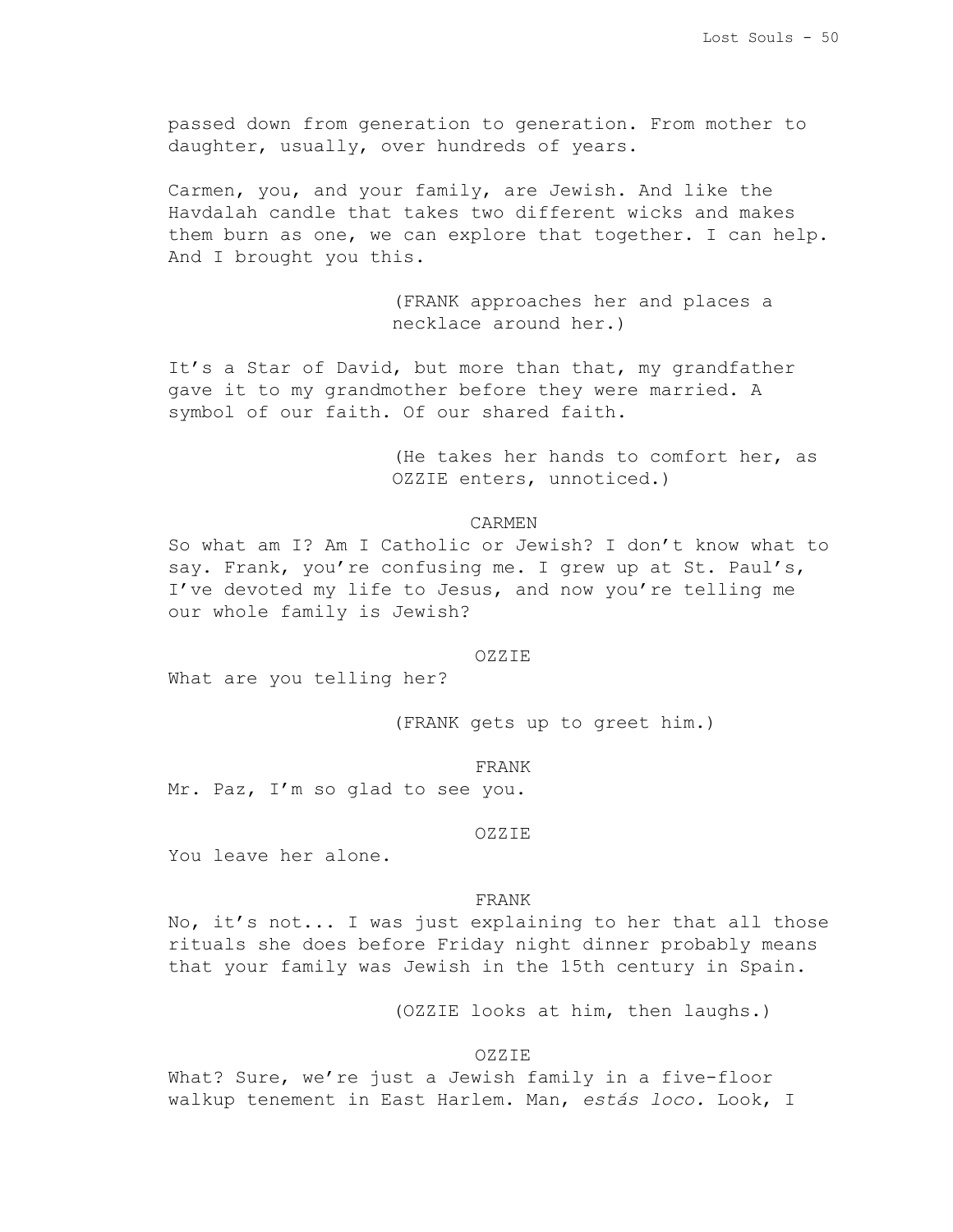passed down from generation to generation. From mother to daughter, usually, over hundreds of years.

Carmen, you, and your family, are Jewish. And like the Havdalah candle that takes two different wicks and makes them burn as one, we can explore that together. I can help. And I brought you this.

(FRANK approaches her and places a necklace around her.)

It's a Star of David, but more than that, my grandfather gave it to my grandmother before they were married. A symbol of our faith. Of our shared faith.

(He takes her hands to comfort her, as OZZIE enters, unnoticed.)

CARMEN

So what am I? Am I Catholic or Jewish? I don't know what to say. Frank, you're confusing me. I grew up at St. Paul's, I've devoted my life to Jesus, and now you're telling me our whole family is Jewish?

OZZIE

What are you telling her?

(FRANK gets up to greet him.)

FRANK

Mr. Paz, I'm so glad to see you.

OZZIE

You leave her alone.

FRANK

No, it's not... I was just explaining to her that all those rituals she does before Friday night dinner probably means that your family was Jewish in the 15th century in Spain.

(OZZIE looks at him, then laughs.)

OZZIE

What? Sure, we're just a Jewish family in a five-floor walkup tenement in East Harlem. Man, *estás loco*. Look, I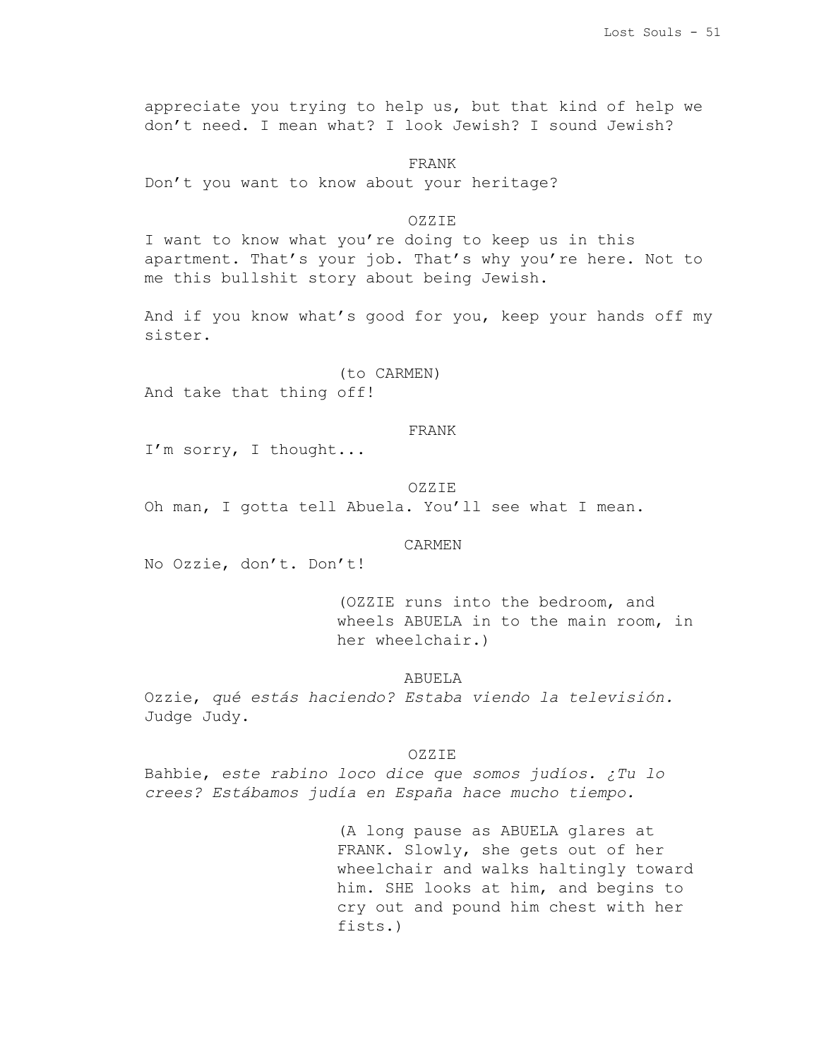appreciate you trying to help us, but that kind of help we don't need. I mean what? I look Jewish? I sound Jewish?

FRANK

Don't you want to know about your heritage?

OZZIE

I want to know what you're doing to keep us in this apartment. That's your job. That's why you're here. Not to me this bullshit story about being Jewish.

And if you know what's good for you, keep your hands off my sister.

(to CARMEN)

And take that thing off!

FRANK

I'm sorry, I thought...

OZZIE

Oh man, I gotta tell Abuela. You'll see what I mean.

CARMEN

No Ozzie, don't. Don't!

(OZZIE runs into the bedroom, and wheels ABUELA in to the main room, in her wheelchair.)

ABUELA

Ozzie, *qué estás haciendo? Estaba viendo la televisión.* Judge Judy.

OZZIE

Bahbie, *este rabino loco dice que somos judíos. ¿Tu lo crees? Estábamos judía en España hace mucho tiempo.*

(A long pause as ABUELA glares at FRANK. Slowly, she gets out of her wheelchair and walks haltingly toward him. SHE looks at him, and begins to cry out and pound him chest with her fists.)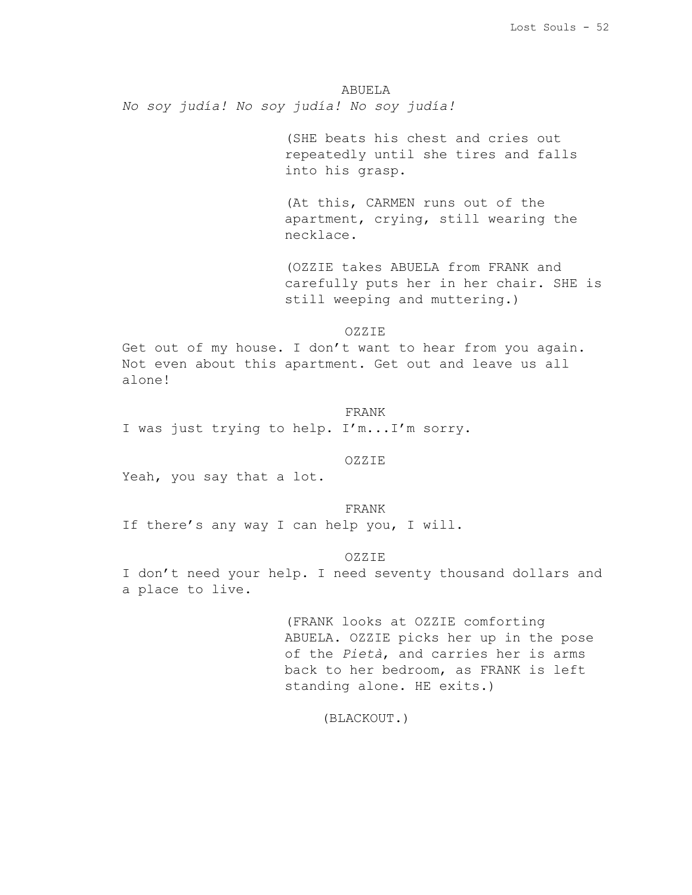ABUELA

*No soy judía! No soy judía! No soy judía!*

(SHE beats his chest and cries out repeatedly until she tires and falls into his grasp.

(At this, CARMEN runs out of the apartment, crying, still wearing the necklace.

(OZZIE takes ABUELA from FRANK and carefully puts her in her chair. SHE is still weeping and muttering.)

OZZIE

Get out of my house. I don't want to hear from you again. Not even about this apartment. Get out and leave us all alone!

FRANK

I was just trying to help. I'm...I'm sorry.

OZZIE

Yeah, you say that a lot.

FRANK

If there's any way I can help you, I will.

OZZIE

I don't need your help. I need seventy thousand dollars and a place to live.

(FRANK looks at OZZIE comforting ABUELA. OZZIE picks her up in the pose of the *Pietà*, and carries her is arms back to her bedroom, as FRANK is left standing alone. HE exits.)

(BLACKOUT.)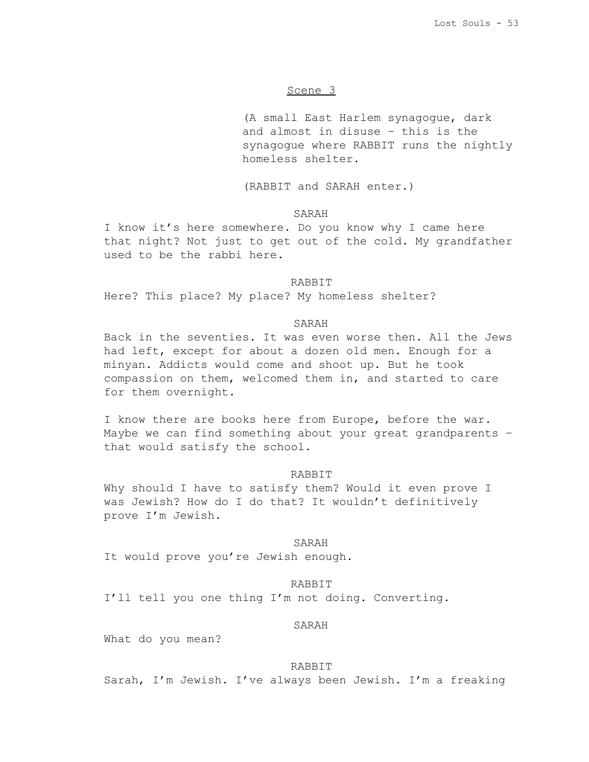Scene 3

(A small East Harlem synagogue, dark and almost in disuse – this is the synagogue where RABBIT runs the nightly homeless shelter.

(RABBIT and SARAH enter.)

SARAH

I know it's here somewhere. Do you know why I came here that night? Not just to get out of the cold. My grandfather used to be the rabbi here.

RABBIT

Here? This place? My place? My homeless shelter?

SARAH

Back in the seventies. It was even worse then. All the Jews had left, except for about a dozen old men. Enough for a minyan. Addicts would come and shoot up. But he took compassion on them, welcomed them in, and started to care for them overnight.

I know there are books here from Europe, before the war. Maybe we can find something about your great grandparents – that would satisfy the school.

RABBIT

Why should I have to satisfy them? Would it even prove I was Jewish? How do I do that? It wouldn't definitively prove I'm Jewish.

SARAH

It would prove you're Jewish enough.

RABBIT

I'll tell you one thing I'm not doing. Converting.

SARAH

What do you mean?

RABBIT

Sarah, I'm Jewish. I've always been Jewish. I'm a freaking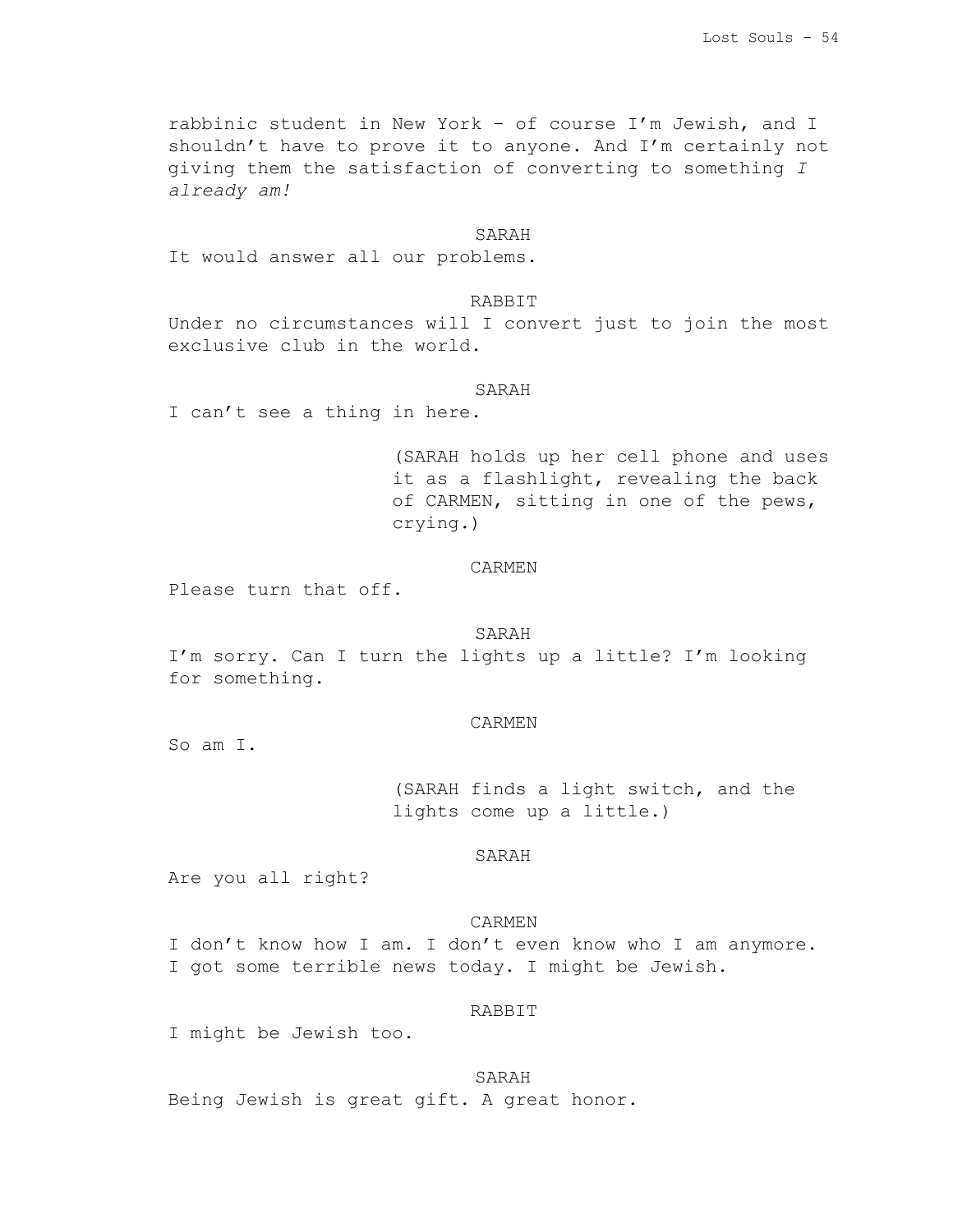rabbinic student in New York – of course I'm Jewish, and I shouldn't have to prove it to anyone. And I'm certainly not giving them the satisfaction of converting to something *I already am!*

SARAH

It would answer all our problems.

RABBIT

Under no circumstances will I convert just to join the most exclusive club in the world.

SARAH

I can't see a thing in here.

(SARAH holds up her cell phone and uses it as a flashlight, revealing the back of CARMEN, sitting in one of the pews, crying.)

CARMEN

Please turn that off.

SARAH

I'm sorry. Can I turn the lights up a little? I'm looking for something.

CARMEN

So am I.

(SARAH finds a light switch, and the lights come up a little.)

SARAH

Are you all right?

CARMEN

I don't know how I am. I don't even know who I am anymore. I got some terrible news today. I might be Jewish.

RABBIT

I might be Jewish too.

SARAH

Being Jewish is great gift. A great honor.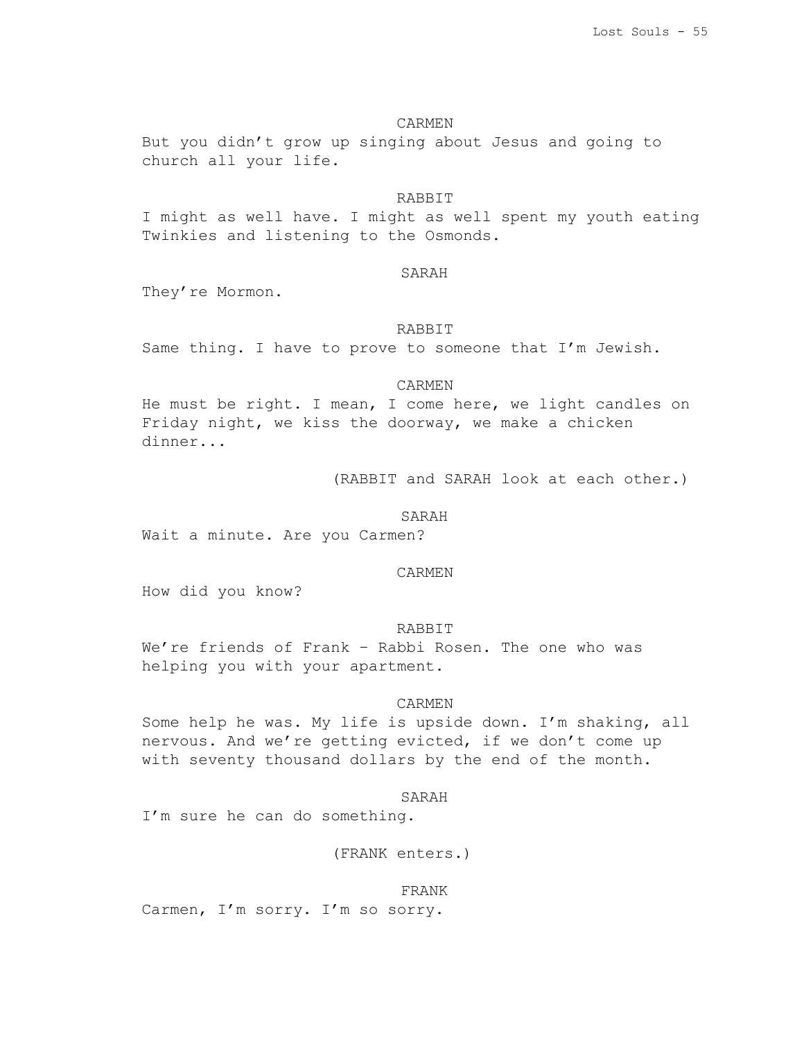CARMEN

But you didn't grow up singing about Jesus and going to church all your life.

RABBIT

I might as well have. I might as well spent my youth eating Twinkies and listening to the Osmonds.

SARAH

They're Mormon.

RABBIT

Same thing. I have to prove to someone that I'm Jewish.

CARMEN

He must be right. I mean, I come here, we light candles on Friday night, we kiss the doorway, we make a chicken dinner...

(RABBIT and SARAH look at each other.)

SARAH

Wait a minute. Are you Carmen?

CARMEN

How did you know?

RABBIT

We're friends of Frank – Rabbi Rosen. The one who was helping you with your apartment.

CARMEN

Some help he was. My life is upside down. I'm shaking, all nervous. And we're getting evicted, if we don't come up with seventy thousand dollars by the end of the month.

SARAH

I'm sure he can do something.

(FRANK enters.)

FRANK

Carmen, I'm sorry. I'm so sorry.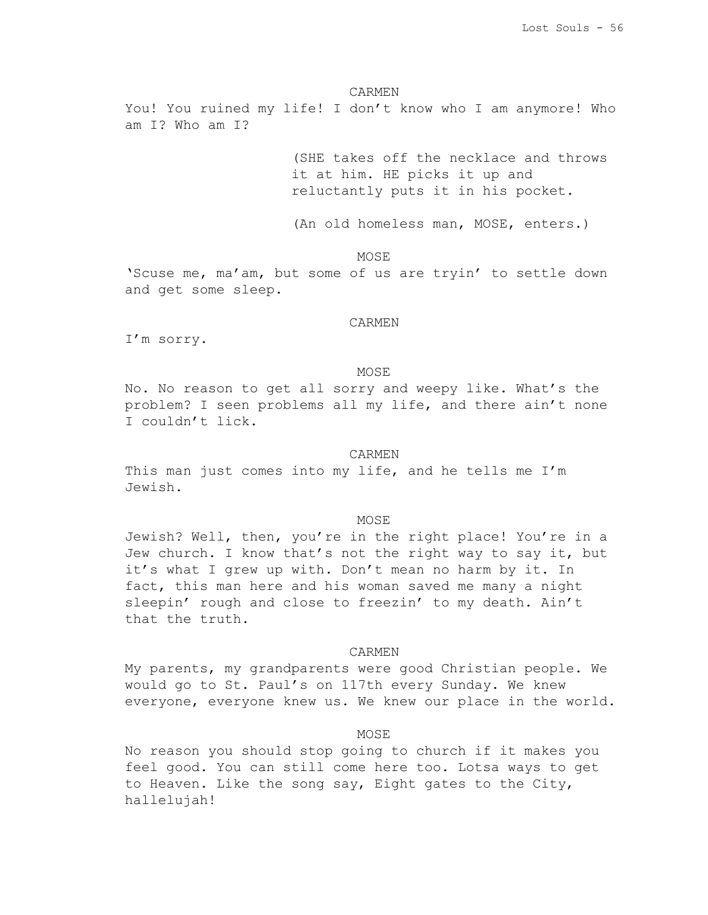CARMEN

You! You ruined my life! I don't know who I am anymore! Who am I? Who am I?

(SHE takes off the necklace and throws it at him. HE picks it up and reluctantly puts it in his pocket.

(An old homeless man, MOSE, enters.)

MOSE

'Scuse me, ma'am, but some of us are tryin' to settle down and get some sleep.

CARMEN

I'm sorry.

MOSE

No. No reason to get all sorry and weepy like. What's the problem? I seen problems all my life, and there ain't none I couldn't lick.

CARMEN

This man just comes into my life, and he tells me I'm Jewish.

MOSE

Jewish? Well, then, you're in the right place! You're in a Jew church. I know that's not the right way to say it, but it's what I grew up with. Don't mean no harm by it. In fact, this man here and his woman saved me many a night sleepin' rough and close to freezin' to my death. Ain't that the truth.

CARMEN

My parents, my grandparents were good Christian people. We would go to St. Paul's on 117th every Sunday. We knew everyone, everyone knew us. We knew our place in the world.

MOSE

No reason you should stop going to church if it makes you feel good. You can still come here too. Lotsa ways to get to Heaven. Like the song say, Eight gates to the City, hallelujah!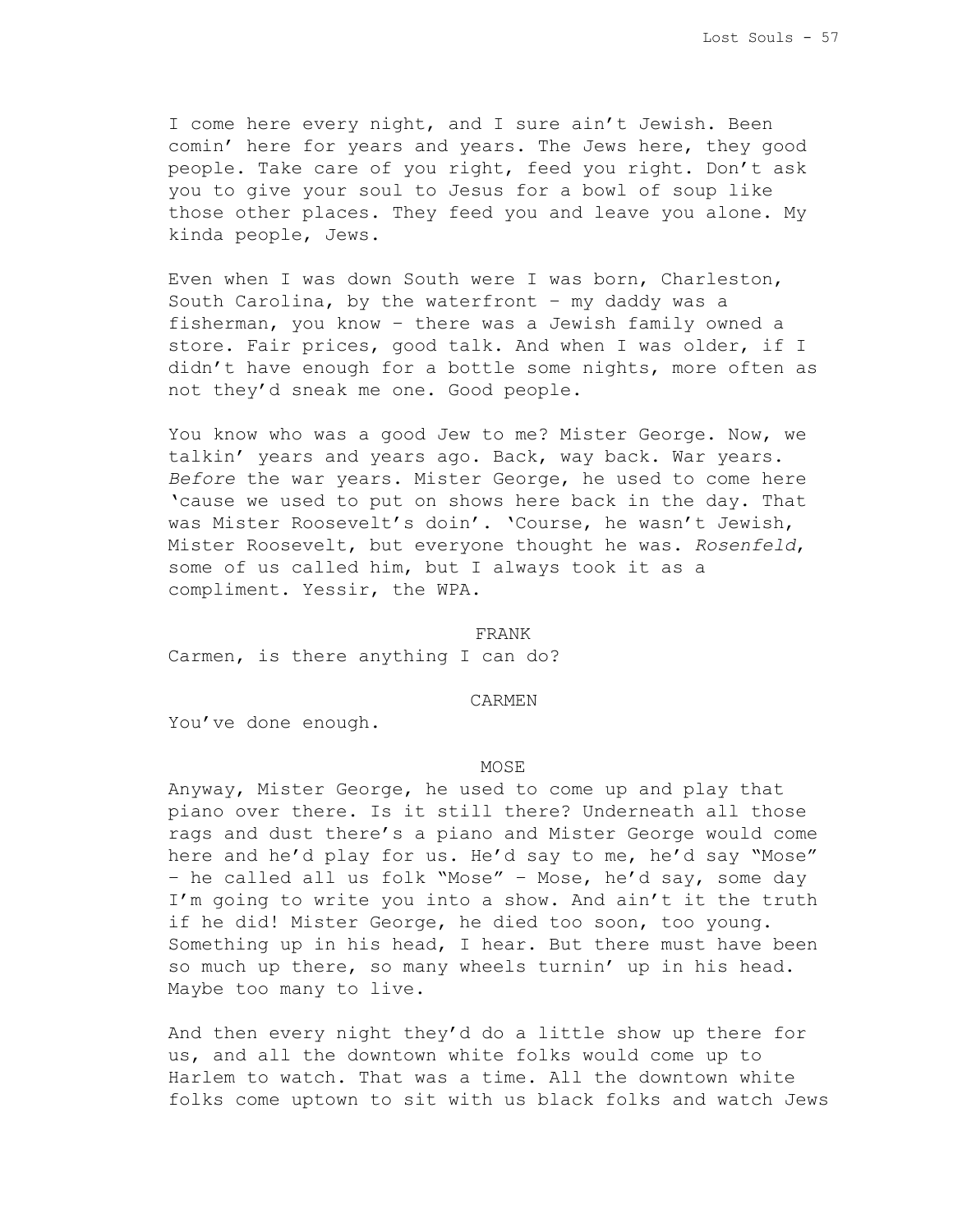I come here every night, and I sure ain't Jewish. Been comin' here for years and years. The Jews here, they good people. Take care of you right, feed you right. Don't ask you to give your soul to Jesus for a bowl of soup like those other places. They feed you and leave you alone. My kinda people, Jews.

Even when I was down South were I was born, Charleston, South Carolina, by the waterfront – my daddy was a fisherman, you know – there was a Jewish family owned a store. Fair prices, good talk. And when I was older, if I didn't have enough for a bottle some nights, more often as not they'd sneak me one. Good people.

You know who was a good Jew to me? Mister George. Now, we talkin' years and years ago. Back, way back. War years. *Before* the war years. Mister George, he used to come here 'cause we used to put on shows here back in the day. That was Mister Roosevelt's doin'. 'Course, he wasn't Jewish, Mister Roosevelt, but everyone thought he was. *Rosenfeld*, some of us called him, but I always took it as a compliment. Yessir, the WPA.

FRANK

Carmen, is there anything I can do?

CARMEN

You've done enough.

MOSE

Anyway, Mister George, he used to come up and play that piano over there. Is it still there? Underneath all those rags and dust there's a piano and Mister George would come here and he'd play for us. He'd say to me, he'd say "Mose" – he called all us folk "Mose" – Mose, he'd say, some day I'm going to write you into a show. And ain't it the truth if he did! Mister George, he died too soon, too young. Something up in his head, I hear. But there must have been so much up there, so many wheels turnin' up in his head. Maybe too many to live.

And then every night they'd do a little show up there for us, and all the downtown white folks would come up to Harlem to watch. That was a time. All the downtown white folks come uptown to sit with us black folks and watch Jews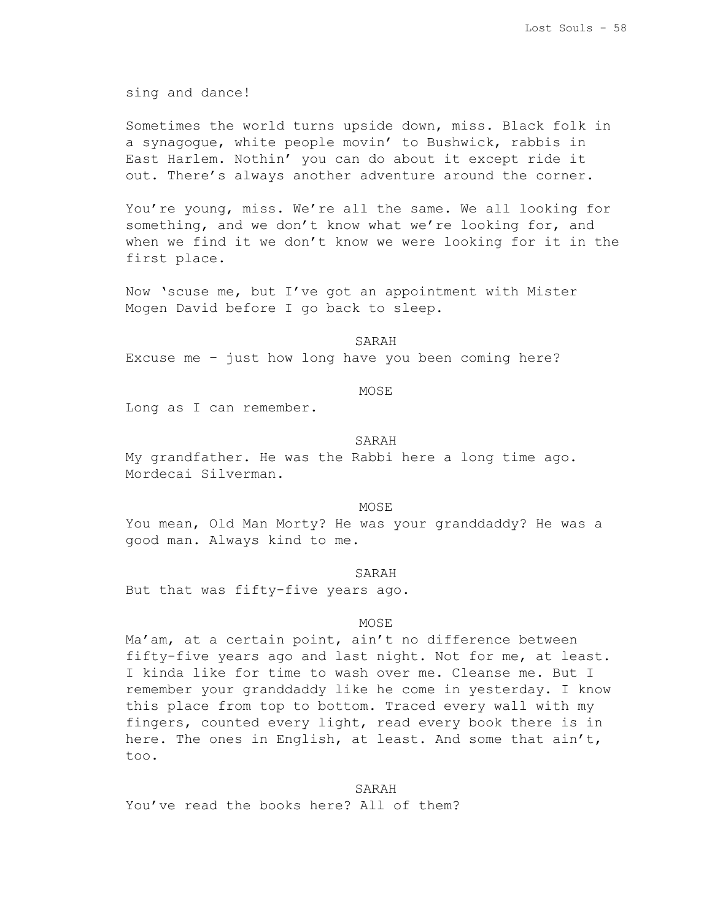sing and dance!

Sometimes the world turns upside down, miss. Black folk in a synagogue, white people movin' to Bushwick, rabbis in East Harlem. Nothin' you can do about it except ride it out. There's always another adventure around the corner.

You're young, miss. We're all the same. We all looking for something, and we don't know what we're looking for, and when we find it we don't know we were looking for it in the first place.

Now 'scuse me, but I've got an appointment with Mister Mogen David before I go back to sleep.

SARAH

Excuse me – just how long have you been coming here?

MOSE

Long as I can remember.

SARAH

My grandfather. He was the Rabbi here a long time ago. Mordecai Silverman.

MOSE

You mean, Old Man Morty? He was your granddaddy? He was a good man. Always kind to me.

SARAH

But that was fifty-five years ago.

MOSE

Ma'am, at a certain point, ain't no difference between fifty-five years ago and last night. Not for me, at least. I kinda like for time to wash over me. Cleanse me. But I remember your granddaddy like he come in yesterday. I know this place from top to bottom. Traced every wall with my fingers, counted every light, read every book there is in here. The ones in English, at least. And some that ain't, too.

SARAH

You've read the books here? All of them?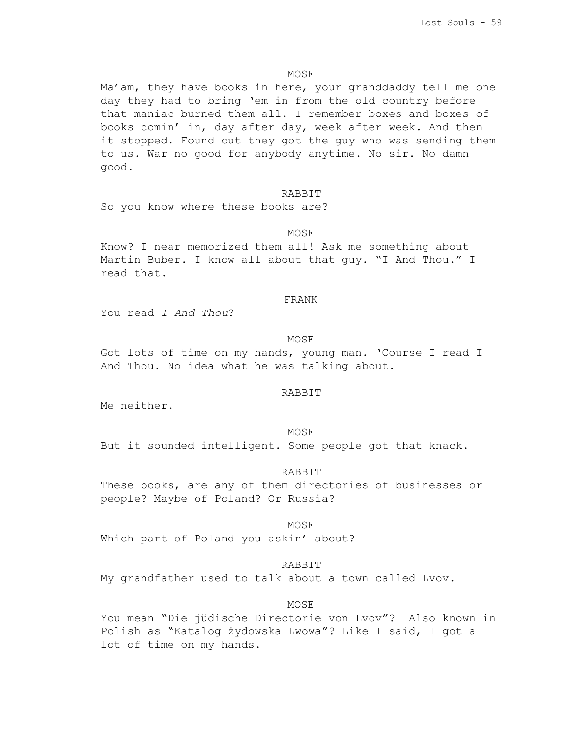MOSE

Ma'am, they have books in here, your granddaddy tell me one day they had to bring 'em in from the old country before that maniac burned them all. I remember boxes and boxes of books comin' in, day after day, week after week. And then it stopped. Found out they got the guy who was sending them to us. War no good for anybody anytime. No sir. No damn good.

RABBIT

So you know where these books are?

MOSE

Know? I near memorized them all! Ask me something about Martin Buber. I know all about that guy. "I And Thou." I read that.

FRANK

You read *I And Thou*?

MOSE

Got lots of time on my hands, young man. 'Course I read I And Thou. No idea what he was talking about.

RABBIT

Me neither.

MOSE

But it sounded intelligent. Some people got that knack.

RABBIT

These books, are any of them directories of businesses or people? Maybe of Poland? Or Russia?

MOSE

Which part of Poland you askin' about?

RABBIT

My grandfather used to talk about a town called Lvov.

MOSE

You mean "Die jüdische Directorie von Lvov"? Also known in Polish as "Katalog żydowska Lwowa"? Like I said, I got a lot of time on my hands.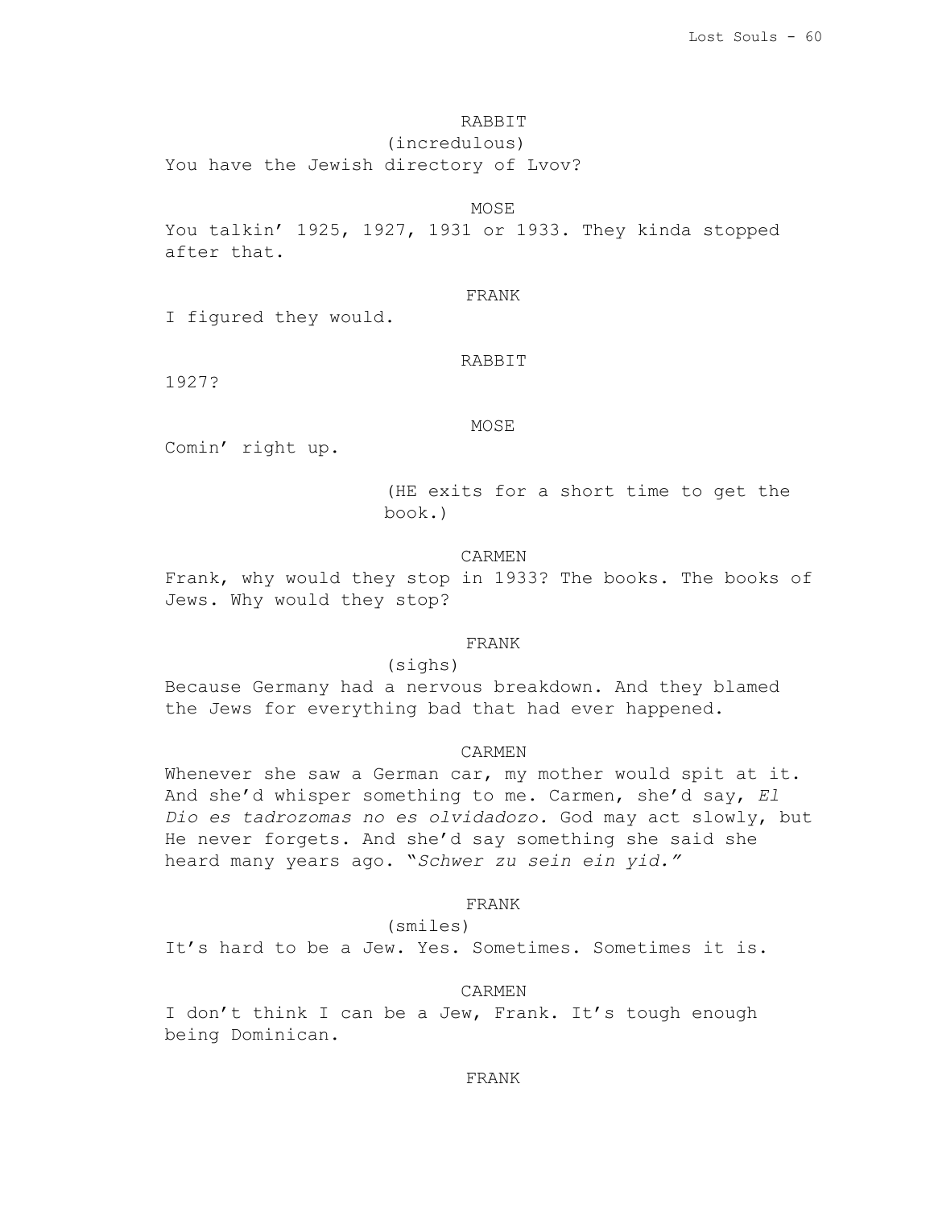RABBIT

(incredulous)

You have the Jewish directory of Lvov?

MOSE

You talkin' 1925, 1927, 1931 or 1933. They kinda stopped after that.

FRANK

I figured they would.

RABBIT

1927?

MOSE

Comin' right up.

(HE exits for a short time to get the book.)

CARMEN

Frank, why would they stop in 1933? The books. The books of Jews. Why would they stop?

FRANK

(sighs)

Because Germany had a nervous breakdown. And they blamed the Jews for everything bad that had ever happened.

CARMEN

Whenever she saw a German car, my mother would spit at it. And she'd whisper something to me. Carmen, she'd say, *El Dio es tadrozomas no es olvidadozo.* God may act slowly, but He never forgets. And she'd say something she said she heard many years ago. "*Schwer zu sein ein yid.*"

FRANK

(smiles)

It's hard to be a Jew. Yes. Sometimes. Sometimes it is.

CARMEN

I don't think I can be a Jew, Frank. It's tough enough being Dominican.

FRANK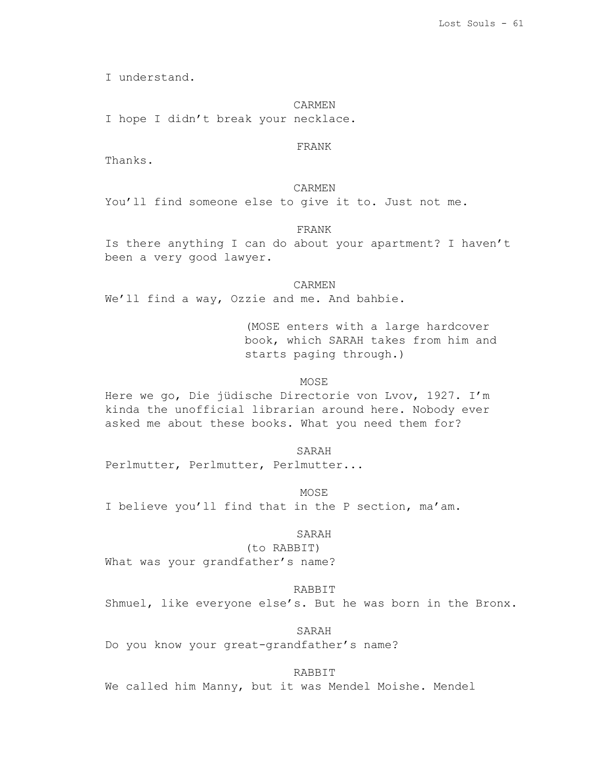I understand.

CARMEN

I hope I didn't break your necklace.

FRANK

Thanks.

CARMEN

You'll find someone else to give it to. Just not me.

FRANK

Is there anything I can do about your apartment? I haven't been a very good lawyer.

CARMEN

We'll find a way, Ozzie and me. And bahbie.

(MOSE enters with a large hardcover book, which SARAH takes from him and starts paging through.)

MOSE

Here we go, Die jüdische Directorie von Lvov, 1927. I'm kinda the unofficial librarian around here. Nobody ever asked me about these books. What you need them for?

SARAH

Perlmutter, Perlmutter, Perlmutter...

MOSE

I believe you'll find that in the P section, ma'am.

SARAH

(to RABBIT)

What was your grandfather's name?

RABBIT

Shmuel, like everyone else's. But he was born in the Bronx.

SARAH

Do you know your great-grandfather's name?

RABBIT

We called him Manny, but it was Mendel Moishe. Mendel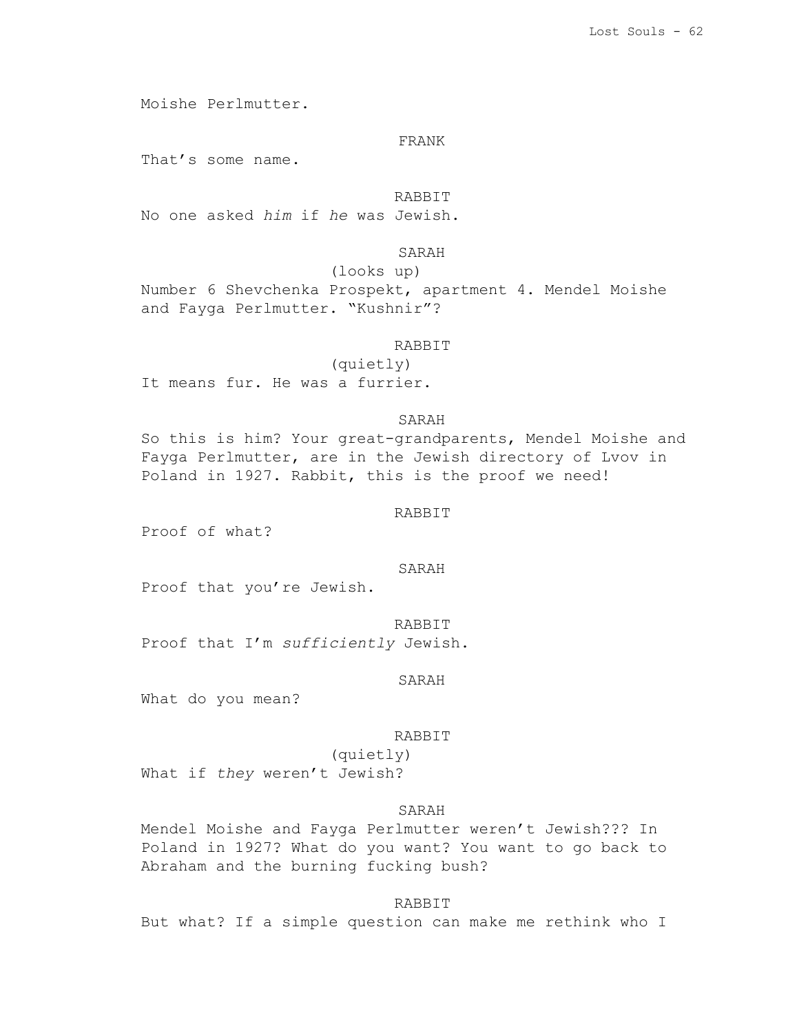Moishe Perlmutter.

FRANK

That's some name.

RABBIT

No one asked *him* if *he* was Jewish.

SARAH

(looks up)

Number 6 Shevchenka Prospekt, apartment 4. Mendel Moishe and Fayga Perlmutter. "Kushnir"?

RABBIT

(quietly)

It means fur. He was a furrier.

SARAH

So this is him? Your great-grandparents, Mendel Moishe and Fayga Perlmutter, are in the Jewish directory of Lvov in Poland in 1927. Rabbit, this is the proof we need!

RABBIT

Proof of what?

SARAH

Proof that you're Jewish.

RABBIT

Proof that I'm *sufficiently* Jewish.

SARAH

What do you mean?

RABBIT

(quietly)

What if *they* weren't Jewish?

SARAH

Mendel Moishe and Fayga Perlmutter weren't Jewish??? In Poland in 1927? What do you want? You want to go back to Abraham and the burning fucking bush?

RABBIT

But what? If a simple question can make me rethink who I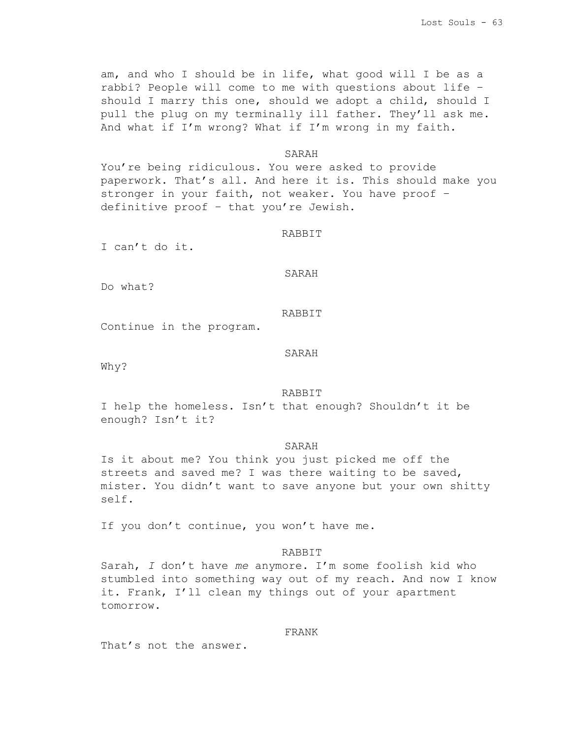am, and who I should be in life, what good will I be as a rabbi? People will come to me with questions about life – should I marry this one, should we adopt a child, should I pull the plug on my terminally ill father. They'll ask me. And what if I'm wrong? What if I'm wrong in my faith.

SARAH

You're being ridiculous. You were asked to provide paperwork. That's all. And here it is. This should make you stronger in your faith, not weaker. You have proof – definitive proof – that you're Jewish.

RABBIT

I can't do it.

SARAH

Do what?

RABBIT

Continue in the program.

SARAH

Why?

RABBIT

I help the homeless. Isn't that enough? Shouldn't it be enough? Isn't it?

SARAH

Is it about me? You think you just picked me off the streets and saved me? I was there waiting to be saved, mister. You didn't want to save anyone but your own shitty self.

If you don't continue, you won't have me.

RABBIT

Sarah, *I* don't have *me* anymore. I'm some foolish kid who stumbled into something way out of my reach. And now I know it. Frank, I'll clean my things out of your apartment tomorrow.

FRANK

That's not the answer.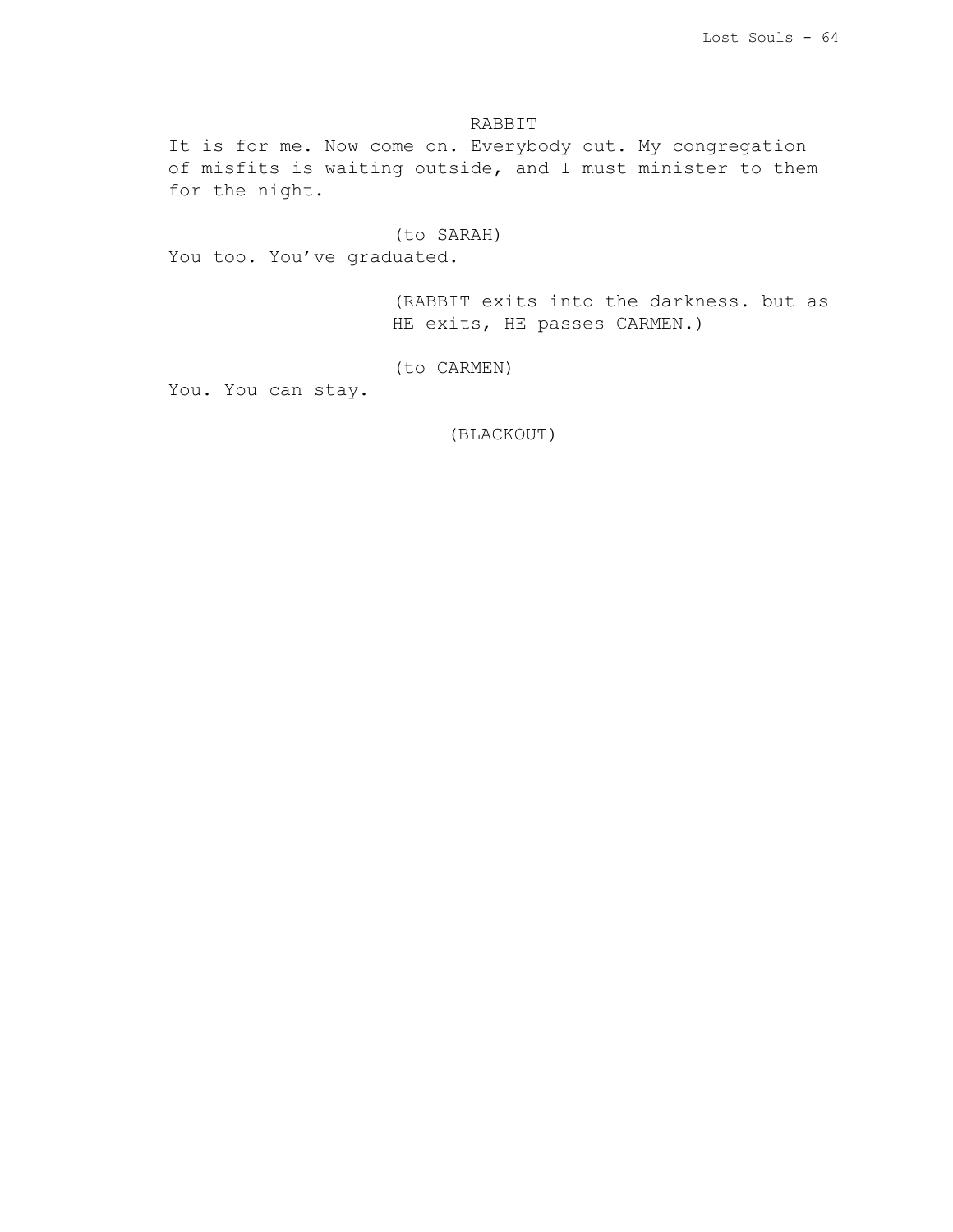RABBIT

It is for me. Now come on. Everybody out. My congregation of misfits is waiting outside, and I must minister to them for the night.

(to SARAH)

You too. You've graduated.

(RABBIT exits into the darkness. but as HE exits, HE passes CARMEN.)

(to CARMEN)

You. You can stay.

(BLACKOUT)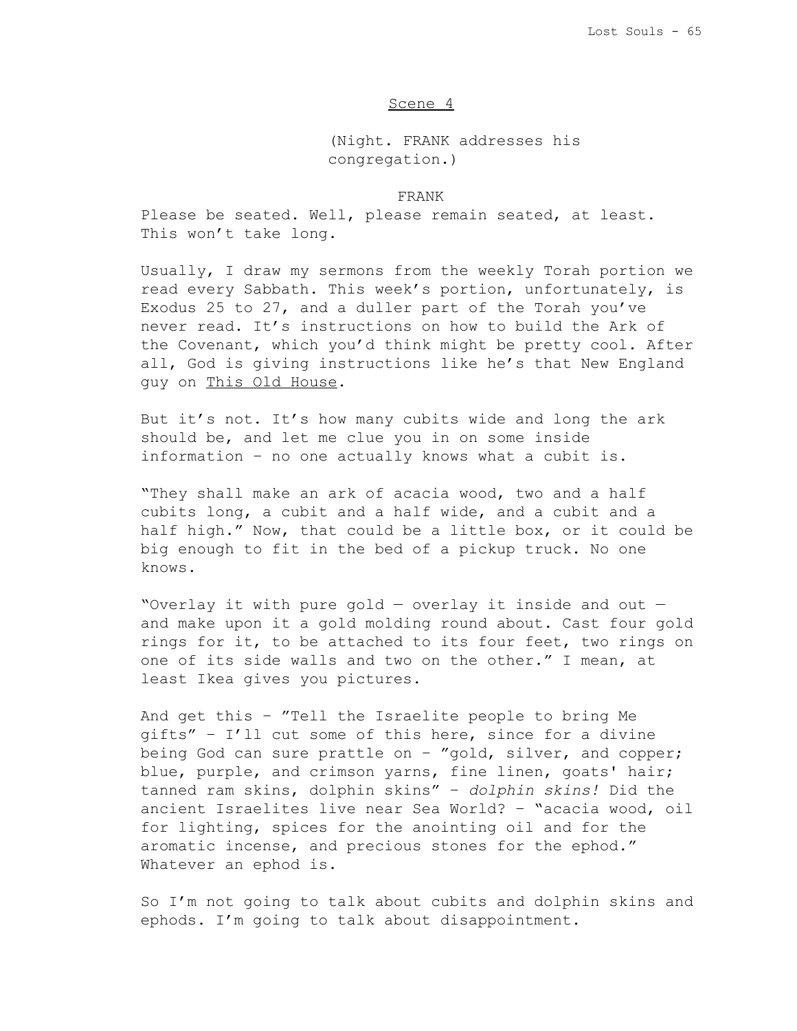Scene 4

(Night. FRANK addresses his congregation.)

FRANK

Please be seated. Well, please remain seated, at least. This won't take long.

Usually, I draw my sermons from the weekly Torah portion we read every Sabbath. This week's portion, unfortunately, is Exodus 25 to 27, and a duller part of the Torah you've never read. It's instructions on how to build the Ark of the Covenant, which you'd think might be pretty cool. After all, God is giving instructions like he's that New England guy on This Old House.

But it's not. It's how many cubits wide and long the ark should be, and let me clue you in on some inside information – no one actually knows what a cubit is.

"They shall make an ark of acacia wood, two and a half cubits long, a cubit and a half wide, and a cubit and a half high." Now, that could be a little box, or it could be big enough to fit in the bed of a pickup truck. No one knows.

"Overlay it with pure gold — overlay it inside and out — and make upon it a gold molding round about. Cast four gold rings for it, to be attached to its four feet, two rings on one of its side walls and two on the other." I mean, at least Ikea gives you pictures.

And get this – "Tell the Israelite people to bring Me gifts" – I'll cut some of this here, since for a divine being God can sure prattle on – "gold, silver, and copper; blue, purple, and crimson yarns, fine linen, goats' hair; tanned ram skins, dolphin skins" – *dolphin skins!* Did the ancient Israelites live near Sea World? – "acacia wood, oil for lighting, spices for the anointing oil and for the aromatic incense, and precious stones for the ephod." Whatever an ephod is.

So I'm not going to talk about cubits and dolphin skins and ephods. I'm going to talk about disappointment.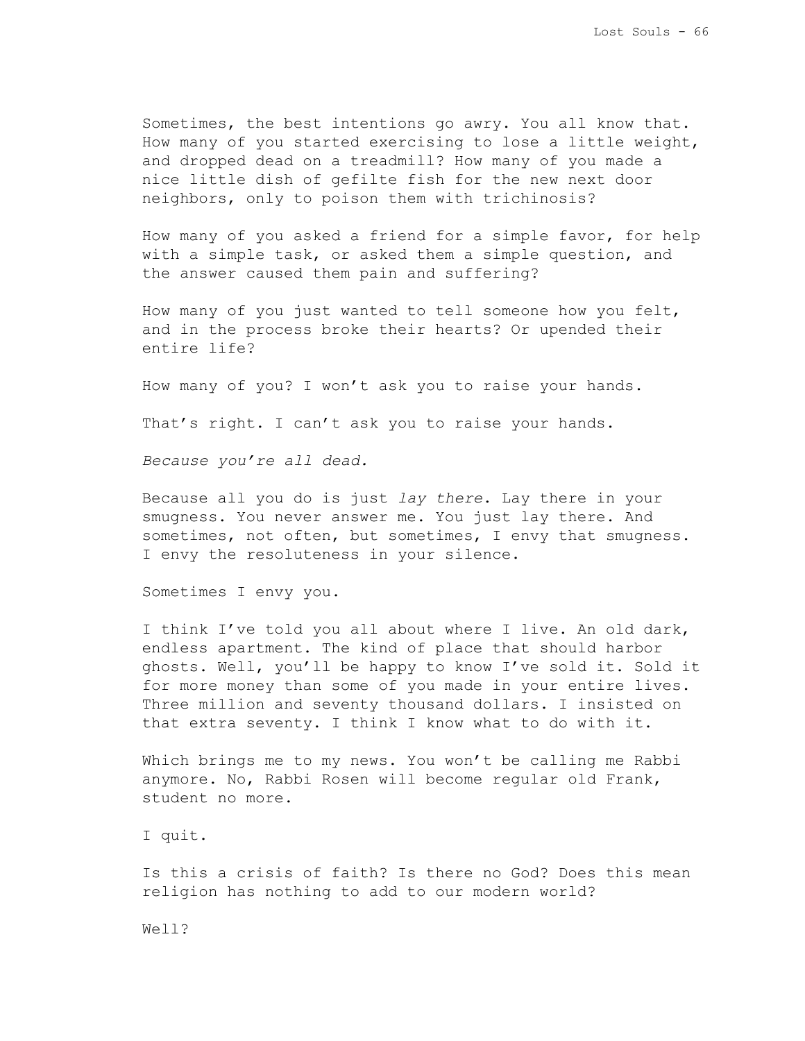Sometimes, the best intentions go awry. You all know that. How many of you started exercising to lose a little weight, and dropped dead on a treadmill? How many of you made a nice little dish of gefilte fish for the new next door neighbors, only to poison them with trichinosis?

How many of you asked a friend for a simple favor, for help with a simple task, or asked them a simple question, and the answer caused them pain and suffering?

How many of you just wanted to tell someone how you felt, and in the process broke their hearts? Or upended their entire life?

How many of you? I won't ask you to raise your hands.

That's right. I can't ask you to raise your hands.

*Because you're all dead.*

Because all you do is just *lay there*. Lay there in your smugness. You never answer me. You just lay there. And sometimes, not often, but sometimes, I envy that smugness. I envy the resoluteness in your silence.

Sometimes I envy you.

I think I've told you all about where I live. An old dark, endless apartment. The kind of place that should harbor ghosts. Well, you'll be happy to know I've sold it. Sold it for more money than some of you made in your entire lives. Three million and seventy thousand dollars. I insisted on that extra seventy. I think I know what to do with it.

Which brings me to my news. You won't be calling me Rabbi anymore. No, Rabbi Rosen will become regular old Frank, student no more.

I quit.

Is this a crisis of faith? Is there no God? Does this mean religion has nothing to add to our modern world?

Well?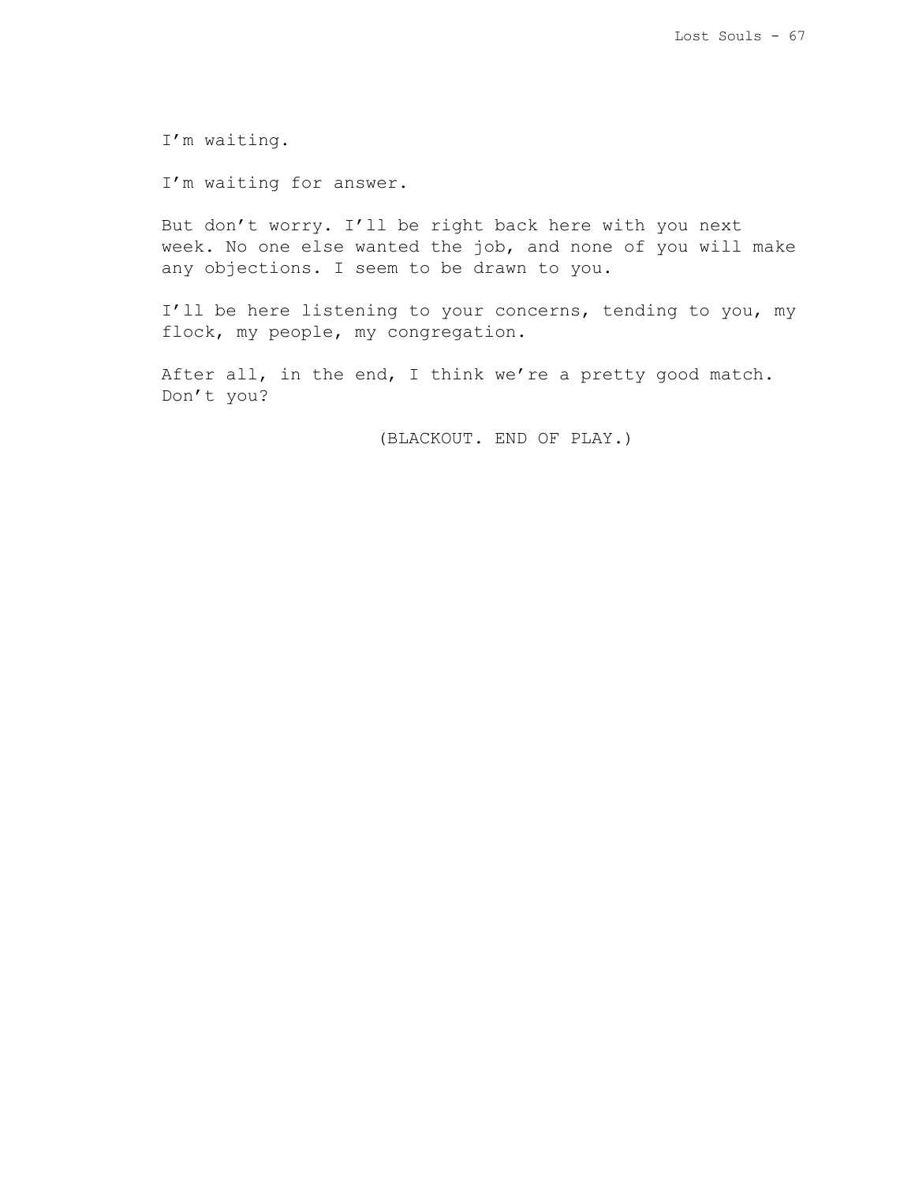I'm waiting.

I'm waiting for answer.

But don't worry. I'll be right back here with you next week. No one else wanted the job, and none of you will make any objections. I seem to be drawn to you.

I'll be here listening to your concerns, tending to you, my flock, my people, my congregation.

After all, in the end, I think we're a pretty good match. Don't you?

(BLACKOUT. END OF PLAY.)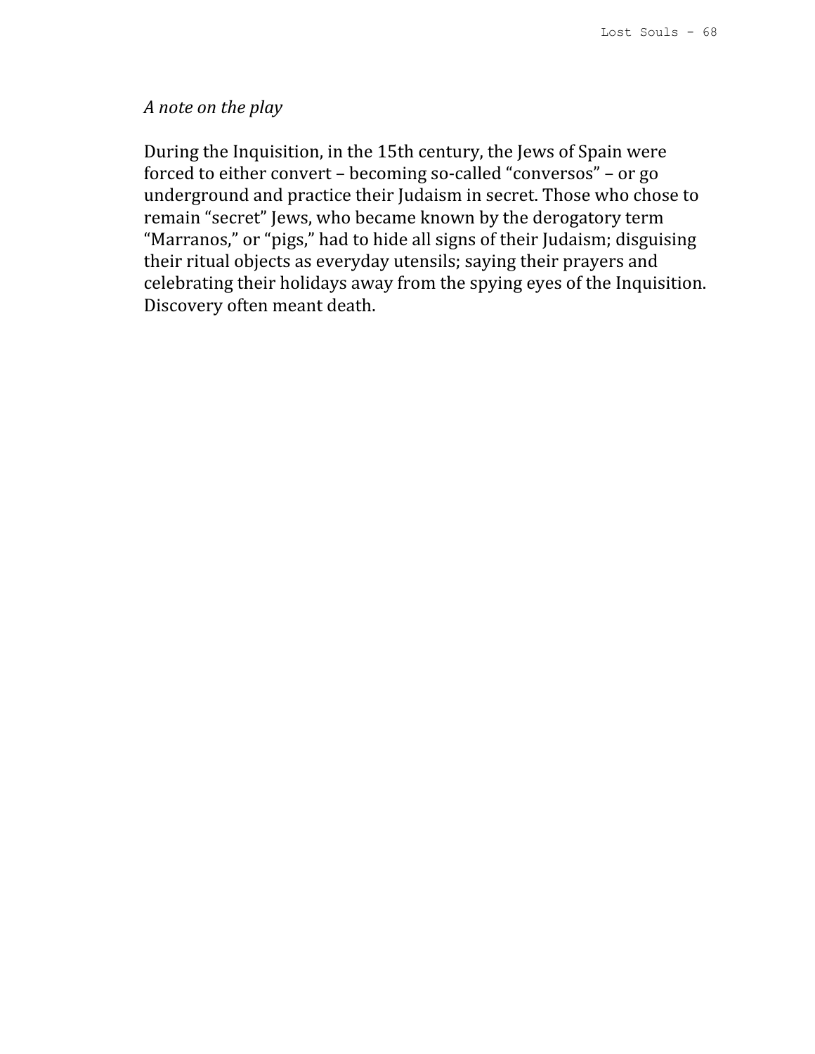*A note on the play*

During the Inquisition, in the 15th century, the Jews of Spain were forced to either convert – becoming so-called “conversos” – or go underground and practice their Judaism in secret. Those who chose to remain “secret” Jews, who became known by the derogatory term “Marranos,” or “pigs,” had to hide all signs of their Judaism; disguising their ritual objects as everyday utensils; saying their prayers and celebrating their holidays away from the spying eyes of the Inquisition. Discovery often meant death.